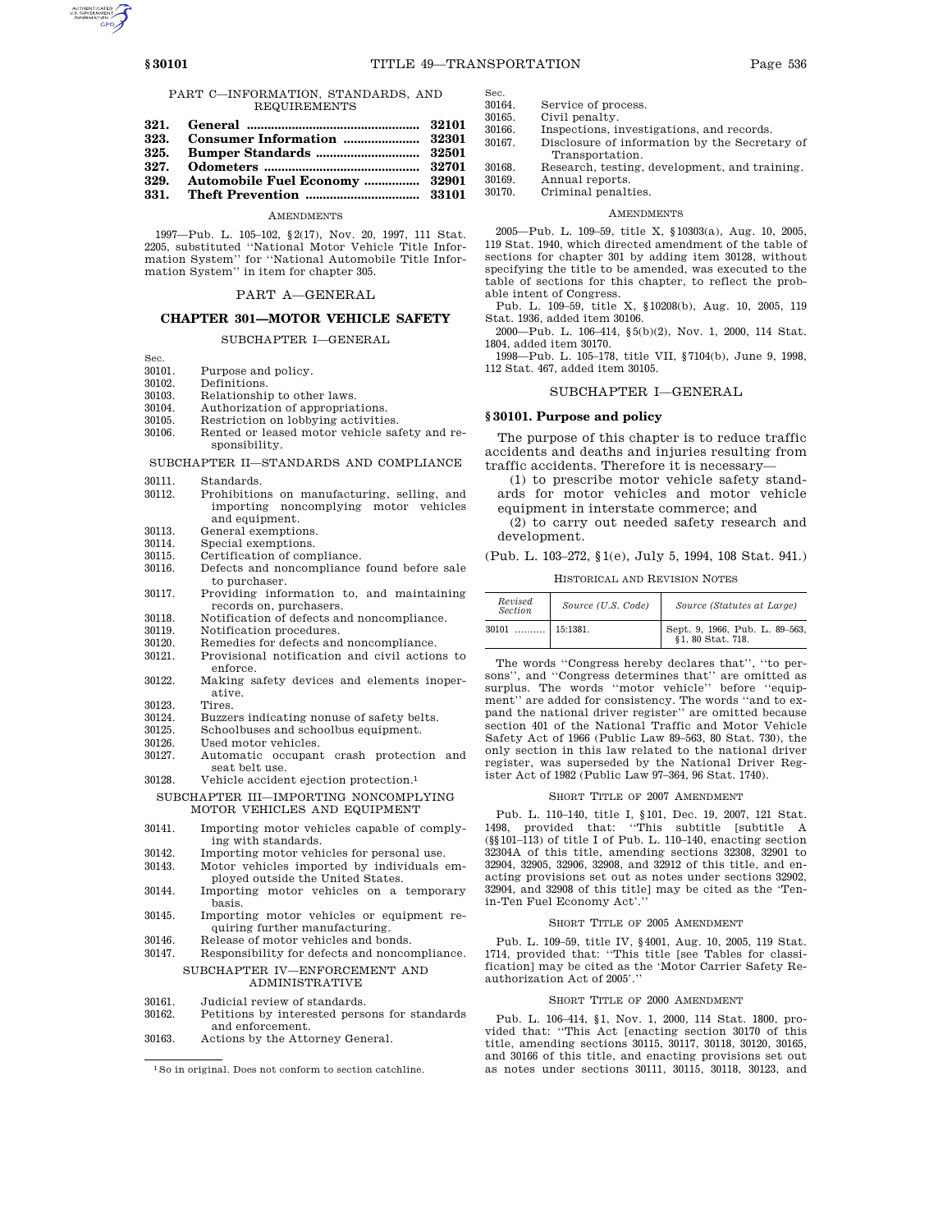PART C—INFORMATION, STANDARDS, AND REQUIREMENTS

| | | |
|---|---|---|
| **321.** | **General** | **32101** |
| **323.** | **Consumer Information** | **32301** |
| **325.** | **Bumper Standards** | **32501** |
| **327.** | **Odometers** | **32701** |
| **329.** | **Automobile Fuel Economy** | **32901** |
| **331.** | **Theft Prevention** | **33101** |

AMENDMENTS

1997—Pub. L. 105–102, §2(17), Nov. 20, 1997, 111 Stat. 2205, substituted ''National Motor Vehicle Title Information System'' for ''National Automobile Title Information System'' in item for chapter 305.

## PART A—GENERAL

## CHAPTER 301—MOTOR VEHICLE SAFETY

SUBCHAPTER I—GENERAL

Sec.
30101. Purpose and policy.
30102. Definitions.
30103. Relationship to other laws.
30104. Authorization of appropriations.
30105. Restriction on lobbying activities.
30106. Rented or leased motor vehicle safety and responsibility.

SUBCHAPTER II—STANDARDS AND COMPLIANCE

30111. Standards.
30112. Prohibitions on manufacturing, selling, and importing noncomplying motor vehicles and equipment.
30113. General exemptions.
30114. Special exemptions.
30115. Certification of compliance.
30116. Defects and noncompliance found before sale to purchaser.
30117. Providing information to, and maintaining records on, purchasers.
30118. Notification of defects and noncompliance.
30119. Notification procedures.
30120. Remedies for defects and noncompliance.
30121. Provisional notification and civil actions to enforce.
30122. Making safety devices and elements inoperative.
30123. Tires.
30124. Buzzers indicating nonuse of safety belts.
30125. Schoolbuses and schoolbus equipment.
30126. Used motor vehicles.
30127. Automatic occupant crash protection and seat belt use.
30128. Vehicle accident ejection protection.[1]

SUBCHAPTER III—IMPORTING NONCOMPLYING MOTOR VEHICLES AND EQUIPMENT

30141. Importing motor vehicles capable of complying with standards.
30142. Importing motor vehicles for personal use.
30143. Motor vehicles imported by individuals employed outside the United States.
30144. Importing motor vehicles on a temporary basis.
30145. Importing motor vehicles or equipment requiring further manufacturing.
30146. Release of motor vehicles and bonds.
30147. Responsibility for defects and noncompliance.

SUBCHAPTER IV—ENFORCEMENT AND ADMINISTRATIVE

30161. Judicial review of standards.
30162. Petitions by interested persons for standards and enforcement.
30163. Actions by the Attorney General.
30164. Service of process.
30165. Civil penalty.
30166. Inspections, investigations, and records.
30167. Disclosure of information by the Secretary of Transportation.
30168. Research, testing, development, and training.
30169. Annual reports.
30170. Criminal penalties.

[1] So in original. Does not conform to section catchline.

AMENDMENTS

2005—Pub. L. 109–59, title X, §10303(a), Aug. 10, 2005, 119 Stat. 1940, which directed amendment of the table of sections for chapter 301 by adding item 30128, without specifying the title to be amended, was executed to the table of sections for this chapter, to reflect the probable intent of Congress.

Pub. L. 109–59, title X, §10208(b), Aug. 10, 2005, 119 Stat. 1936, added item 30106.

2000—Pub. L. 106–414, §5(b)(2), Nov. 1, 2000, 114 Stat. 1804, added item 30170.

1998—Pub. L. 105–178, title VII, §7104(b), June 9, 1998, 112 Stat. 467, added item 30105.

SUBCHAPTER I—GENERAL

### §30101. Purpose and policy

The purpose of this chapter is to reduce traffic accidents and deaths and injuries resulting from traffic accidents. Therefore it is necessary—

(1) to prescribe motor vehicle safety standards for motor vehicles and motor vehicle equipment in interstate commerce; and

(2) to carry out needed safety research and development.

(Pub. L. 103–272, §1(e), July 5, 1994, 108 Stat. 941.)

HISTORICAL AND REVISION NOTES

| *Revised Section* | *Source (U.S. Code)* | *Source (Statutes at Large)* |
|---|---|---|
| 30101 | 15:1381. | Sept. 9, 1966, Pub. L. 89–563, §1, 80 Stat. 718. |

The words ''Congress hereby declares that'', ''to persons'', and ''Congress determines that'' are omitted as surplus. The words ''motor vehicle'' before ''equipment'' are added for consistency. The words ''and to expand the national driver register'' are omitted because section 401 of the National Traffic and Motor Vehicle Safety Act of 1966 (Public Law 89–563, 80 Stat. 730), the only section in this law related to the national driver register, was superseded by the National Driver Register Act of 1982 (Public Law 97–364, 96 Stat. 1740).

SHORT TITLE OF 2007 AMENDMENT

Pub. L. 110–140, title I, §101, Dec. 19, 2007, 121 Stat. 1498, provided that: ''This subtitle [subtitle A (§§101–113) of title I of Pub. L. 110–140, enacting section 32304A of this title, amending sections 32308, 32901 to 32904, 32905, 32906, 32908, and 32912 of this title, and enacting provisions set out as notes under sections 32902, 32904, and 32908 of this title] may be cited as the 'Ten-in-Ten Fuel Economy Act'.''

SHORT TITLE OF 2005 AMENDMENT

Pub. L. 109–59, title IV, §4001, Aug. 10, 2005, 119 Stat. 1714, provided that: ''This title [see Tables for classification] may be cited as the 'Motor Carrier Safety Reauthorization Act of 2005'.''

SHORT TITLE OF 2000 AMENDMENT

Pub. L. 106–414, §1, Nov. 1, 2000, 114 Stat. 1800, provided that: ''This Act [enacting section 30170 of this title, amending sections 30115, 30117, 30118, 30120, 30165, and 30166 of this title, and enacting provisions set out as notes under sections 30111, 30115, 30118, 30123, and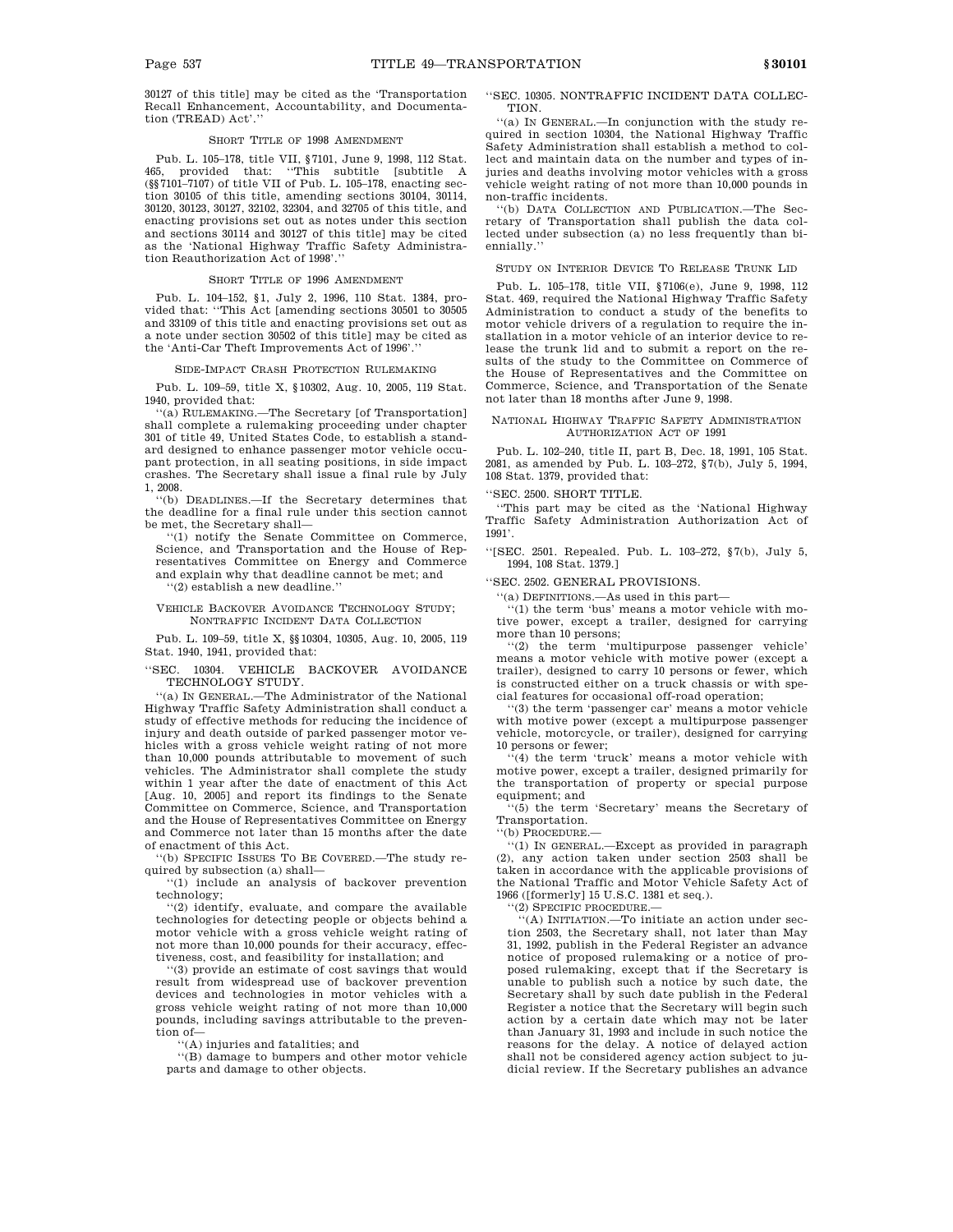30127 of this title] may be cited as the 'Transportation Recall Enhancement, Accountability, and Documentation (TREAD) Act'.''

### SHORT TITLE OF 1998 AMENDMENT

Pub. L. 105–178, title VII, §7101, June 9, 1998, 112 Stat. 465, provided that: ''This subtitle [subtitle A (§§7101–7107) of title VII of Pub. L. 105–178, enacting section 30105 of this title, amending sections 30104, 30114, 30120, 30123, 30127, 32102, 32304, and 32705 of this title, and enacting provisions set out as notes under this section and sections 30114 and 30127 of this title] may be cited as the 'National Highway Traffic Safety Administration Reauthorization Act of 1998'.''

### SHORT TITLE OF 1996 AMENDMENT

Pub. L. 104–152, §1, July 2, 1996, 110 Stat. 1384, provided that: ''This Act [amending sections 30501 to 30505 and 33109 of this title and enacting provisions set out as a note under section 30502 of this title] may be cited as the 'Anti-Car Theft Improvements Act of 1996'.''

### SIDE-IMPACT CRASH PROTECTION RULEMAKING

Pub. L. 109–59, title X, §10302, Aug. 10, 2005, 119 Stat. 1940, provided that:

''(a) RULEMAKING.—The Secretary [of Transportation] shall complete a rulemaking proceeding under chapter 301 of title 49, United States Code, to establish a standard designed to enhance passenger motor vehicle occupant protection, in all seating positions, in side impact crashes. The Secretary shall issue a final rule by July 1, 2008.

''(b) DEADLINES.—If the Secretary determines that the deadline for a final rule under this section cannot be met, the Secretary shall—

''(1) notify the Senate Committee on Commerce, Science, and Transportation and the House of Representatives Committee on Energy and Commerce and explain why that deadline cannot be met; and

''(2) establish a new deadline.''

### VEHICLE BACKOVER AVOIDANCE TECHNOLOGY STUDY; NONTRAFFIC INCIDENT DATA COLLECTION

Pub. L. 109–59, title X, §§10304, 10305, Aug. 10, 2005, 119 Stat. 1940, 1941, provided that:

''SEC. 10304. VEHICLE BACKOVER AVOIDANCE TECHNOLOGY STUDY.

''(a) IN GENERAL.—The Administrator of the National Highway Traffic Safety Administration shall conduct a study of effective methods for reducing the incidence of injury and death outside of parked passenger motor vehicles with a gross vehicle weight rating of not more than 10,000 pounds attributable to movement of such vehicles. The Administrator shall complete the study within 1 year after the date of enactment of this Act [Aug. 10, 2005] and report its findings to the Senate Committee on Commerce, Science, and Transportation and the House of Representatives Committee on Energy and Commerce not later than 15 months after the date of enactment of this Act.

''(b) SPECIFIC ISSUES TO BE COVERED.—The study required by subsection (a) shall—

''(1) include an analysis of backover prevention technology;

''(2) identify, evaluate, and compare the available technologies for detecting people or objects behind a motor vehicle with a gross vehicle weight rating of not more than 10,000 pounds for their accuracy, effectiveness, cost, and feasibility for installation; and

''(3) provide an estimate of cost savings that would result from widespread use of backover prevention devices and technologies in motor vehicles with a gross vehicle weight rating of not more than 10,000 pounds, including savings attributable to the prevention of—

''(A) injuries and fatalities; and

''(B) damage to bumpers and other motor vehicle parts and damage to other objects.

''SEC. 10305. NONTRAFFIC INCIDENT DATA COLLECTION.

''(a) IN GENERAL.—In conjunction with the study required in section 10304, the National Highway Traffic Safety Administration shall establish a method to collect and maintain data on the number and types of injuries and deaths involving motor vehicles with a gross vehicle weight rating of not more than 10,000 pounds in non-traffic incidents.

''(b) DATA COLLECTION AND PUBLICATION.—The Secretary of Transportation shall publish the data collected under subsection (a) no less frequently than biennially.''

### STUDY ON INTERIOR DEVICE TO RELEASE TRUNK LID

Pub. L. 105–178, title VII, §7106(e), June 9, 1998, 112 Stat. 469, required the National Highway Traffic Safety Administration to conduct a study of the benefits to motor vehicle drivers of a regulation to require the installation in a motor vehicle of an interior device to release the trunk lid and to submit a report on the results of the study to the Committee on Commerce of the House of Representatives and the Committee on Commerce, Science, and Transportation of the Senate not later than 18 months after June 9, 1998.

### NATIONAL HIGHWAY TRAFFIC SAFETY ADMINISTRATION AUTHORIZATION ACT OF 1991

Pub. L. 102–240, title II, part B, Dec. 18, 1991, 105 Stat. 2081, as amended by Pub. L. 103–272, §7(b), July 5, 1994, 108 Stat. 1379, provided that:

''SEC. 2500. SHORT TITLE.

''This part may be cited as the 'National Highway Traffic Safety Administration Authorization Act of 1991'.

''[SEC. 2501. Repealed. Pub. L. 103–272, §7(b), July 5, 1994, 108 Stat. 1379.]

''SEC. 2502. GENERAL PROVISIONS.

''(a) DEFINITIONS.—As used in this part—

''(1) the term 'bus' means a motor vehicle with motive power, except a trailer, designed for carrying more than 10 persons;

''(2) the term 'multipurpose passenger vehicle' means a motor vehicle with motive power (except a trailer), designed to carry 10 persons or fewer, which is constructed either on a truck chassis or with special features for occasional off-road operation;

''(3) the term 'passenger car' means a motor vehicle with motive power (except a multipurpose passenger vehicle, motorcycle, or trailer), designed for carrying 10 persons or fewer;

''(4) the term 'truck' means a motor vehicle with motive power, except a trailer, designed primarily for the transportation of property or special purpose equipment; and

''(5) the term 'Secretary' means the Secretary of Transportation.

''(b) PROCEDURE.—

''(1) IN GENERAL.—Except as provided in paragraph (2), any action taken under section 2503 shall be taken in accordance with the applicable provisions of the National Traffic and Motor Vehicle Safety Act of 1966 ([formerly] 15 U.S.C. 1381 et seq.).

''(2) SPECIFIC PROCEDURE.—

''(A) INITIATION.—To initiate an action under section 2503, the Secretary shall, not later than May 31, 1992, publish in the Federal Register an advance notice of proposed rulemaking or a notice of proposed rulemaking, except that if the Secretary is unable to publish such a notice by such date, the Secretary shall by such date publish in the Federal Register a notice that the Secretary will begin such action by a certain date which may not be later than January 31, 1993 and include in such notice the reasons for the delay. A notice of delayed action shall not be considered agency action subject to judicial review. If the Secretary publishes an advance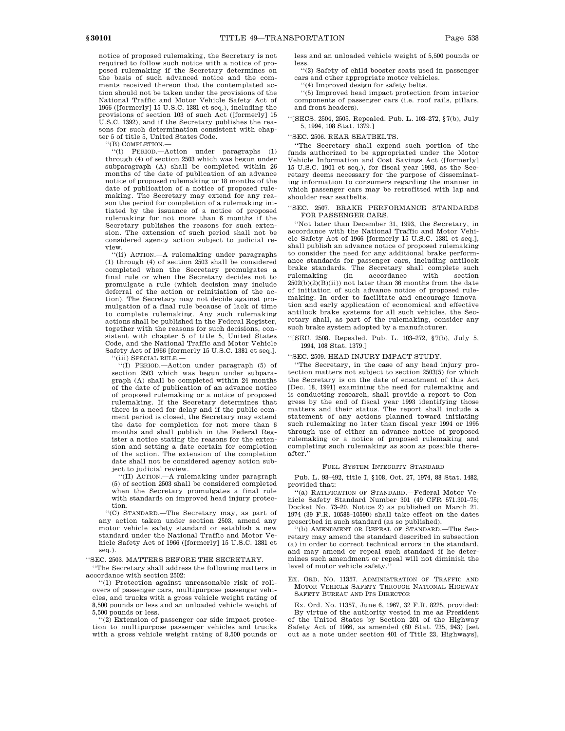notice of proposed rulemaking, the Secretary is not required to follow such notice with a notice of proposed rulemaking if the Secretary determines on the basis of such advanced notice and the comments received thereon that the contemplated action should not be taken under the provisions of the National Traffic and Motor Vehicle Safety Act of 1966 ([formerly] 15 U.S.C. 1381 et seq.), including the provisions of section 103 of such Act ([formerly] 15 U.S.C. 1392), and if the Secretary publishes the reasons for such determination consistent with chapter 5 of title 5, United States Code.

''(B) COMPLETION.—

''(i) PERIOD.—Action under paragraphs (1) through (4) of section 2503 which was begun under subparagraph (A) shall be completed within 26 months of the date of publication of an advance notice of proposed rulemaking or 18 months of the date of publication of a notice of proposed rulemaking. The Secretary may extend for any reason the period for completion of a rulemaking initiated by the issuance of a notice of proposed rulemaking for not more than 6 months if the Secretary publishes the reasons for such extension. The extension of such period shall not be considered agency action subject to judicial review.

''(ii) ACTION.—A rulemaking under paragraphs (1) through (4) of section 2503 shall be considered completed when the Secretary promulgates a final rule or when the Secretary decides not to promulgate a rule (which decision may include deferral of the action or reinitiation of the action). The Secretary may not decide against promulgation of a final rule because of lack of time to complete rulemaking. Any such rulemaking actions shall be published in the Federal Register, together with the reasons for such decisions, consistent with chapter 5 of title 5, United States Code, and the National Traffic and Motor Vehicle Safety Act of 1966 [formerly 15 U.S.C. 1381 et seq.].

''(iii) SPECIAL RULE.—

''(I) PERIOD.—Action under paragraph (5) of section 2503 which was begun under subparagraph (A) shall be completed within 24 months of the date of publication of an advance notice of proposed rulemaking or a notice of proposed rulemaking. If the Secretary determines that there is a need for delay and if the public comment period is closed, the Secretary may extend the date for completion for not more than 6 months and shall publish in the Federal Register a notice stating the reasons for the extension and setting a date certain for completion of the action. The extension of the completion date shall not be considered agency action subject to judicial review.

''(II) ACTION.—A rulemaking under paragraph (5) of section 2503 shall be considered completed when the Secretary promulgates a final rule with standards on improved head injury protection.

''(C) STANDARD.—The Secretary may, as part of any action taken under section 2503, amend any motor vehicle safety standard or establish a new standard under the National Traffic and Motor Vehicle Safety Act of 1966 ([formerly] 15 U.S.C. 1381 et seq.).

''SEC. 2503. MATTERS BEFORE THE SECRETARY.

''The Secretary shall address the following matters in accordance with section 2502:

''(1) Protection against unreasonable risk of rollovers of passenger cars, multipurpose passenger vehicles, and trucks with a gross vehicle weight rating of 8,500 pounds or less and an unloaded vehicle weight of 5,500 pounds or less.

''(2) Extension of passenger car side impact protection to multipurpose passenger vehicles and trucks with a gross vehicle weight rating of 8,500 pounds or less and an unloaded vehicle weight of 5,500 pounds or less.

''(3) Safety of child booster seats used in passenger cars and other appropriate motor vehicles.

''(4) Improved design for safety belts.

''(5) Improved head impact protection from interior components of passenger cars (i.e. roof rails, pillars, and front headers).

''[SECS. 2504, 2505. Repealed. Pub. L. 103–272, §7(b), July 5, 1994, 108 Stat. 1379.]

''SEC. 2506. REAR SEATBELTS.

''The Secretary shall expend such portion of the funds authorized to be appropriated under the Motor Vehicle Information and Cost Savings Act ([formerly] 15 U.S.C. 1901 et seq.), for fiscal year 1993, as the Secretary deems necessary for the purpose of disseminating information to consumers regarding the manner in which passenger cars may be retrofitted with lap and shoulder rear seatbelts.

''SEC. 2507. BRAKE PERFORMANCE STANDARDS FOR PASSENGER CARS.

''Not later than December 31, 1993, the Secretary, in accordance with the National Traffic and Motor Vehicle Safety Act of 1966 [formerly 15 U.S.C. 1381 et seq.], shall publish an advance notice of proposed rulemaking to consider the need for any additional brake performance standards for passenger cars, including antilock brake standards. The Secretary shall complete such rulemaking (in accordance with section 2502(b)(2)(B)(ii)) not later than 36 months from the date of initiation of such advance notice of proposed rulemaking. In order to facilitate and encourage innovation and early application of economical and effective antilock brake systems for all such vehicles, the Secretary shall, as part of the rulemaking, consider any such brake system adopted by a manufacturer.

''[SEC. 2508. Repealed. Pub. L. 103–272, §7(b), July 5, 1994, 108 Stat. 1379.]

''SEC. 2509. HEAD INJURY IMPACT STUDY.

''The Secretary, in the case of any head injury protection matters not subject to section 2503(5) for which the Secretary is on the date of enactment of this Act [Dec. 18, 1991] examining the need for rulemaking and is conducting research, shall provide a report to Congress by the end of fiscal year 1993 identifying those matters and their status. The report shall include a statement of any actions planned toward initiating such rulemaking no later than fiscal year 1994 or 1995 through use of either an advance notice of proposed rulemaking or a notice of proposed rulemaking and completing such rulemaking as soon as possible thereafter.''

FUEL SYSTEM INTEGRITY STANDARD

Pub. L. 93–492, title I, §108, Oct. 27, 1974, 88 Stat. 1482, provided that:

''(a) RATIFICATION OF STANDARD.—Federal Motor Vehicle Safety Standard Number 301 (49 CFR 571.301–75; Docket No. 73–20, Notice 2) as published on March 21, 1974 (39 F.R. 10588–10590) shall take effect on the dates prescribed in such standard (as so published).

''(b) AMENDMENT OR REPEAL OF STANDARD.—The Secretary may amend the standard described in subsection (a) in order to correct technical errors in the standard, and may amend or repeal such standard if he determines such amendment or repeal will not diminish the level of motor vehicle safety.''

EX. ORD. NO. 11357. ADMINISTRATION OF TRAFFIC AND MOTOR VEHICLE SAFETY THROUGH NATIONAL HIGHWAY SAFETY BUREAU AND ITS DIRECTOR

Ex. Ord. No. 11357, June 6, 1967, 32 F.R. 8225, provided:

By virtue of the authority vested in me as President of the United States by Section 201 of the Highway Safety Act of 1966, as amended (80 Stat. 735, 943) [set out as a note under section 401 of Title 23, Highways],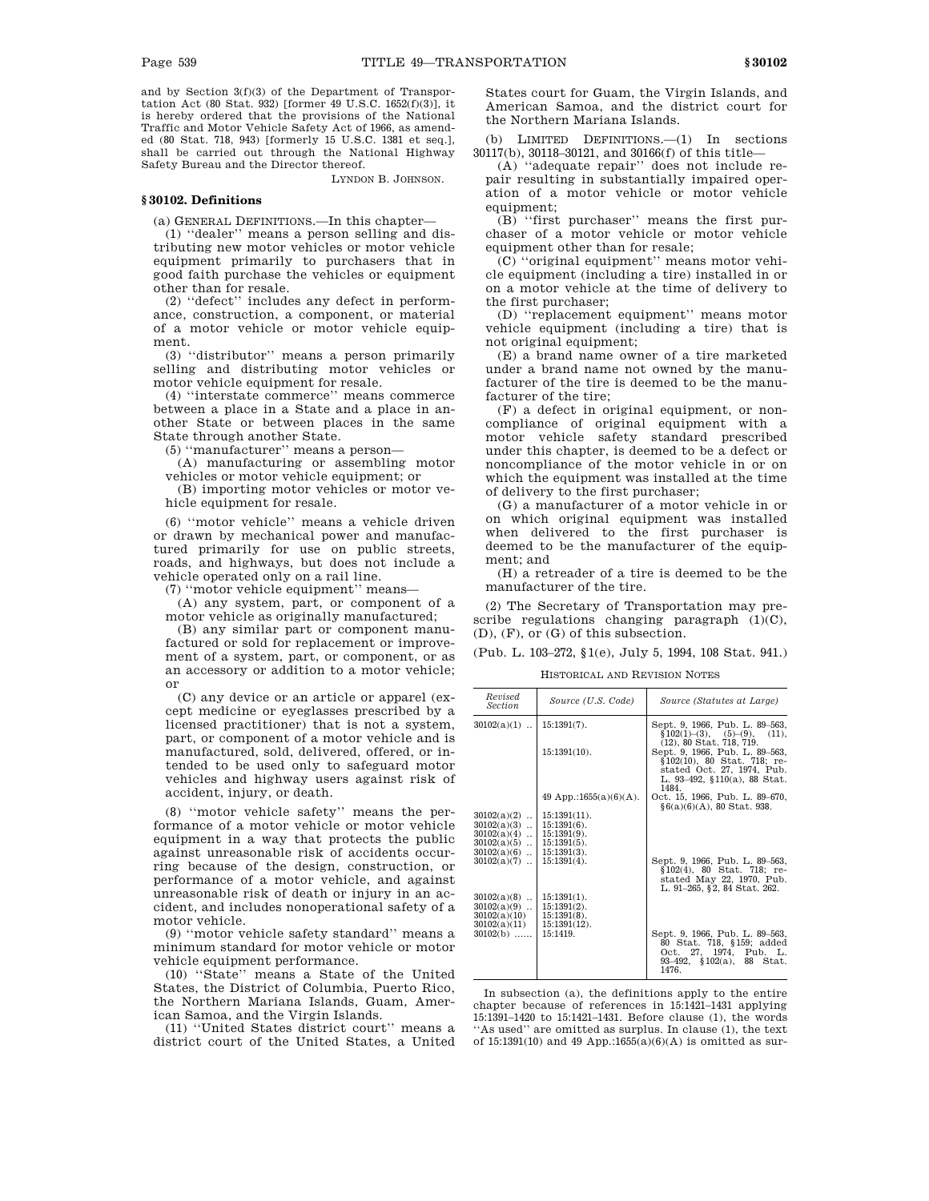and by Section 3(f)(3) of the Department of Transportation Act (80 Stat. 932) [former 49 U.S.C. 1652(f)(3)], it is hereby ordered that the provisions of the National Traffic and Motor Vehicle Safety Act of 1966, as amended (80 Stat. 718, 943) [formerly 15 U.S.C. 1381 et seq.], shall be carried out through the National Highway Safety Bureau and the Director thereof.

LYNDON B. JOHNSON.

## § 30102. Definitions

(a) GENERAL DEFINITIONS.—In this chapter—

(1) ''dealer'' means a person selling and distributing new motor vehicles or motor vehicle equipment primarily to purchasers that in good faith purchase the vehicles or equipment other than for resale.

(2) ''defect'' includes any defect in performance, construction, a component, or material of a motor vehicle or motor vehicle equipment.

(3) ''distributor'' means a person primarily selling and distributing motor vehicles or motor vehicle equipment for resale.

(4) ''interstate commerce'' means commerce between a place in a State and a place in another State or between places in the same State through another State.

(5) ''manufacturer'' means a person—

(A) manufacturing or assembling motor vehicles or motor vehicle equipment; or

(B) importing motor vehicles or motor vehicle equipment for resale.

(6) ''motor vehicle'' means a vehicle driven or drawn by mechanical power and manufactured primarily for use on public streets, roads, and highways, but does not include a vehicle operated only on a rail line.

(7) ''motor vehicle equipment'' means—

(A) any system, part, or component of a motor vehicle as originally manufactured;

(B) any similar part or component manufactured or sold for replacement or improvement of a system, part, or component, or as an accessory or addition to a motor vehicle; or

(C) any device or an article or apparel (except medicine or eyeglasses prescribed by a licensed practitioner) that is not a system, part, or component of a motor vehicle and is manufactured, sold, delivered, offered, or intended to be used only to safeguard motor vehicles and highway users against risk of accident, injury, or death.

(8) ''motor vehicle safety'' means the performance of a motor vehicle or motor vehicle equipment in a way that protects the public against unreasonable risk of accidents occurring because of the design, construction, or performance of a motor vehicle, and against unreasonable risk of death or injury in an accident, and includes nonoperational safety of a motor vehicle.

(9) ''motor vehicle safety standard'' means a minimum standard for motor vehicle or motor vehicle equipment performance.

(10) ''State'' means a State of the United States, the District of Columbia, Puerto Rico, the Northern Mariana Islands, Guam, American Samoa, and the Virgin Islands.

(11) ''United States district court'' means a district court of the United States, a United States court for Guam, the Virgin Islands, and American Samoa, and the district court for the Northern Mariana Islands.

(b) LIMITED DEFINITIONS.—(1) In sections 30117(b), 30118–30121, and 30166(f) of this title—

(A) ''adequate repair'' does not include repair resulting in substantially impaired operation of a motor vehicle or motor vehicle equipment;

(B) ''first purchaser'' means the first purchaser of a motor vehicle or motor vehicle equipment other than for resale;

(C) ''original equipment'' means motor vehicle equipment (including a tire) installed in or on a motor vehicle at the time of delivery to the first purchaser;

(D) ''replacement equipment'' means motor vehicle equipment (including a tire) that is not original equipment;

(E) a brand name owner of a tire marketed under a brand name not owned by the manufacturer of the tire is deemed to be the manufacturer of the tire;

(F) a defect in original equipment, or noncompliance of original equipment with a motor vehicle safety standard prescribed under this chapter, is deemed to be a defect or noncompliance of the motor vehicle in or on which the equipment was installed at the time of delivery to the first purchaser;

(G) a manufacturer of a motor vehicle in or on which original equipment was installed when delivered to the first purchaser is deemed to be the manufacturer of the equipment; and

(H) a retreader of a tire is deemed to be the manufacturer of the tire.

(2) The Secretary of Transportation may prescribe regulations changing paragraph (1)(C), (D), (F), or (G) of this subsection.

(Pub. L. 103–272, § 1(e), July 5, 1994, 108 Stat. 941.)

HISTORICAL AND REVISION NOTES

| Revised Section | Source (U.S. Code) | Source (Statutes at Large) |
|---|---|---|
| 30102(a)(1) .. | 15:1391(7). | Sept. 9, 1966, Pub. L. 89–563, §102(1)–(3), (5)–(9), (11), (12), 80 Stat. 718, 719. |
| | 15:1391(10). | Sept. 9, 1966, Pub. L. 89–563, §102(10), 80 Stat. 718; restated Oct. 27, 1974, Pub. L. 93–492, §110(a), 88 Stat. 1484. |
| | 49 App.:1655(a)(6)(A). | Oct. 15, 1966, Pub. L. 89–670, §6(a)(6)(A), 80 Stat. 938. |
| 30102(a)(2) .. | 15:1391(11). | |
| 30102(a)(3) .. | 15:1391(6). | |
| 30102(a)(4) .. | 15:1391(9). | |
| 30102(a)(5) .. | 15:1391(5). | |
| 30102(a)(6) .. | 15:1391(3). | |
| 30102(a)(7) .. | 15:1391(4). | Sept. 9, 1966, Pub. L. 89–563, §102(4), 80 Stat. 718; restated May 22, 1970, Pub. L. 91–265, §2, 84 Stat. 262. |
| 30102(a)(8) .. | 15:1391(1). | |
| 30102(a)(9) .. | 15:1391(2). | |
| 30102(a)(10) | 15:1391(8). | |
| 30102(a)(11) | 15:1391(12). | |
| 30102(b) ...... | 15:1419. | Sept. 9, 1966, Pub. L. 89–563, 80 Stat. 718, §159; added Oct. 27, 1974, Pub. L. 93–492, §102(a), 88 Stat. 1476. |

In subsection (a), the definitions apply to the entire chapter because of references in 15:1421–1431 applying 15:1391–1420 to 15:1421–1431. Before clause (1), the words ''As used'' are omitted as surplus. In clause (1), the text of 15:1391(10) and 49 App.:1655(a)(6)(A) is omitted as sur-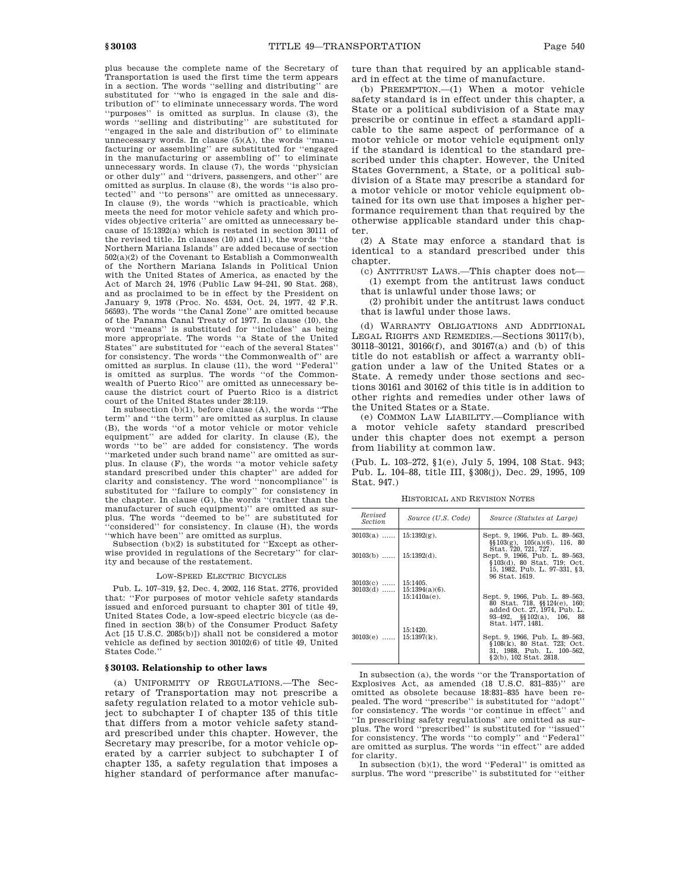plus because the complete name of the Secretary of Transportation is used the first time the term appears in a section. The words ''selling and distributing'' are substituted for ''who is engaged in the sale and distribution of'' to eliminate unnecessary words. The word ''purposes'' is omitted as surplus. In clause (3), the words ''selling and distributing'' are substituted for ''engaged in the sale and distribution of'' to eliminate unnecessary words. In clause (5)(A), the words ''manufacturing or assembling'' are substituted for ''engaged in the manufacturing or assembling of'' to eliminate unnecessary words. In clause (7), the words ''physician or other duly'' and ''drivers, passengers, and other'' are omitted as surplus. In clause (8), the words ''is also protected'' and ''to persons'' are omitted as unnecessary. In clause (9), the words ''which is practicable, which meets the need for motor vehicle safety and which provides objective criteria'' are omitted as unnecessary because of 15:1392(a) which is restated in section 30111 of the revised title. In clauses (10) and (11), the words ''the Northern Mariana Islands'' are added because of section 502(a)(2) of the Covenant to Establish a Commonwealth of the Northern Mariana Islands in Political Union with the United States of America, as enacted by the Act of March 24, 1976 (Public Law 94–241, 90 Stat. 268), and as proclaimed to be in effect by the President on January 9, 1978 (Proc. No. 4534, Oct. 24, 1977, 42 F.R. 56593). The words ''the Canal Zone'' are omitted because of the Panama Canal Treaty of 1977. In clause (10), the word ''means'' is substituted for ''includes'' as being more appropriate. The words ''a State of the United States'' are substituted for ''each of the several States'' for consistency. The words ''the Commonwealth of'' are omitted as surplus. In clause (11), the word ''Federal'' is omitted as surplus. The words ''of the Commonwealth of Puerto Rico'' are omitted as unnecessary because the district court of Puerto Rico is a district court of the United States under 28:119.

In subsection (b)(1), before clause (A), the words ''The term'' and ''the term'' are omitted as surplus. In clause (B), the words ''of a motor vehicle or motor vehicle equipment'' are added for clarity. In clause (E), the words ''to be'' are added for consistency. The words ''marketed under such brand name'' are omitted as surplus. In clause (F), the words ''a motor vehicle safety standard prescribed under this chapter'' are added for clarity and consistency. The word ''noncompliance'' is substituted for ''failure to comply'' for consistency in the chapter. In clause (G), the words ''(rather than the manufacturer of such equipment)'' are omitted as surplus. The words ''deemed to be'' are substituted for ''considered'' for consistency. In clause (H), the words ''which have been'' are omitted as surplus.

Subsection (b)(2) is substituted for ''Except as otherwise provided in regulations of the Secretary'' for clarity and because of the restatement.

LOW-SPEED ELECTRIC BICYCLES

Pub. L. 107–319, §2, Dec. 4, 2002, 116 Stat. 2776, provided that: ''For purposes of motor vehicle safety standards issued and enforced pursuant to chapter 301 of title 49, United States Code, a low-speed electric bicycle (as defined in section 38(b) of the Consumer Product Safety Act [15 U.S.C. 2085(b)]) shall not be considered a motor vehicle as defined by section 30102(6) of title 49, United States Code.''

### § 30103. Relationship to other laws

(a) UNIFORMITY OF REGULATIONS.—The Secretary of Transportation may not prescribe a safety regulation related to a motor vehicle subject to subchapter I of chapter 135 of this title that differs from a motor vehicle safety standard prescribed under this chapter. However, the Secretary may prescribe, for a motor vehicle operated by a carrier subject to subchapter I of chapter 135, a safety regulation that imposes a higher standard of performance after manufacture than that required by an applicable standard in effect at the time of manufacture.

(b) PREEMPTION.—(1) When a motor vehicle safety standard is in effect under this chapter, a State or a political subdivision of a State may prescribe or continue in effect a standard applicable to the same aspect of performance of a motor vehicle or motor vehicle equipment only if the standard is identical to the standard prescribed under this chapter. However, the United States Government, a State, or a political subdivision of a State may prescribe a standard for a motor vehicle or motor vehicle equipment obtained for its own use that imposes a higher performance requirement than that required by the otherwise applicable standard under this chapter.

(2) A State may enforce a standard that is identical to a standard prescribed under this chapter.

(c) ANTITRUST LAWS.—This chapter does not—

(1) exempt from the antitrust laws conduct that is unlawful under those laws; or

(2) prohibit under the antitrust laws conduct that is lawful under those laws.

(d) WARRANTY OBLIGATIONS AND ADDITIONAL LEGAL RIGHTS AND REMEDIES.—Sections 30117(b), 30118–30121, 30166(f), and 30167(a) and (b) of this title do not establish or affect a warranty obligation under a law of the United States or a State. A remedy under those sections and sections 30161 and 30162 of this title is in addition to other rights and remedies under other laws of the United States or a State.

(e) COMMON LAW LIABILITY.—Compliance with a motor vehicle safety standard prescribed under this chapter does not exempt a person from liability at common law.

(Pub. L. 103–272, §1(e), July 5, 1994, 108 Stat. 943; Pub. L. 104–88, title III, §308(j), Dec. 29, 1995, 109 Stat. 947.)

HISTORICAL AND REVISION NOTES

| Revised Section | Source (U.S. Code) | Source (Statutes at Large) |
|---|---|---|
| 30103(a) ...... | 15:1392(g). | Sept. 9, 1966, Pub. L. 89–563, §§103(g), 105(a)(6), 116, 80 Stat. 720, 721, 727. |
| 30103(b) ...... | 15:1392(d). | Sept. 9, 1966, Pub. L. 89–563, §103(d), 80 Stat. 719; Oct. 15, 1982, Pub. L. 97–331, §3, 96 Stat. 1619. |
| 30103(c) ...... | 15:1405. | |
| 30103(d) ...... | 15:1394(a)(6). 15:1410a(e). | Sept. 9, 1966, Pub. L. 89–563, 80 Stat. 718, §§124(e), 160; added Oct. 27, 1974, Pub. L. 93–492, §§102(a), 106, 88 Stat. 1477, 1481. |
| | 15:1420. | |
| 30103(e) ...... | 15:1397(k). | Sept. 9, 1966, Pub. L. 89–563, §108(k), 80 Stat. 723; Oct. 31, 1988, Pub. L. 100–562, §2(b), 102 Stat. 2818. |

In subsection (a), the words ''or the Transportation of Explosives Act, as amended (18 U.S.C. 831–835)'' are omitted as obsolete because 18:831–835 have been repealed. The word ''prescribe'' is substituted for ''adopt'' for consistency. The words ''or continue in effect'' and ''In prescribing safety regulations'' are omitted as surplus. The word ''prescribed'' is substituted for ''issued'' for consistency. The words ''to comply'' and ''Federal'' are omitted as surplus. The words ''in effect'' are added for clarity.

In subsection (b)(1), the word ''Federal'' is omitted as surplus. The word ''prescribe'' is substituted for ''either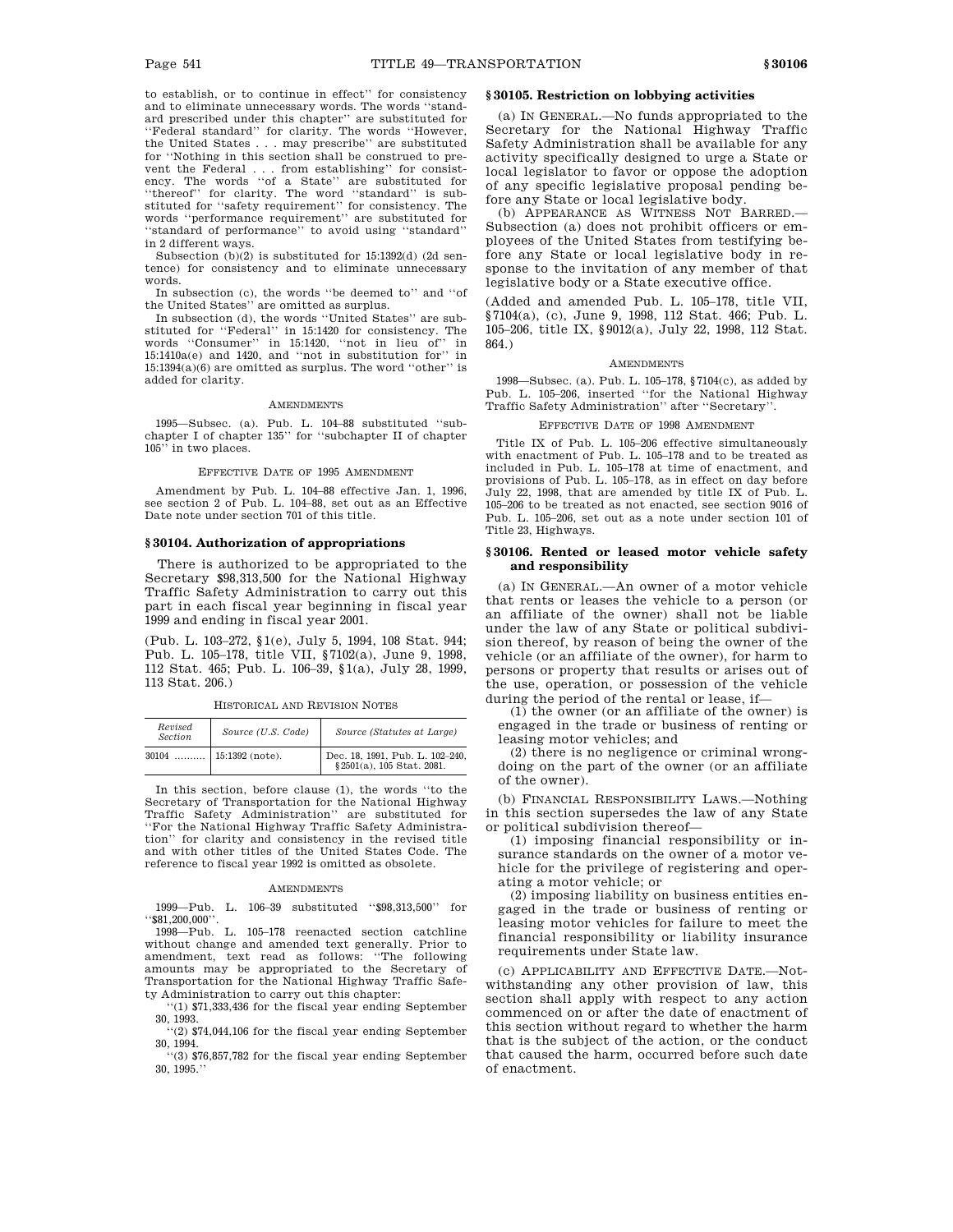to establish, or to continue in effect'' for consistency and to eliminate unnecessary words. The words ''standard prescribed under this chapter'' are substituted for ''Federal standard'' for clarity. The words ''However, the United States . . . may prescribe'' are substituted for ''Nothing in this section shall be construed to prevent the Federal . . . from establishing'' for consistency. The words ''of a State'' are substituted for ''thereof'' for clarity. The word ''standard'' is substituted for ''safety requirement'' for consistency. The words ''performance requirement'' are substituted for ''standard of performance'' to avoid using ''standard'' in 2 different ways.

Subsection (b)(2) is substituted for 15:1392(d) (2d sentence) for consistency and to eliminate unnecessary words.

In subsection (c), the words ''be deemed to'' and ''of the United States'' are omitted as surplus.

In subsection (d), the words ''United States'' are substituted for ''Federal'' in 15:1420 for consistency. The words ''Consumer'' in 15:1420, ''not in lieu of'' in 15:1410a(e) and 1420, and ''not in substitution for'' in 15:1394(a)(6) are omitted as surplus. The word ''other'' is added for clarity.

AMENDMENTS

1995—Subsec. (a). Pub. L. 104–88 substituted ''subchapter I of chapter 135'' for ''subchapter II of chapter 105'' in two places.

EFFECTIVE DATE OF 1995 AMENDMENT

Amendment by Pub. L. 104–88 effective Jan. 1, 1996, see section 2 of Pub. L. 104–88, set out as an Effective Date note under section 701 of this title.

## § 30104. Authorization of appropriations

There is authorized to be appropriated to the Secretary $98,313,500 for the National Highway Traffic Safety Administration to carry out this part in each fiscal year beginning in fiscal year 1999 and ending in fiscal year 2001.

(Pub. L. 103–272, § 1(e), July 5, 1994, 108 Stat. 944; Pub. L. 105–178, title VII, § 7102(a), June 9, 1998, 112 Stat. 465; Pub. L. 106–39, § 1(a), July 28, 1999, 113 Stat. 206.)

HISTORICAL AND REVISION NOTES

| Revised Section | Source (U.S. Code) | Source (Statutes at Large) |
|---|---|---|
| 30104 .......... | 15:1392 (note). | Dec. 18, 1991, Pub. L. 102–240, § 2501(a), 105 Stat. 2081. |

In this section, before clause (1), the words ''to the Secretary of Transportation for the National Highway Traffic Safety Administration'' are substituted for ''For the National Highway Traffic Safety Administration'' for clarity and consistency in the revised title and with other titles of the United States Code. The reference to fiscal year 1992 is omitted as obsolete.

AMENDMENTS

1999—Pub. L. 106–39 substituted ''$98,313,500'' for ''$81,200,000''.

1998—Pub. L. 105–178 reenacted section catchline without change and amended text generally. Prior to amendment, text read as follows: ''The following amounts may be appropriated to the Secretary of Transportation for the National Highway Traffic Safety Administration to carry out this chapter:

''(1) $71,333,436 for the fiscal year ending September 30, 1993.

''(2) $74,044,106 for the fiscal year ending September 30, 1994.

''(3) $76,857,782 for the fiscal year ending September 30, 1995.''

## § 30105. Restriction on lobbying activities

(a) IN GENERAL.—No funds appropriated to the Secretary for the National Highway Traffic Safety Administration shall be available for any activity specifically designed to urge a State or local legislator to favor or oppose the adoption of any specific legislative proposal pending before any State or local legislative body.

(b) APPEARANCE AS WITNESS NOT BARRED.—Subsection (a) does not prohibit officers or employees of the United States from testifying before any State or local legislative body in response to the invitation of any member of that legislative body or a State executive office.

(Added and amended Pub. L. 105–178, title VII, § 7104(a), (c), June 9, 1998, 112 Stat. 466; Pub. L. 105–206, title IX, § 9012(a), July 22, 1998, 112 Stat. 864.)

AMENDMENTS

1998—Subsec. (a). Pub. L. 105–178, § 7104(c), as added by Pub. L. 105–206, inserted ''for the National Highway Traffic Safety Administration'' after ''Secretary''.

EFFECTIVE DATE OF 1998 AMENDMENT

Title IX of Pub. L. 105–206 effective simultaneously with enactment of Pub. L. 105–178 and to be treated as included in Pub. L. 105–178 at time of enactment, and provisions of Pub. L. 105–178, as in effect on day before July 22, 1998, that are amended by title IX of Pub. L. 105–206 to be treated as not enacted, see section 9016 of Pub. L. 105–206, set out as a note under section 101 of Title 23, Highways.

## § 30106. Rented or leased motor vehicle safety and responsibility

(a) IN GENERAL.—An owner of a motor vehicle that rents or leases the vehicle to a person (or an affiliate of the owner) shall not be liable under the law of any State or political subdivision thereof, by reason of being the owner of the vehicle (or an affiliate of the owner), for harm to persons or property that results or arises out of the use, operation, or possession of the vehicle during the period of the rental or lease, if—

(1) the owner (or an affiliate of the owner) is engaged in the trade or business of renting or leasing motor vehicles; and

(2) there is no negligence or criminal wrongdoing on the part of the owner (or an affiliate of the owner).

(b) FINANCIAL RESPONSIBILITY LAWS.—Nothing in this section supersedes the law of any State or political subdivision thereof—

(1) imposing financial responsibility or insurance standards on the owner of a motor vehicle for the privilege of registering and operating a motor vehicle; or

(2) imposing liability on business entities engaged in the trade or business of renting or leasing motor vehicles for failure to meet the financial responsibility or liability insurance requirements under State law.

(c) APPLICABILITY AND EFFECTIVE DATE.—Notwithstanding any other provision of law, this section shall apply with respect to any action commenced on or after the date of enactment of this section without regard to whether the harm that is the subject of the action, or the conduct that caused the harm, occurred before such date of enactment.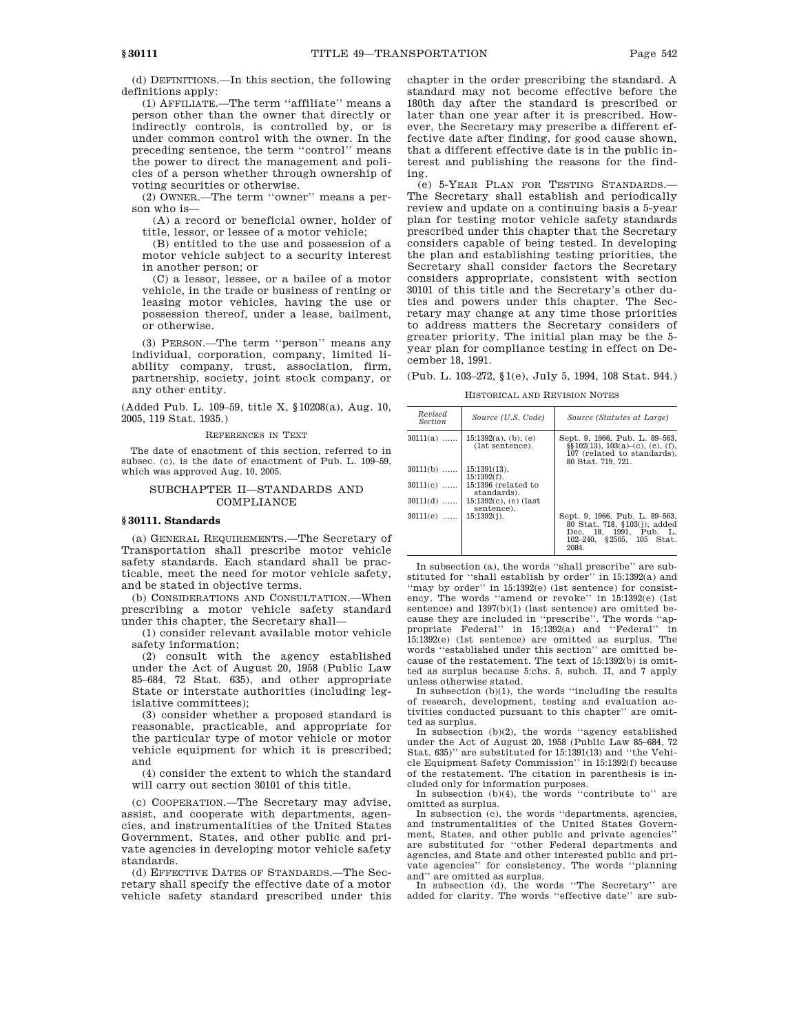(d) DEFINITIONS.—In this section, the following definitions apply:

(1) AFFILIATE.—The term ''affiliate'' means a person other than the owner that directly or indirectly controls, is controlled by, or is under common control with the owner. In the preceding sentence, the term ''control'' means the power to direct the management and policies of a person whether through ownership of voting securities or otherwise.

(2) OWNER.—The term ''owner'' means a person who is—

(A) a record or beneficial owner, holder of title, lessor, or lessee of a motor vehicle;

(B) entitled to the use and possession of a motor vehicle subject to a security interest in another person; or

(C) a lessor, lessee, or a bailee of a motor vehicle, in the trade or business of renting or leasing motor vehicles, having the use or possession thereof, under a lease, bailment, or otherwise.

(3) PERSON.—The term ''person'' means any individual, corporation, company, limited liability company, trust, association, firm, partnership, society, joint stock company, or any other entity.

(Added Pub. L. 109–59, title X, §10208(a), Aug. 10, 2005, 119 Stat. 1935.)

REFERENCES IN TEXT

The date of enactment of this section, referred to in subsec. (c), is the date of enactment of Pub. L. 109–59, which was approved Aug. 10, 2005.

## SUBCHAPTER II—STANDARDS AND COMPLIANCE

### § 30111. Standards

(a) GENERAL REQUIREMENTS.—The Secretary of Transportation shall prescribe motor vehicle safety standards. Each standard shall be practicable, meet the need for motor vehicle safety, and be stated in objective terms.

(b) CONSIDERATIONS AND CONSULTATION.—When prescribing a motor vehicle safety standard under this chapter, the Secretary shall—

(1) consider relevant available motor vehicle safety information;

(2) consult with the agency established under the Act of August 20, 1958 (Public Law 85–684, 72 Stat. 635), and other appropriate State or interstate authorities (including legislative committees);

(3) consider whether a proposed standard is reasonable, practicable, and appropriate for the particular type of motor vehicle or motor vehicle equipment for which it is prescribed; and

(4) consider the extent to which the standard will carry out section 30101 of this title.

(c) COOPERATION.—The Secretary may advise, assist, and cooperate with departments, agencies, and instrumentalities of the United States Government, States, and other public and private agencies in developing motor vehicle safety standards.

(d) EFFECTIVE DATES OF STANDARDS.—The Secretary shall specify the effective date of a motor vehicle safety standard prescribed under this chapter in the order prescribing the standard. A standard may not become effective before the 180th day after the standard is prescribed or later than one year after it is prescribed. However, the Secretary may prescribe a different effective date after finding, for good cause shown, that a different effective date is in the public interest and publishing the reasons for the finding.

(e) 5-YEAR PLAN FOR TESTING STANDARDS.—The Secretary shall establish and periodically review and update on a continuing basis a 5-year plan for testing motor vehicle safety standards prescribed under this chapter that the Secretary considers capable of being tested. In developing the plan and establishing testing priorities, the Secretary shall consider factors the Secretary considers appropriate, consistent with section 30101 of this title and the Secretary's other duties and powers under this chapter. The Secretary may change at any time those priorities to address matters the Secretary considers of greater priority. The initial plan may be the 5-year plan for compliance testing in effect on December 18, 1991.

(Pub. L. 103–272, §1(e), July 5, 1994, 108 Stat. 944.)

HISTORICAL AND REVISION NOTES

| Revised Section | Source (U.S. Code) | Source (Statutes at Large) |
|---|---|---|
| 30111(a) ...... | 15:1392(a), (b), (e) (1st sentence). | Sept. 9, 1966, Pub. L. 89–563, §§102(13), 103(a)–(c), (e), (f), 107 (related to standards), 80 Stat. 719, 721. |
| 30111(b) ...... | 15:1391(13). 15:1392(f). | |
| 30111(c) ...... | 15:1396 (related to standards). | |
| 30111(d) ...... | 15:1392(c), (e) (last sentence). | |
| 30111(e) ...... | 15:1392(j). | Sept. 9, 1966, Pub. L. 89–563, 80 Stat. 718, §103(j); added Dec. 18, 1991, Pub. L. 102–240, §2505, 105 Stat. 2084. |

In subsection (a), the words ''shall prescribe'' are substituted for ''shall establish by order'' in 15:1392(a) and ''may by order'' in 15:1392(e) (1st sentence) for consistency. The words ''amend or revoke'' in 15:1392(e) (1st sentence) and 1397(b)(1) (last sentence) are omitted because they are included in ''prescribe''. The words ''appropriate Federal'' in 15:1392(a) and ''Federal'' in 15:1392(e) (1st sentence) are omitted as surplus. The words ''established under this section'' are omitted because of the restatement. The text of 15:1392(b) is omitted as surplus because 5:chs. 5, subch. II, and 7 apply unless otherwise stated.

In subsection (b)(1), the words ''including the results of research, development, testing and evaluation activities conducted pursuant to this chapter'' are omitted as surplus.

In subsection (b)(2), the words ''agency established under the Act of August 20, 1958 (Public Law 85–684, 72 Stat. 635)'' are substituted for 15:1391(13) and ''the Vehicle Equipment Safety Commission'' in 15:1392(f) because of the restatement. The citation in parenthesis is included only for information purposes.

In subsection (b)(4), the words ''contribute to'' are omitted as surplus.

In subsection (c), the words ''departments, agencies, and instrumentalities of the United States Government, States, and other public and private agencies'' are substituted for ''other Federal departments and agencies, and State and other interested public and private agencies'' for consistency. The words ''planning and'' are omitted as surplus.

In subsection (d), the words ''The Secretary'' are added for clarity. The words ''effective date'' are sub-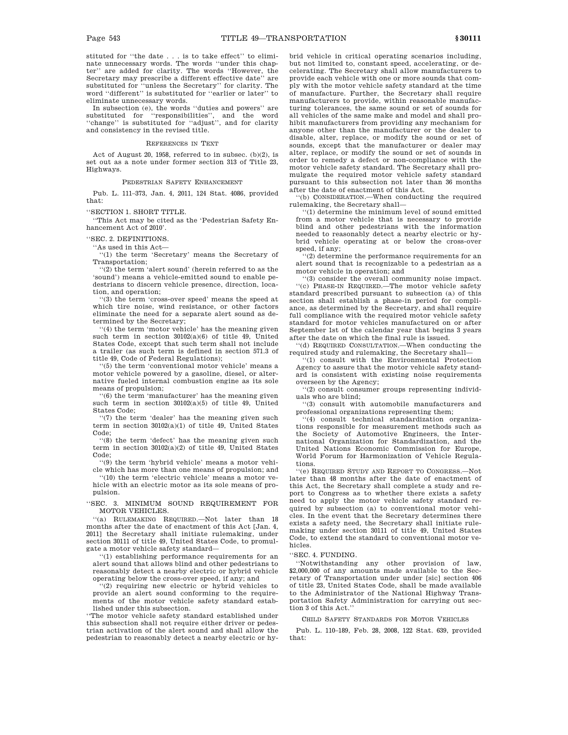stituted for ''the date . . . is to take effect'' to eliminate unnecessary words. The words ''under this chapter'' are added for clarity. The words ''However, the Secretary may prescribe a different effective date'' are substituted for ''unless the Secretary'' for clarity. The word ''different'' is substituted for ''earlier or later'' to eliminate unnecessary words.

In subsection (e), the words ''duties and powers'' are substituted for ''responsibilities'', and the word ''change'' is substituted for ''adjust'', and for clarity and consistency in the revised title.

REFERENCES IN TEXT

Act of August 20, 1958, referred to in subsec. (b)(2), is set out as a note under former section 313 of Title 23, Highways.

PEDESTRIAN SAFETY ENHANCEMENT

Pub. L. 111–373, Jan. 4, 2011, 124 Stat. 4086, provided that:

''SECTION 1. SHORT TITLE.

''This Act may be cited as the 'Pedestrian Safety Enhancement Act of 2010'.

''SEC. 2. DEFINITIONS.

''As used in this Act—

''(1) the term 'Secretary' means the Secretary of Transportation;

''(2) the term 'alert sound' (herein referred to as the 'sound') means a vehicle-emitted sound to enable pedestrians to discern vehicle presence, direction, location, and operation;

''(3) the term 'cross-over speed' means the speed at which tire noise, wind resistance, or other factors eliminate the need for a separate alert sound as determined by the Secretary;

''(4) the term 'motor vehicle' has the meaning given such term in section 30102(a)(6) of title 49, United States Code, except that such term shall not include a trailer (as such term is defined in section 571.3 of title 49, Code of Federal Regulations);

''(5) the term 'conventional motor vehicle' means a motor vehicle powered by a gasoline, diesel, or alternative fueled internal combustion engine as its sole means of propulsion;

''(6) the term 'manufacturer' has the meaning given such term in section 30102(a)(5) of title 49, United States Code;

''(7) the term 'dealer' has the meaning given such term in section 30102(a)(1) of title 49, United States Code;

''(8) the term 'defect' has the meaning given such term in section 30102(a)(2) of title 49, United States Code;

''(9) the term 'hybrid vehicle' means a motor vehicle which has more than one means of propulsion; and

''(10) the term 'electric vehicle' means a motor vehicle with an electric motor as its sole means of propulsion.

''SEC. 3. MINIMUM SOUND REQUIREMENT FOR MOTOR VEHICLES.

''(a) RULEMAKING REQUIRED.—Not later than 18 months after the date of enactment of this Act [Jan. 4, 2011] the Secretary shall initiate rulemaking, under section 30111 of title 49, United States Code, to promulgate a motor vehicle safety standard—

''(1) establishing performance requirements for an alert sound that allows blind and other pedestrians to reasonably detect a nearby electric or hybrid vehicle operating below the cross-over speed, if any; and

''(2) requiring new electric or hybrid vehicles to provide an alert sound conforming to the requirements of the motor vehicle safety standard established under this subsection.

''The motor vehicle safety standard established under this subsection shall not require either driver or pedestrian activation of the alert sound and shall allow the pedestrian to reasonably detect a nearby electric or hybrid vehicle in critical operating scenarios including, but not limited to, constant speed, accelerating, or decelerating. The Secretary shall allow manufacturers to provide each vehicle with one or more sounds that comply with the motor vehicle safety standard at the time of manufacture. Further, the Secretary shall require manufacturers to provide, within reasonable manufacturing tolerances, the same sound or set of sounds for all vehicles of the same make and model and shall prohibit manufacturers from providing any mechanism for anyone other than the manufacturer or the dealer to disable, alter, replace, or modify the sound or set of sounds, except that the manufacturer or dealer may alter, replace, or modify the sound or set of sounds in order to remedy a defect or non-compliance with the motor vehicle safety standard. The Secretary shall promulgate the required motor vehicle safety standard pursuant to this subsection not later than 36 months after the date of enactment of this Act.

''(b) CONSIDERATION.—When conducting the required rulemaking, the Secretary shall—

''(1) determine the minimum level of sound emitted from a motor vehicle that is necessary to provide blind and other pedestrians with the information needed to reasonably detect a nearby electric or hybrid vehicle operating at or below the cross-over speed, if any;

''(2) determine the performance requirements for an alert sound that is recognizable to a pedestrian as a motor vehicle in operation; and

''(3) consider the overall community noise impact.

''(c) PHASE-IN REQUIRED.—The motor vehicle safety standard prescribed pursuant to subsection (a) of this section shall establish a phase-in period for compliance, as determined by the Secretary, and shall require full compliance with the required motor vehicle safety standard for motor vehicles manufactured on or after September 1st of the calendar year that begins 3 years after the date on which the final rule is issued.

''(d) REQUIRED CONSULTATION.—When conducting the required study and rulemaking, the Secretary shall—

''(1) consult with the Environmental Protection Agency to assure that the motor vehicle safety standard is consistent with existing noise requirements overseen by the Agency;

''(2) consult consumer groups representing individuals who are blind;

''(3) consult with automobile manufacturers and professional organizations representing them;

''(4) consult technical standardization organizations responsible for measurement methods such as the Society of Automotive Engineers, the International Organization for Standardization, and the United Nations Economic Commission for Europe, World Forum for Harmonization of Vehicle Regulations.

''(e) REQUIRED STUDY AND REPORT TO CONGRESS.—Not later than 48 months after the date of enactment of this Act, the Secretary shall complete a study and report to Congress as to whether there exists a safety need to apply the motor vehicle safety standard required by subsection (a) to conventional motor vehicles. In the event that the Secretary determines there exists a safety need, the Secretary shall initiate rulemaking under section 30111 of title 49, United States Code, to extend the standard to conventional motor vehicles.

''SEC. 4. FUNDING.

''Notwithstanding any other provision of law, $2,000,000 of any amounts made available to the Secretary of Transportation under under [sic] section 406 of title 23, United States Code, shall be made available to the Administrator of the National Highway Transportation Safety Administration for carrying out section 3 of this Act.''

CHILD SAFETY STANDARDS FOR MOTOR VEHICLES

Pub. L. 110–189, Feb. 28, 2008, 122 Stat. 639, provided that: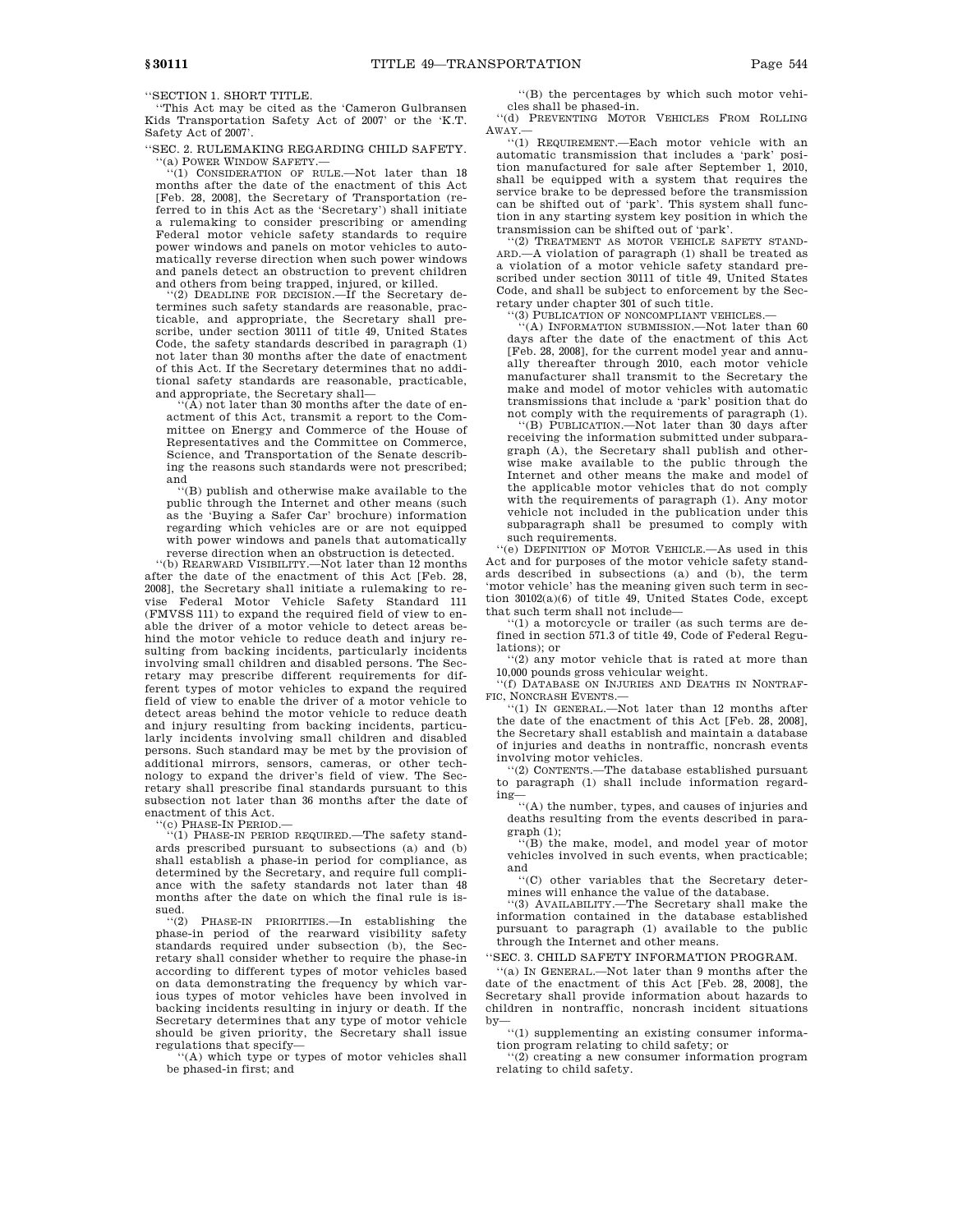''SECTION 1. SHORT TITLE.

''This Act may be cited as the 'Cameron Gulbransen Kids Transportation Safety Act of 2007' or the 'K.T. Safety Act of 2007'.

''SEC. 2. RULEMAKING REGARDING CHILD SAFETY.

''(a) POWER WINDOW SAFETY.—

''(1) CONSIDERATION OF RULE.—Not later than 18 months after the date of the enactment of this Act [Feb. 28, 2008], the Secretary of Transportation (referred to in this Act as the 'Secretary') shall initiate a rulemaking to consider prescribing or amending Federal motor vehicle safety standards to require power windows and panels on motor vehicles to automatically reverse direction when such power windows and panels detect an obstruction to prevent children and others from being trapped, injured, or killed.

''(2) DEADLINE FOR DECISION.—If the Secretary determines such safety standards are reasonable, practicable, and appropriate, the Secretary shall prescribe, under section 30111 of title 49, United States Code, the safety standards described in paragraph (1) not later than 30 months after the date of enactment of this Act. If the Secretary determines that no additional safety standards are reasonable, practicable, and appropriate, the Secretary shall—

''(A) not later than 30 months after the date of enactment of this Act, transmit a report to the Committee on Energy and Commerce of the House of Representatives and the Committee on Commerce, Science, and Transportation of the Senate describing the reasons such standards were not prescribed; and

''(B) publish and otherwise make available to the public through the Internet and other means (such as the 'Buying a Safer Car' brochure) information regarding which vehicles are or are not equipped with power windows and panels that automatically reverse direction when an obstruction is detected.

''(b) REARWARD VISIBILITY.—Not later than 12 months after the date of the enactment of this Act [Feb. 28, 2008], the Secretary shall initiate a rulemaking to revise Federal Motor Vehicle Safety Standard 111 (FMVSS 111) to expand the required field of view to enable the driver of a motor vehicle to detect areas behind the motor vehicle to reduce death and injury resulting from backing incidents, particularly incidents involving small children and disabled persons. The Secretary may prescribe different requirements for different types of motor vehicles to expand the required field of view to enable the driver of a motor vehicle to detect areas behind the motor vehicle to reduce death and injury resulting from backing incidents, particularly incidents involving small children and disabled persons. Such standard may be met by the provision of additional mirrors, sensors, cameras, or other technology to expand the driver's field of view. The Secretary shall prescribe final standards pursuant to this subsection not later than 36 months after the date of enactment of this Act.

''(c) PHASE-IN PERIOD.—

''(1) PHASE-IN PERIOD REQUIRED.—The safety standards prescribed pursuant to subsections (a) and (b) shall establish a phase-in period for compliance, as determined by the Secretary, and require full compliance with the safety standards not later than 48 months after the date on which the final rule is issued.

''(2) PHASE-IN PRIORITIES.—In establishing the phase-in period of the rearward visibility safety standards required under subsection (b), the Secretary shall consider whether to require the phase-in according to different types of motor vehicles based on data demonstrating the frequency by which various types of motor vehicles have been involved in backing incidents resulting in injury or death. If the Secretary determines that any type of motor vehicle should be given priority, the Secretary shall issue regulations that specify—

''(A) which type or types of motor vehicles shall be phased-in first; and

''(B) the percentages by which such motor vehicles shall be phased-in.

''(d) PREVENTING MOTOR VEHICLES FROM ROLLING AWAY.—

''(1) REQUIREMENT.—Each motor vehicle with an automatic transmission that includes a 'park' position manufactured for sale after September 1, 2010, shall be equipped with a system that requires the service brake to be depressed before the transmission can be shifted out of 'park'. This system shall function in any starting system key position in which the transmission can be shifted out of 'park'.

''(2) TREATMENT AS MOTOR VEHICLE SAFETY STANDARD.—A violation of paragraph (1) shall be treated as a violation of a motor vehicle safety standard prescribed under section 30111 of title 49, United States Code, and shall be subject to enforcement by the Secretary under chapter 301 of such title.

''(3) PUBLICATION OF NONCOMPLIANT VEHICLES.—

''(A) INFORMATION SUBMISSION.—Not later than 60 days after the date of the enactment of this Act [Feb. 28, 2008], for the current model year and annually thereafter through 2010, each motor vehicle manufacturer shall transmit to the Secretary the make and model of motor vehicles with automatic transmissions that include a 'park' position that do not comply with the requirements of paragraph (1).

''(B) PUBLICATION.—Not later than 30 days after receiving the information submitted under subparagraph (A), the Secretary shall publish and otherwise make available to the public through the Internet and other means the make and model of the applicable motor vehicles that do not comply with the requirements of paragraph (1). Any motor vehicle not included in the publication under this subparagraph shall be presumed to comply with such requirements.

''(e) DEFINITION OF MOTOR VEHICLE.—As used in this Act and for purposes of the motor vehicle safety standards described in subsections (a) and (b), the term 'motor vehicle' has the meaning given such term in section 30102(a)(6) of title 49, United States Code, except that such term shall not include—

''(1) a motorcycle or trailer (as such terms are defined in section 571.3 of title 49, Code of Federal Regulations); or

''(2) any motor vehicle that is rated at more than 10,000 pounds gross vehicular weight.

''(f) DATABASE ON INJURIES AND DEATHS IN NONTRAFFIC, NONCRASH EVENTS.—

''(1) IN GENERAL.—Not later than 12 months after the date of the enactment of this Act [Feb. 28, 2008], the Secretary shall establish and maintain a database of injuries and deaths in nontraffic, noncrash events involving motor vehicles.

''(2) CONTENTS.—The database established pursuant to paragraph (1) shall include information regarding—

''(A) the number, types, and causes of injuries and deaths resulting from the events described in paragraph (1);

''(B) the make, model, and model year of motor vehicles involved in such events, when practicable; and

''(C) other variables that the Secretary determines will enhance the value of the database.

''(3) AVAILABILITY.—The Secretary shall make the information contained in the database established pursuant to paragraph (1) available to the public through the Internet and other means.

''SEC. 3. CHILD SAFETY INFORMATION PROGRAM.

''(a) IN GENERAL.—Not later than 9 months after the date of the enactment of this Act [Feb. 28, 2008], the Secretary shall provide information about hazards to children in nontraffic, noncrash incident situations by—

''(1) supplementing an existing consumer information program relating to child safety; or

''(2) creating a new consumer information program relating to child safety.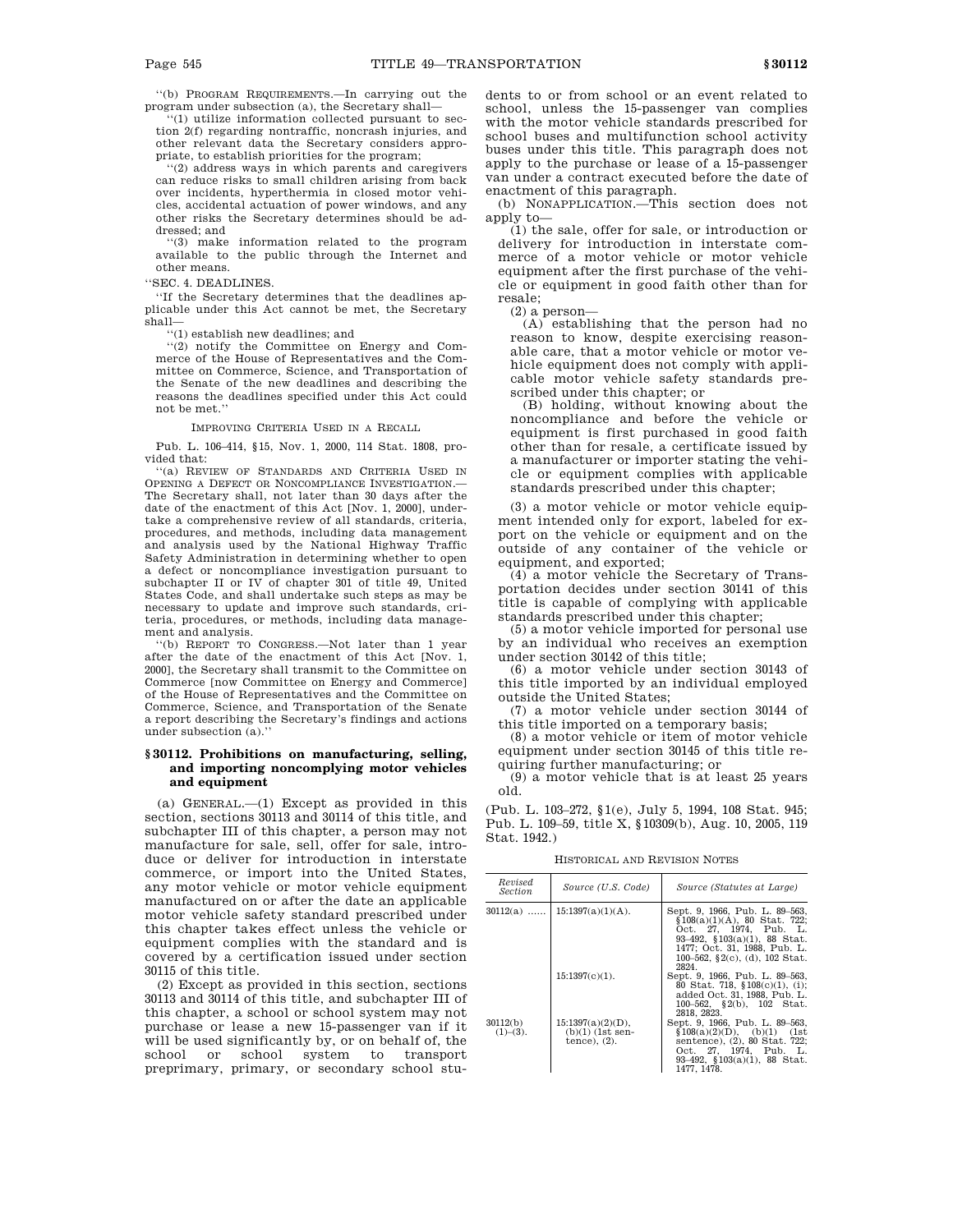"(b) PROGRAM REQUIREMENTS.—In carrying out the program under subsection (a), the Secretary shall—

"(1) utilize information collected pursuant to section 2(f) regarding nontraffic, noncrash injuries, and other relevant data the Secretary considers appropriate, to establish priorities for the program;

"(2) address ways in which parents and caregivers can reduce risks to small children arising from back over incidents, hyperthermia in closed motor vehicles, accidental actuation of power windows, and any other risks the Secretary determines should be addressed; and

"(3) make information related to the program available to the public through the Internet and other means.

"SEC. 4. DEADLINES.

"If the Secretary determines that the deadlines applicable under this Act cannot be met, the Secretary shall—

"(1) establish new deadlines; and

"(2) notify the Committee on Energy and Commerce of the House of Representatives and the Committee on Commerce, Science, and Transportation of the Senate of the new deadlines and describing the reasons the deadlines specified under this Act could not be met."

IMPROVING CRITERIA USED IN A RECALL

Pub. L. 106–414, §15, Nov. 1, 2000, 114 Stat. 1808, provided that:

"(a) REVIEW OF STANDARDS AND CRITERIA USED IN OPENING A DEFECT OR NONCOMPLIANCE INVESTIGATION.—The Secretary shall, not later than 30 days after the date of the enactment of this Act [Nov. 1, 2000], undertake a comprehensive review of all standards, criteria, procedures, and methods, including data management and analysis used by the National Highway Traffic Safety Administration in determining whether to open a defect or noncompliance investigation pursuant to subchapter II or IV of chapter 301 of title 49, United States Code, and shall undertake such steps as may be necessary to update and improve such standards, criteria, procedures, or methods, including data management and analysis.

"(b) REPORT TO CONGRESS.—Not later than 1 year after the date of the enactment of this Act [Nov. 1, 2000], the Secretary shall transmit to the Committee on Commerce [now Committee on Energy and Commerce] of the House of Representatives and the Committee on Commerce, Science, and Transportation of the Senate a report describing the Secretary's findings and actions under subsection (a)."

### § 30112. Prohibitions on manufacturing, selling, and importing noncomplying motor vehicles and equipment

(a) GENERAL.—(1) Except as provided in this section, sections 30113 and 30114 of this title, and subchapter III of this chapter, a person may not manufacture for sale, sell, offer for sale, introduce or deliver for introduction in interstate commerce, or import into the United States, any motor vehicle or motor vehicle equipment manufactured on or after the date an applicable motor vehicle safety standard prescribed under this chapter takes effect unless the vehicle or equipment complies with the standard and is covered by a certification issued under section 30115 of this title.

(2) Except as provided in this section, sections 30113 and 30114 of this title, and subchapter III of this chapter, a school or school system may not purchase or lease a new 15-passenger van if it will be used significantly by, or on behalf of, the school or school system to transport preprimary, primary, or secondary school students to or from school or an event related to school, unless the 15-passenger van complies with the motor vehicle standards prescribed for school buses and multifunction school activity buses under this title. This paragraph does not apply to the purchase or lease of a 15-passenger van under a contract executed before the date of enactment of this paragraph.

(b) NONAPPLICATION.—This section does not apply to—

(1) the sale, offer for sale, or introduction or delivery for introduction in interstate commerce of a motor vehicle or motor vehicle equipment after the first purchase of the vehicle or equipment in good faith other than for resale;

(2) a person—

(A) establishing that the person had no reason to know, despite exercising reasonable care, that a motor vehicle or motor vehicle equipment does not comply with applicable motor vehicle safety standards prescribed under this chapter; or

(B) holding, without knowing about the noncompliance and before the vehicle or equipment is first purchased in good faith other than for resale, a certificate issued by a manufacturer or importer stating the vehicle or equipment complies with applicable standards prescribed under this chapter;

(3) a motor vehicle or motor vehicle equipment intended only for export, labeled for export on the vehicle or equipment and on the outside of any container of the vehicle or equipment, and exported;

(4) a motor vehicle the Secretary of Transportation decides under section 30141 of this title is capable of complying with applicable standards prescribed under this chapter;

(5) a motor vehicle imported for personal use by an individual who receives an exemption under section 30142 of this title;

(6) a motor vehicle under section 30143 of this title imported by an individual employed outside the United States;

(7) a motor vehicle under section 30144 of this title imported on a temporary basis;

(8) a motor vehicle or item of motor vehicle equipment under section 30145 of this title requiring further manufacturing; or

(9) a motor vehicle that is at least 25 years old.

(Pub. L. 103–272, §1(e), July 5, 1994, 108 Stat. 945; Pub. L. 109–59, title X, §10309(b), Aug. 10, 2005, 119 Stat. 1942.)

HISTORICAL AND REVISION NOTES

| Revised Section | Source (U.S. Code) | Source (Statutes at Large) |
|---|---|---|
| 30112(a) ...... | 15:1397(a)(1)(A). | Sept. 9, 1966, Pub. L. 89–563, §108(a)(1)(A), 80 Stat. 722; Oct. 27, 1974, Pub. L. 93–492, §103(a)(1), 88 Stat. 1477; Oct. 31, 1988, Pub. L. 100–562, §2(c), (d), 102 Stat. 2824. |
| | 15:1397(c)(1). | Sept. 9, 1966, Pub. L. 89–563, 80 Stat. 718, §108(c)(1), (i); added Oct. 31, 1988, Pub. L. 100–562, §2(b), 102 Stat. 2818, 2823. |
| 30112(b) (1)–(3). | 15:1397(a)(2)(D), (b)(1) (1st sentence), (2). | Sept. 9, 1966, Pub. L. 89–563, §108(a)(2)(D), (b)(1) (1st sentence), (2), 80 Stat. 722; Oct. 27, 1974, Pub. L. 93–492, §103(a)(1), 88 Stat. 1477, 1478. |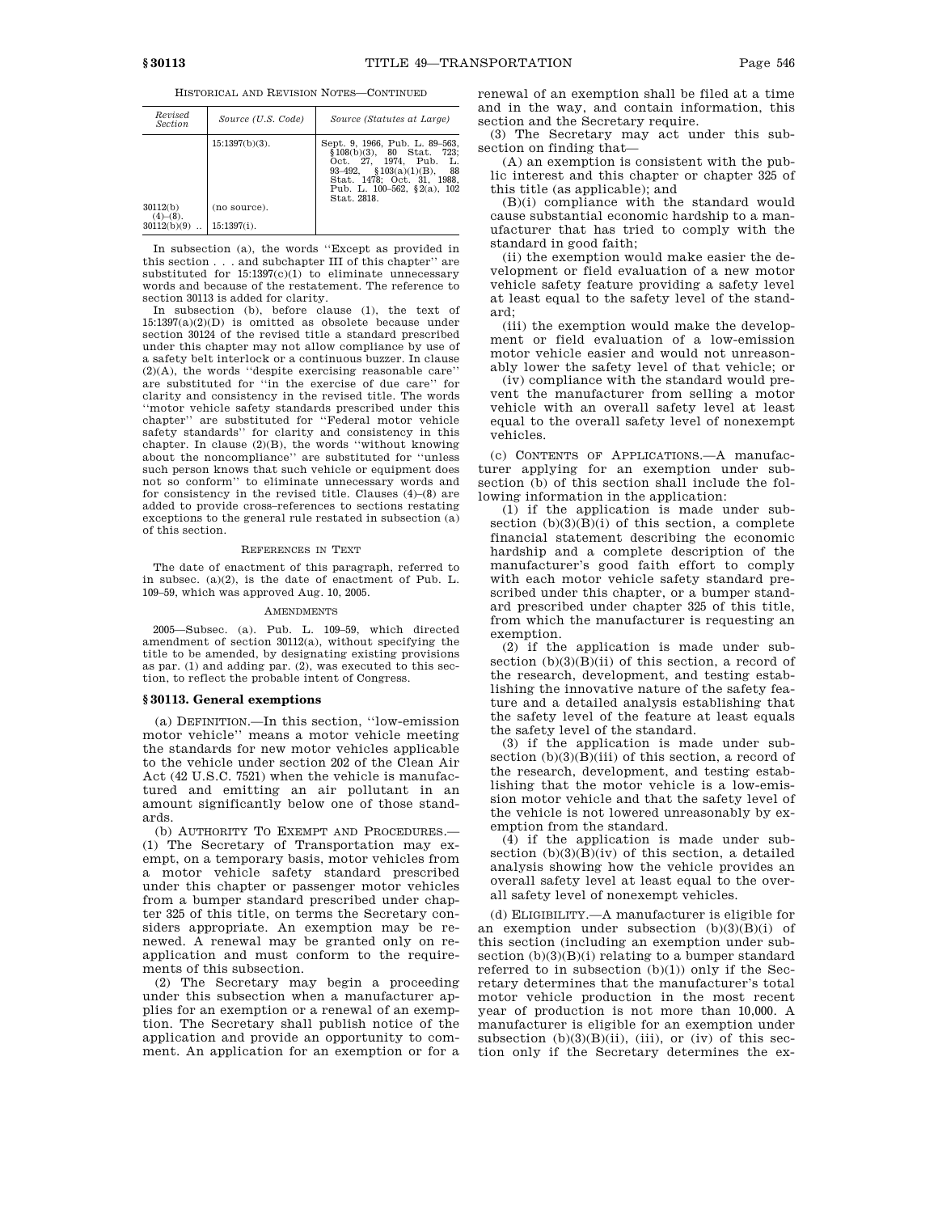HISTORICAL AND REVISION NOTES—CONTINUED

| Revised Section | Source (U.S. Code) | Source (Statutes at Large) |
|---|---|---|
| | 15:1397(b)(3). | Sept. 9, 1966, Pub. L. 89–563, §108(b)(3), 80 Stat. 723; Oct. 27, 1974, Pub. L. 93–492, §103(a)(1)(B), 88 Stat. 1478; Oct. 31, 1988, Pub. L. 100–562, §2(a), 102 Stat. 2818. |
| 30112(b)(4)–(8). | (no source). | |
| 30112(b)(9) .. | 15:1397(i). | |

In subsection (a), the words "Except as provided in this section . . . and subchapter III of this chapter" are substituted for 15:1397(c)(1) to eliminate unnecessary words and because of the restatement. The reference to section 30113 is added for clarity.

In subsection (b), before clause (1), the text of 15:1397(a)(2)(D) is omitted as obsolete because under section 30124 of the revised title a standard prescribed under this chapter may not allow compliance by use of a safety belt interlock or a continuous buzzer. In clause (2)(A), the words "despite exercising reasonable care" are substituted for "in the exercise of due care" for clarity and consistency in the revised title. The words "motor vehicle safety standards prescribed under this chapter" are substituted for "Federal motor vehicle safety standards" for clarity and consistency in this chapter. In clause (2)(B), the words "without knowing about the noncompliance" are substituted for "unless such person knows that such vehicle or equipment does not so conform" to eliminate unnecessary words and for consistency in the revised title. Clauses (4)–(8) are added to provide cross-references to sections restating exceptions to the general rule restated in subsection (a) of this section.

REFERENCES IN TEXT

The date of enactment of this paragraph, referred to in subsec. (a)(2), is the date of enactment of Pub. L. 109–59, which was approved Aug. 10, 2005.

AMENDMENTS

2005—Subsec. (a). Pub. L. 109–59, which directed amendment of section 30112(a), without specifying the title to be amended, by designating existing provisions as par. (1) and adding par. (2), was executed to this section, to reflect the probable intent of Congress.

## § 30113. General exemptions

(a) DEFINITION.—In this section, "low-emission motor vehicle" means a motor vehicle meeting the standards for new motor vehicles applicable to the vehicle under section 202 of the Clean Air Act (42 U.S.C. 7521) when the vehicle is manufactured and emitting an air pollutant in an amount significantly below one of those standards.

(b) AUTHORITY TO EXEMPT AND PROCEDURES.—(1) The Secretary of Transportation may exempt, on a temporary basis, motor vehicles from a motor vehicle safety standard prescribed under this chapter or passenger motor vehicles from a bumper standard prescribed under chapter 325 of this title, on terms the Secretary considers appropriate. An exemption may be renewed. A renewal may be granted only on reapplication and must conform to the requirements of this subsection.

(2) The Secretary may begin a proceeding under this subsection when a manufacturer applies for an exemption or a renewal of an exemption. The Secretary shall publish notice of the application and provide an opportunity to comment. An application for an exemption or for a renewal of an exemption shall be filed at a time and in the way, and contain information, this section and the Secretary require.

(3) The Secretary may act under this subsection on finding that—

(A) an exemption is consistent with the public interest and this chapter or chapter 325 of this title (as applicable); and

(B)(i) compliance with the standard would cause substantial economic hardship to a manufacturer that has tried to comply with the standard in good faith;

(ii) the exemption would make easier the development or field evaluation of a new motor vehicle safety feature providing a safety level at least equal to the safety level of the standard;

(iii) the exemption would make the development or field evaluation of a low-emission motor vehicle easier and would not unreasonably lower the safety level of that vehicle; or

(iv) compliance with the standard would prevent the manufacturer from selling a motor vehicle with an overall safety level at least equal to the overall safety level of nonexempt vehicles.

(c) CONTENTS OF APPLICATIONS.—A manufacturer applying for an exemption under subsection (b) of this section shall include the following information in the application:

(1) if the application is made under subsection (b)(3)(B)(i) of this section, a complete financial statement describing the economic hardship and a complete description of the manufacturer's good faith effort to comply with each motor vehicle safety standard prescribed under this chapter, or a bumper standard prescribed under chapter 325 of this title, from which the manufacturer is requesting an exemption.

(2) if the application is made under subsection (b)(3)(B)(ii) of this section, a record of the research, development, and testing establishing the innovative nature of the safety feature and a detailed analysis establishing that the safety level of the feature at least equals the safety level of the standard.

(3) if the application is made under subsection (b)(3)(B)(iii) of this section, a record of the research, development, and testing establishing that the motor vehicle is a low-emission motor vehicle and that the safety level of the vehicle is not lowered unreasonably by exemption from the standard.

(4) if the application is made under subsection (b)(3)(B)(iv) of this section, a detailed analysis showing how the vehicle provides an overall safety level at least equal to the overall safety level of nonexempt vehicles.

(d) ELIGIBILITY.—A manufacturer is eligible for an exemption under subsection (b)(3)(B)(i) of this section (including an exemption under subsection (b)(3)(B)(i) relating to a bumper standard referred to in subsection (b)(1)) only if the Secretary determines that the manufacturer's total motor vehicle production in the most recent year of production is not more than 10,000. A manufacturer is eligible for an exemption under subsection (b)(3)(B)(ii), (iii), or (iv) of this section only if the Secretary determines the ex-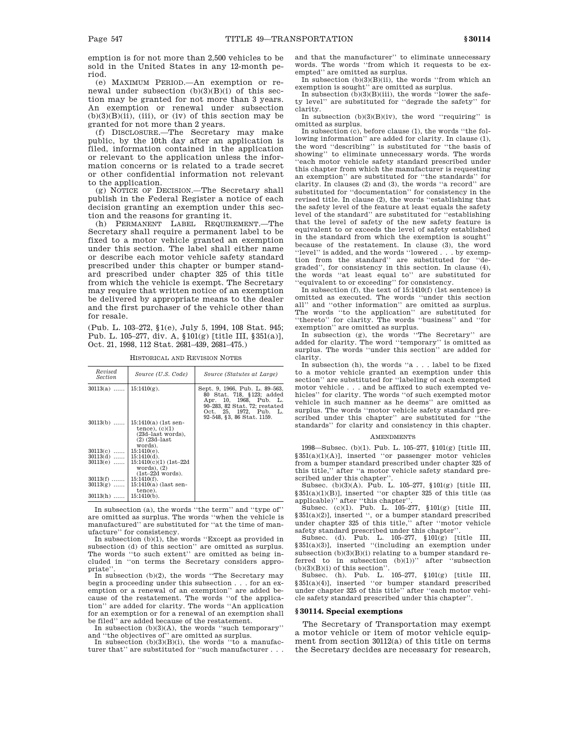emption is for not more than 2,500 vehicles to be sold in the United States in any 12-month period.

(e) MAXIMUM PERIOD.—An exemption or renewal under subsection (b)(3)(B)(i) of this section may be granted for not more than 3 years. An exemption or renewal under subsection (b)(3)(B)(ii), (iii), or (iv) of this section may be granted for not more than 2 years.

(f) DISCLOSURE.—The Secretary may make public, by the 10th day after an application is filed, information contained in the application or relevant to the application unless the information concerns or is related to a trade secret or other confidential information not relevant to the application.

(g) NOTICE OF DECISION.—The Secretary shall publish in the Federal Register a notice of each decision granting an exemption under this section and the reasons for granting it.

(h) PERMANENT LABEL REQUIREMENT.—The Secretary shall require a permanent label to be fixed to a motor vehicle granted an exemption under this section. The label shall either name or describe each motor vehicle safety standard prescribed under this chapter or bumper standard prescribed under chapter 325 of this title from which the vehicle is exempt. The Secretary may require that written notice of an exemption be delivered by appropriate means to the dealer and the first purchaser of the vehicle other than for resale.

(Pub. L. 103–272, §1(e), July 5, 1994, 108 Stat. 945; Pub. L. 105–277, div. A, §101(g) [title III, §351(a)], Oct. 21, 1998, 112 Stat. 2681–439, 2681–475.)

HISTORICAL AND REVISION NOTES

| Revised Section | Source (U.S. Code) | Source (Statutes at Large) |
|---|---|---|
| 30113(a) ...... | 15:1410(g). | Sept. 9, 1966, Pub. L. 89–563, 80 Stat. 718, §123; added Apr. 10, 1968, Pub. L. 90–283, 82 Stat. 72; restated Oct. 25, 1972, Pub. L. 92–548, §3, 86 Stat. 1159. |
| 30113(b) ...... | 15:1410(a) (1st sentence), (c)(1) (23d–last words), (2) (23d–last words). | |
| 30113(c) ...... | 15:1410(e). | |
| 30113(d) ...... | 15:1410(d). | |
| 30113(e) ...... | 15:1410(c)(1) (1st–22d words), (2) (1st–22d words). | |
| 30113(f) ...... | 15:1410(f). | |
| 30113(g) ...... | 15:1410(a) (last sentence). | |
| 30113(h) ...... | 15:1410(b). | |

In subsection (a), the words "the term" and "type of" are omitted as surplus. The words "when the vehicle is manufactured" are substituted for "at the time of manufacture" for consistency.

In subsection (b)(1), the words "Except as provided in subsection (d) of this section" are omitted as surplus. The words "to such extent" are omitted as being included in "on terms the Secretary considers appropriate".

In subsection (b)(2), the words "The Secretary may begin a proceeding under this subsection . . . for an exemption or a renewal of an exemption" are added because of the restatement. The words "of the application" are added for clarity. The words "An application for an exemption or for a renewal of an exemption shall be filed" are added because of the restatement.

In subsection (b)(3)(A), the words "such temporary" and "the objectives of" are omitted as surplus.

In subsection (b)(3)(B)(i), the words "to a manufacturer that" are substituted for "such manufacturer . . . and that the manufacturer" to eliminate unnecessary words. The words "from which it requests to be exempted" are omitted as surplus.

In subsection (b)(3)(B)(ii), the words "from which an exemption is sought" are omitted as surplus.

In subsection (b)(3)(B)(iii), the words "lower the safety level" are substituted for "degrade the safety" for clarity.

In subsection (b)(3)(B)(iv), the word "requiring" is omitted as surplus.

In subsection (c), before clause (1), the words "the following information" are added for clarity. In clause (1), the word "describing" is substituted for "the basis of showing" to eliminate unnecessary words. The words "each motor vehicle safety standard prescribed under this chapter from which the manufacturer is requesting an exemption" are substituted for "the standards" for clarity. In clauses (2) and (3), the words "a record" are substituted for "documentation" for consistency in the revised title. In clause (2), the words "establishing that the safety level of the feature at least equals the safety level of the standard" are substituted for "establishing that the level of safety of the new safety feature is equivalent to or exceeds the level of safety established in the standard from which the exemption is sought" because of the restatement. In clause (3), the word "level" is added, and the words "lowered . . . by exemption from the standard" are substituted for "degraded", for consistency in this section. In clause (4), the words "at least equal to" are substituted for "equivalent to or exceeding" for consistency.

In subsection (f), the text of 15:1410(f) (1st sentence) is omitted as executed. The words "under this section all" and "other information" are omitted as surplus. The words "to the application" are substituted for "thereto" for clarity. The words "business" and "for exemption" are omitted as surplus.

In subsection (g), the words "The Secretary" are added for clarity. The word "temporary" is omitted as surplus. The words "under this section" are added for clarity.

In subsection (h), the words "a . . . label to be fixed to a motor vehicle granted an exemption under this section" are substituted for "labeling of each exempted motor vehicle . . . and be affixed to such exempted vehicles" for clarity. The words "of such exempted motor vehicle in such manner as he deems" are omitted as surplus. The words "motor vehicle safety standard prescribed under this chapter" are substituted for "the standards" for clarity and consistency in this chapter.

AMENDMENTS

1998—Subsec. (b)(1). Pub. L. 105–277, §101(g) [title III, §351(a)(1)(A)], inserted "or passenger motor vehicles from a bumper standard prescribed under chapter 325 of this title," after "a motor vehicle safety standard prescribed under this chapter".

Subsec. (b)(3)(A). Pub. L. 105–277, §101(g) [title III, §351(a)(1)(B)], inserted "or chapter 325 of this title (as applicable)" after "this chapter".

Subsec. (c)(1). Pub. L. 105–277, §101(g) [title III, §351(a)(2)], inserted ", or a bumper standard prescribed under chapter 325 of this title," after "motor vehicle safety standard prescribed under this chapter".

Subsec. (d). Pub. L. 105–277, §101(g) [title III, §351(a)(3)], inserted "(including an exemption under subsection (b)(3)(B)(i) relating to a bumper standard referred to in subsection (b)(1))" after "subsection (b)(3)(B)(i) of this section".

Subsec. (h). Pub. L. 105–277, §101(g) [title III, §351(a)(4)], inserted "or bumper standard prescribed under chapter 325 of this title" after "each motor vehicle safety standard prescribed under this chapter".

## §30114. Special exemptions

The Secretary of Transportation may exempt a motor vehicle or item of motor vehicle equipment from section 30112(a) of this title on terms the Secretary decides are necessary for research,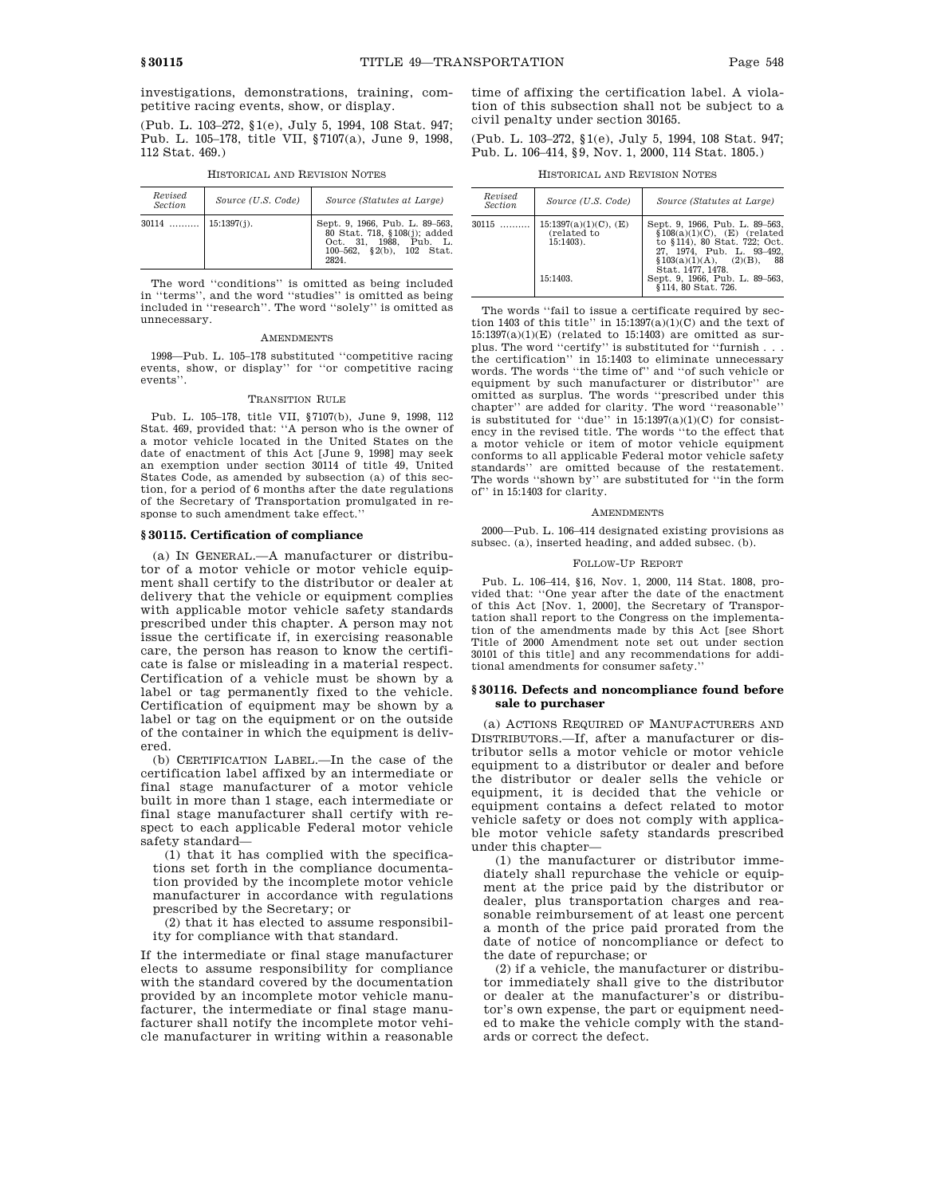investigations, demonstrations, training, competitive racing events, show, or display.

(Pub. L. 103–272, §1(e), July 5, 1994, 108 Stat. 947; Pub. L. 105–178, title VII, §7107(a), June 9, 1998, 112 Stat. 469.)

HISTORICAL AND REVISION NOTES

| Revised Section | Source (U.S. Code) | Source (Statutes at Large) |
|---|---|---|
| 30114 .......... | 15:1397(j). | Sept. 9, 1966, Pub. L. 89–563, 80 Stat. 718, §108(j); added Oct. 31, 1988, Pub. L. 100–562, §2(b), 102 Stat. 2824. |

The word ''conditions'' is omitted as being included in ''terms'', and the word ''studies'' is omitted as being included in ''research''. The word ''solely'' is omitted as unnecessary.

AMENDMENTS

1998—Pub. L. 105–178 substituted ''competitive racing events, show, or display'' for ''or competitive racing events''.

TRANSITION RULE

Pub. L. 105–178, title VII, §7107(b), June 9, 1998, 112 Stat. 469, provided that: ''A person who is the owner of a motor vehicle located in the United States on the date of enactment of this Act [June 9, 1998] may seek an exemption under section 30114 of title 49, United States Code, as amended by subsection (a) of this section, for a period of 6 months after the date regulations of the Secretary of Transportation promulgated in response to such amendment take effect.''

### §30115. Certification of compliance

(a) IN GENERAL.—A manufacturer or distributor of a motor vehicle or motor vehicle equipment shall certify to the distributor or dealer at delivery that the vehicle or equipment complies with applicable motor vehicle safety standards prescribed under this chapter. A person may not issue the certificate if, in exercising reasonable care, the person has reason to know the certificate is false or misleading in a material respect. Certification of a vehicle must be shown by a label or tag permanently fixed to the vehicle. Certification of equipment may be shown by a label or tag on the equipment or on the outside of the container in which the equipment is delivered.

(b) CERTIFICATION LABEL.—In the case of the certification label affixed by an intermediate or final stage manufacturer of a motor vehicle built in more than 1 stage, each intermediate or final stage manufacturer shall certify with respect to each applicable Federal motor vehicle safety standard—

(1) that it has complied with the specifications set forth in the compliance documentation provided by the incomplete motor vehicle manufacturer in accordance with regulations prescribed by the Secretary; or

(2) that it has elected to assume responsibility for compliance with that standard.

If the intermediate or final stage manufacturer elects to assume responsibility for compliance with the standard covered by the documentation provided by an incomplete motor vehicle manufacturer, the intermediate or final stage manufacturer shall notify the incomplete motor vehicle manufacturer in writing within a reasonable time of affixing the certification label. A violation of this subsection shall not be subject to a civil penalty under section 30165.

(Pub. L. 103–272, §1(e), July 5, 1994, 108 Stat. 947; Pub. L. 106–414, §9, Nov. 1, 2000, 114 Stat. 1805.)

HISTORICAL AND REVISION NOTES

| Revised Section | Source (U.S. Code) | Source (Statutes at Large) |
|---|---|---|
| 30115 .......... | 15:1397(a)(1)(C), (E) (related to 15:1403). | Sept. 9, 1966, Pub. L. 89–563, §108(a)(1)(C), (E) (related to §114), 80 Stat. 722; Oct. 27, 1974, Pub. L. 93–492, §103(a)(1)(A), (2)(B), 88 Stat. 1477, 1478. |
| | 15:1403. | Sept. 9, 1966, Pub. L. 89–563, §114, 80 Stat. 726. |

The words ''fail to issue a certificate required by section 1403 of this title'' in 15:1397(a)(1)(C) and the text of 15:1397(a)(1)(E) (related to 15:1403) are omitted as surplus. The word ''certify'' is substituted for ''furnish . . . the certification'' in 15:1403 to eliminate unnecessary words. The words ''the time of'' and ''of such vehicle or equipment by such manufacturer or distributor'' are omitted as surplus. The words ''prescribed under this chapter'' are added for clarity. The word ''reasonable'' is substituted for ''due'' in 15:1397(a)(1)(C) for consistency in the revised title. The words ''to the effect that a motor vehicle or item of motor vehicle equipment conforms to all applicable Federal motor vehicle safety standards'' are omitted because of the restatement. The words ''shown by'' are substituted for ''in the form of'' in 15:1403 for clarity.

AMENDMENTS

2000—Pub. L. 106–414 designated existing provisions as subsec. (a), inserted heading, and added subsec. (b).

FOLLOW-UP REPORT

Pub. L. 106–414, §16, Nov. 1, 2000, 114 Stat. 1808, provided that: ''One year after the date of the enactment of this Act [Nov. 1, 2000], the Secretary of Transportation shall report to the Congress on the implementation of the amendments made by this Act [see Short Title of 2000 Amendment note set out under section 30101 of this title] and any recommendations for additional amendments for consumer safety.''

### §30116. Defects and noncompliance found before sale to purchaser

(a) ACTIONS REQUIRED OF MANUFACTURERS AND DISTRIBUTORS.—If, after a manufacturer or distributor sells a motor vehicle or motor vehicle equipment to a distributor or dealer and before the distributor or dealer sells the vehicle or equipment, it is decided that the vehicle or equipment contains a defect related to motor vehicle safety or does not comply with applicable motor vehicle safety standards prescribed under this chapter—

(1) the manufacturer or distributor immediately shall repurchase the vehicle or equipment at the price paid by the distributor or dealer, plus transportation charges and reasonable reimbursement of at least one percent a month of the price paid prorated from the date of notice of noncompliance or defect to the date of repurchase; or

(2) if a vehicle, the manufacturer or distributor immediately shall give to the distributor or dealer at the manufacturer's or distributor's own expense, the part or equipment needed to make the vehicle comply with the standards or correct the defect.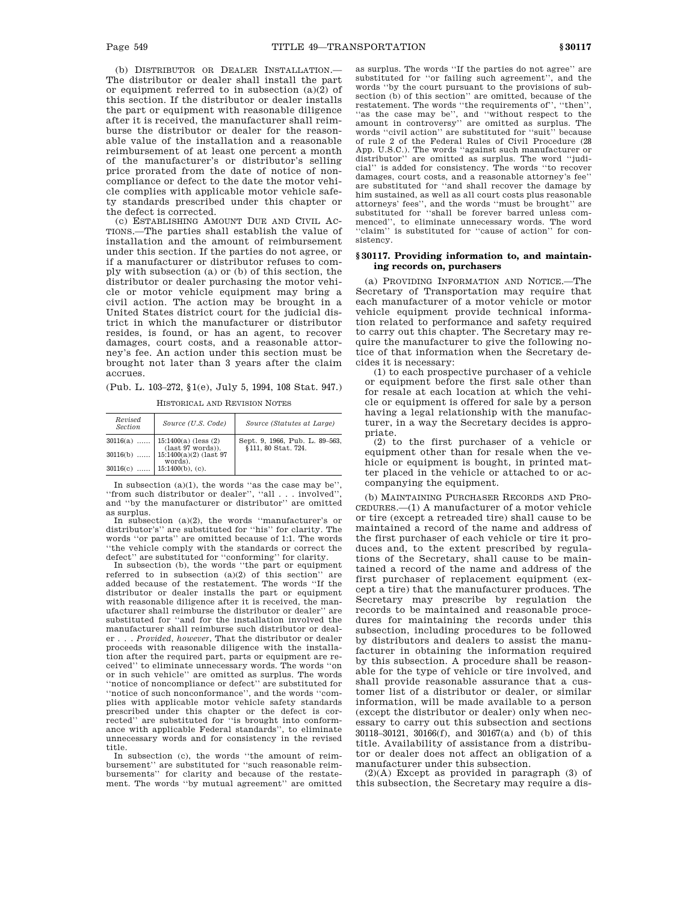(b) DISTRIBUTOR OR DEALER INSTALLATION.—The distributor or dealer shall install the part or equipment referred to in subsection (a)(2) of this section. If the distributor or dealer installs the part or equipment with reasonable diligence after it is received, the manufacturer shall reimburse the distributor or dealer for the reasonable value of the installation and a reasonable reimbursement of at least one percent a month of the manufacturer's or distributor's selling price prorated from the date of notice of noncompliance or defect to the date the motor vehicle complies with applicable motor vehicle safety standards prescribed under this chapter or the defect is corrected.

(c) ESTABLISHING AMOUNT DUE AND CIVIL ACTIONS.—The parties shall establish the value of installation and the amount of reimbursement under this section. If the parties do not agree, or if a manufacturer or distributor refuses to comply with subsection (a) or (b) of this section, the distributor or dealer purchasing the motor vehicle or motor vehicle equipment may bring a civil action. The action may be brought in a United States district court for the judicial district in which the manufacturer or distributor resides, is found, or has an agent, to recover damages, court costs, and a reasonable attorney's fee. An action under this section must be brought not later than 3 years after the claim accrues.

(Pub. L. 103–272, §1(e), July 5, 1994, 108 Stat. 947.)

HISTORICAL AND REVISION NOTES

| Revised Section | Source (U.S. Code) | Source (Statutes at Large) |
|---|---|---|
| 30116(a) ...... | 15:1400(a) (less (2) (last 97 words)). | Sept. 9, 1966, Pub. L. 89–563, §111, 80 Stat. 724. |
| 30116(b) ...... | 15:1400(a)(2) (last 97 words). | |
| 30116(c) ...... | 15:1400(b), (c). | |

In subsection (a)(1), the words "as the case may be", "from such distributor or dealer", "all . . . involved", and "by the manufacturer or distributor" are omitted as surplus.

In subsection (a)(2), the words "manufacturer's or distributor's" are substituted for "his" for clarity. The words "or parts" are omitted because of 1:1. The words "the vehicle comply with the standards or correct the defect" are substituted for "conforming" for clarity.

In subsection (b), the words "the part or equipment referred to in subsection (a)(2) of this section" are added because of the restatement. The words "If the distributor or dealer installs the part or equipment with reasonable diligence after it is received, the manufacturer shall reimburse the distributor or dealer" are substituted for "and for the installation involved the manufacturer shall reimburse such distributor or dealer . . . *Provided, however*, That the distributor or dealer proceeds with reasonable diligence with the installation after the required part, parts or equipment are received" to eliminate unnecessary words. The words "on or in such vehicle" are omitted as surplus. The words "notice of noncompliance or defect" are substituted for "notice of such nonconformance", and the words "complies with applicable motor vehicle safety standards prescribed under this chapter or the defect is corrected" are substituted for "is brought into conformance with applicable Federal standards", to eliminate unnecessary words and for consistency in the revised title.

In subsection (c), the words "the amount of reimbursement" are substituted for "such reasonable reimbursements" for clarity and because of the restatement. The words "by mutual agreement" are omitted as surplus. The words "If the parties do not agree" are substituted for "or failing such agreement", and the words "by the court pursuant to the provisions of subsection (b) of this section" are omitted, because of the restatement. The words "the requirements of", "then", "as the case may be", and "without respect to the amount in controversy" are omitted as surplus. The words "civil action" are substituted for "suit" because of rule 2 of the Federal Rules of Civil Procedure (28 App. U.S.C.). The words "against such manufacturer or distributor" are omitted as surplus. The word "judicial" is added for consistency. The words "to recover damages, court costs, and a reasonable attorney's fee" are substituted for "and shall recover the damage by him sustained, as well as all court costs plus reasonable attorneys' fees", and the words "must be brought" are substituted for "shall be forever barred unless commenced", to eliminate unnecessary words. The word "claim" is substituted for "cause of action" for consistency.

## §30117. Providing information to, and maintaining records on, purchasers

(a) PROVIDING INFORMATION AND NOTICE.—The Secretary of Transportation may require that each manufacturer of a motor vehicle or motor vehicle equipment provide technical information related to performance and safety required to carry out this chapter. The Secretary may require the manufacturer to give the following notice of that information when the Secretary decides it is necessary:

(1) to each prospective purchaser of a vehicle or equipment before the first sale other than for resale at each location at which the vehicle or equipment is offered for sale by a person having a legal relationship with the manufacturer, in a way the Secretary decides is appropriate.

(2) to the first purchaser of a vehicle or equipment other than for resale when the vehicle or equipment is bought, in printed matter placed in the vehicle or attached to or accompanying the equipment.

(b) MAINTAINING PURCHASER RECORDS AND PROCEDURES.—(1) A manufacturer of a motor vehicle or tire (except a retreaded tire) shall cause to be maintained a record of the name and address of the first purchaser of each vehicle or tire it produces and, to the extent prescribed by regulations of the Secretary, shall cause to be maintained a record of the name and address of the first purchaser of replacement equipment (except a tire) that the manufacturer produces. The Secretary may prescribe by regulation the records to be maintained and reasonable procedures for maintaining the records under this subsection, including procedures to be followed by distributors and dealers to assist the manufacturer in obtaining the information required by this subsection. A procedure shall be reasonable for the type of vehicle or tire involved, and shall provide reasonable assurance that a customer list of a distributor or dealer, or similar information, will be made available to a person (except the distributor or dealer) only when necessary to carry out this subsection and sections 30118–30121, 30166(f), and 30167(a) and (b) of this title. Availability of assistance from a distributor or dealer does not affect an obligation of a manufacturer under this subsection.

(2)(A) Except as provided in paragraph (3) of this subsection, the Secretary may require a dis-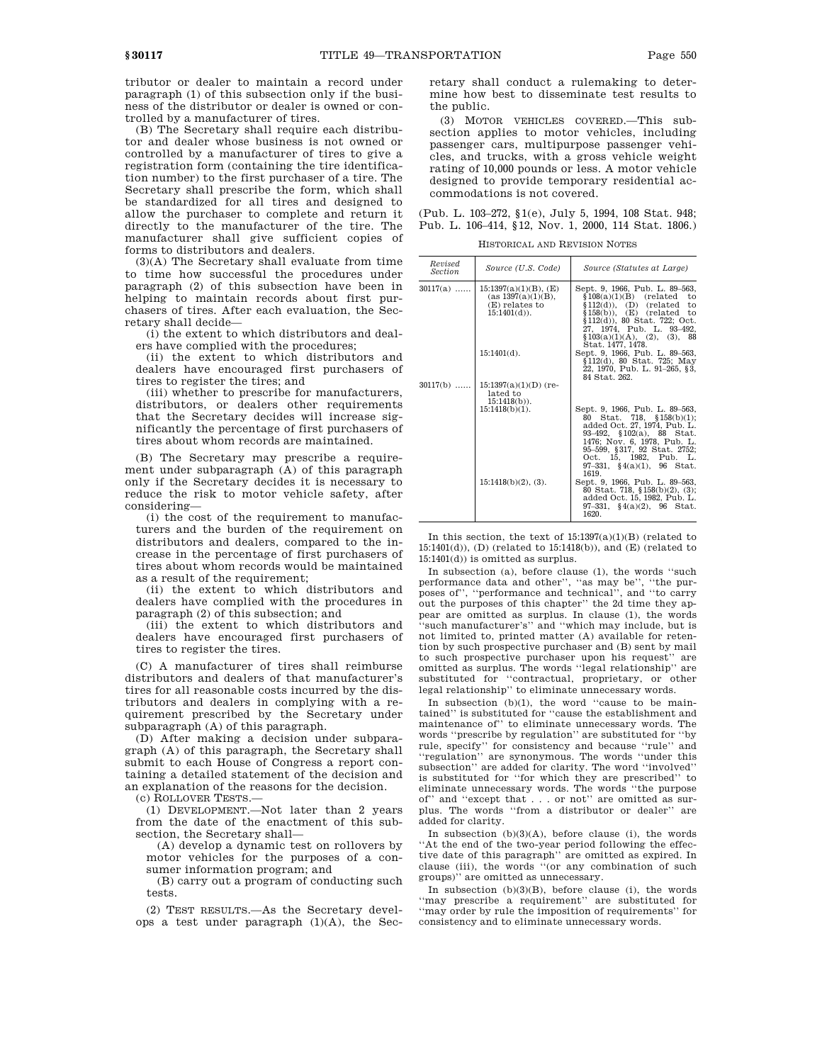tributor or dealer to maintain a record under paragraph (1) of this subsection only if the business of the distributor or dealer is owned or controlled by a manufacturer of tires.

(B) The Secretary shall require each distributor and dealer whose business is not owned or controlled by a manufacturer of tires to give a registration form (containing the tire identification number) to the first purchaser of a tire. The Secretary shall prescribe the form, which shall be standardized for all tires and designed to allow the purchaser to complete and return it directly to the manufacturer of the tire. The manufacturer shall give sufficient copies of forms to distributors and dealers.

(3)(A) The Secretary shall evaluate from time to time how successful the procedures under paragraph (2) of this subsection have been in helping to maintain records about first purchasers of tires. After each evaluation, the Secretary shall decide—

(i) the extent to which distributors and dealers have complied with the procedures;

(ii) the extent to which distributors and dealers have encouraged first purchasers of tires to register the tires; and

(iii) whether to prescribe for manufacturers, distributors, or dealers other requirements that the Secretary decides will increase significantly the percentage of first purchasers of tires about whom records are maintained.

(B) The Secretary may prescribe a requirement under subparagraph (A) of this paragraph only if the Secretary decides it is necessary to reduce the risk to motor vehicle safety, after considering—

(i) the cost of the requirement to manufacturers and the burden of the requirement on distributors and dealers, compared to the increase in the percentage of first purchasers of tires about whom records would be maintained as a result of the requirement;

(ii) the extent to which distributors and dealers have complied with the procedures in paragraph (2) of this subsection; and

(iii) the extent to which distributors and dealers have encouraged first purchasers of tires to register the tires.

(C) A manufacturer of tires shall reimburse distributors and dealers of that manufacturer's tires for all reasonable costs incurred by the distributors and dealers in complying with a requirement prescribed by the Secretary under subparagraph (A) of this paragraph.

(D) After making a decision under subparagraph (A) of this paragraph, the Secretary shall submit to each House of Congress a report containing a detailed statement of the decision and an explanation of the reasons for the decision.

(c) ROLLOVER TESTS.—

(1) DEVELOPMENT.—Not later than 2 years from the date of the enactment of this subsection, the Secretary shall—

(A) develop a dynamic test on rollovers by motor vehicles for the purposes of a consumer information program; and

(B) carry out a program of conducting such tests.

(2) TEST RESULTS.—As the Secretary develops a test under paragraph (1)(A), the Secretary shall conduct a rulemaking to determine how best to disseminate test results to the public.

(3) MOTOR VEHICLES COVERED.—This subsection applies to motor vehicles, including passenger cars, multipurpose passenger vehicles, and trucks, with a gross vehicle weight rating of 10,000 pounds or less. A motor vehicle designed to provide temporary residential accommodations is not covered.

(Pub. L. 103–272, §1(e), July 5, 1994, 108 Stat. 948; Pub. L. 106–414, §12, Nov. 1, 2000, 114 Stat. 1806.)

HISTORICAL AND REVISION NOTES

| Revised Section | Source (U.S. Code) | Source (Statutes at Large) |
|---|---|---|
| 30117(a) ...... | 15:1397(a)(1)(B), (E) (as 1397(a)(1)(B), (E) relates to 15:1401(d)). | Sept. 9, 1966, Pub. L. 89–563, §108(a)(1)(B) (related to §112(d)), (D) (related to §158(b)), (E) (related to §112(d)), 80 Stat. 722; Oct. 27, 1974, Pub. L. 93–492, §103(a)(1)(A), (2), (3), 88 Stat. 1477, 1478. |
| | 15:1401(d). | Sept. 9, 1966, Pub. L. 89–563, §112(d), 80 Stat. 725; May 22, 1970, Pub. L. 91–265, §3, 84 Stat. 262. |
| 30117(b) ...... | 15:1397(a)(1)(D) (related to 15:1418(b)). | |
| | 15:1418(b)(1). | Sept. 9, 1966, Pub. L. 89–563, 80 Stat. 718, §158(b)(1); added Oct. 27, 1974, Pub. L. 93–492, §102(a), 88 Stat. 1476; Nov. 6, 1978, Pub. L. 95–599, §317, 92 Stat. 2752; Oct. 15, 1982, Pub. L. 97–331, §4(a)(1), 96 Stat. 1619. |
| | 15:1418(b)(2), (3). | Sept. 9, 1966, Pub. L. 89–563, 80 Stat. 718, §158(b)(2), (3); added Oct. 15, 1982, Pub. L. 97–331, §4(a)(2), 96 Stat. 1620. |

In this section, the text of 15:1397(a)(1)(B) (related to 15:1401(d)), (D) (related to 15:1418(b)), and (E) (related to 15:1401(d)) is omitted as surplus.

In subsection (a), before clause (1), the words "such performance data and other", "as may be", "the purposes of", "performance and technical", and "to carry out the purposes of this chapter" the 2d time they appear are omitted as surplus. In clause (1), the words "such manufacturer's" and "which may include, but is not limited to, printed matter (A) available for retention by such prospective purchaser and (B) sent by mail to such prospective purchaser upon his request" are omitted as surplus. The words "legal relationship" are substituted for "contractual, proprietary, or other legal relationship" to eliminate unnecessary words.

In subsection (b)(1), the word "cause to be maintained" is substituted for "cause the establishment and maintenance of" to eliminate unnecessary words. The words "prescribe by regulation" are substituted for "by rule, specify" for consistency and because "rule" and "regulation" are synonymous. The words "under this subsection" are added for clarity. The word "involved" is substituted for "for which they are prescribed" to eliminate unnecessary words. The words "the purpose of" and "except that . . . or not" are omitted as surplus. The words "from a distributor or dealer" are added for clarity.

In subsection (b)(3)(A), before clause (i), the words "At the end of the two-year period following the effective date of this paragraph" are omitted as expired. In clause (iii), the words "(or any combination of such groups)" are omitted as unnecessary.

In subsection (b)(3)(B), before clause (i), the words "may prescribe a requirement" are substituted for "may order by rule the imposition of requirements" for consistency and to eliminate unnecessary words.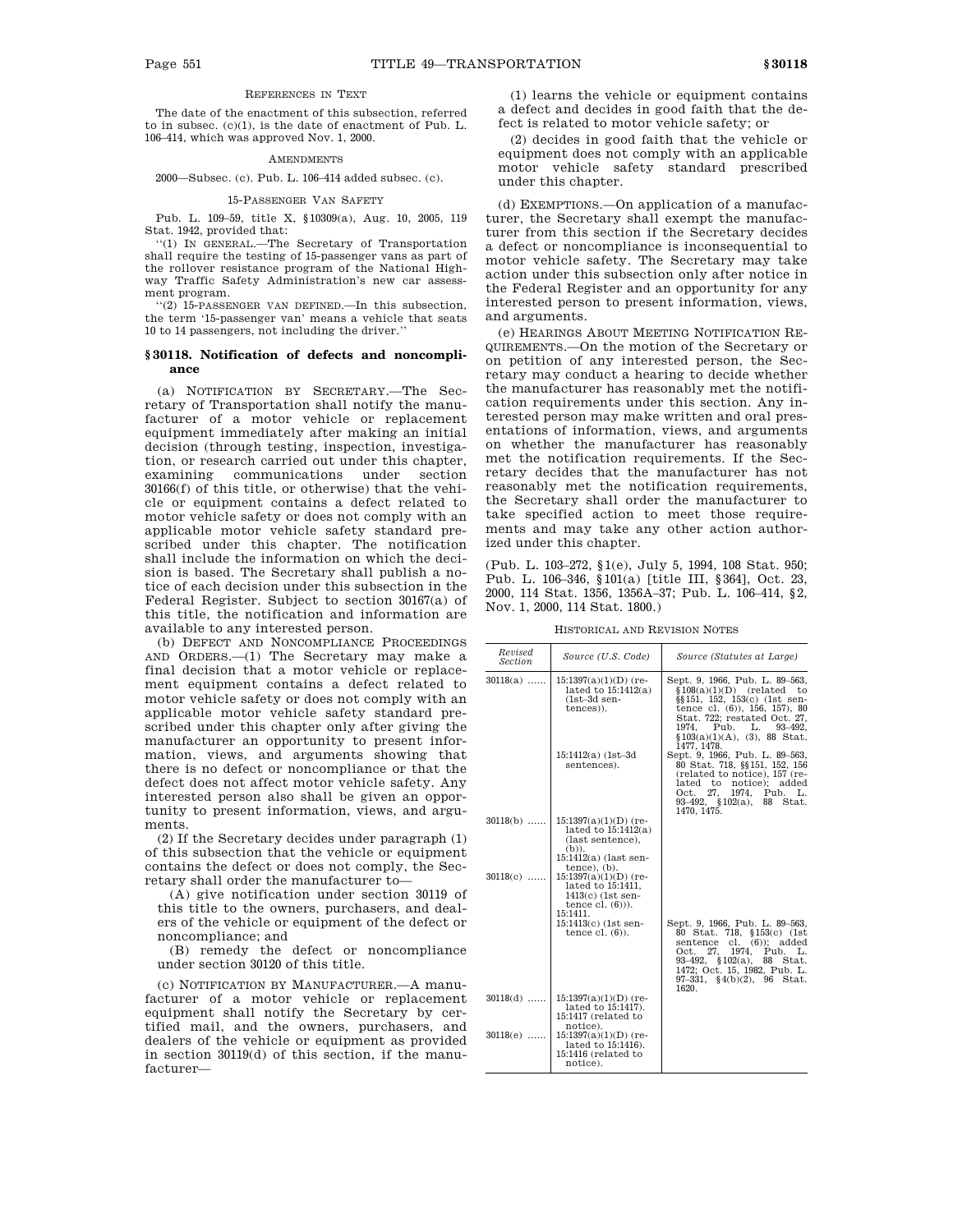REFERENCES IN TEXT

The date of the enactment of this subsection, referred to in subsec. (c)(1), is the date of enactment of Pub. L. 106–414, which was approved Nov. 1, 2000.

AMENDMENTS

2000—Subsec. (c). Pub. L. 106–414 added subsec. (c).

15-PASSENGER VAN SAFETY

Pub. L. 109–59, title X, §10309(a), Aug. 10, 2005, 119 Stat. 1942, provided that:

"(1) IN GENERAL.—The Secretary of Transportation shall require the testing of 15-passenger vans as part of the rollover resistance program of the National Highway Traffic Safety Administration's new car assessment program.

"(2) 15-PASSENGER VAN DEFINED.—In this subsection, the term '15-passenger van' means a vehicle that seats 10 to 14 passengers, not including the driver."

### § 30118. Notification of defects and noncompliance

(a) NOTIFICATION BY SECRETARY.—The Secretary of Transportation shall notify the manufacturer of a motor vehicle or replacement equipment immediately after making an initial decision (through testing, inspection, investigation, or research carried out under this chapter, examining communications under section 30166(f) of this title, or otherwise) that the vehicle or equipment contains a defect related to motor vehicle safety or does not comply with an applicable motor vehicle safety standard prescribed under this chapter. The notification shall include the information on which the decision is based. The Secretary shall publish a notice of each decision under this subsection in the Federal Register. Subject to section 30167(a) of this title, the notification and information are available to any interested person.

(b) DEFECT AND NONCOMPLIANCE PROCEEDINGS AND ORDERS.—(1) The Secretary may make a final decision that a motor vehicle or replacement equipment contains a defect related to motor vehicle safety or does not comply with an applicable motor vehicle safety standard prescribed under this chapter only after giving the manufacturer an opportunity to present information, views, and arguments showing that there is no defect or noncompliance or that the defect does not affect motor vehicle safety. Any interested person also shall be given an opportunity to present information, views, and arguments.

(2) If the Secretary decides under paragraph (1) of this subsection that the vehicle or equipment contains the defect or does not comply, the Secretary shall order the manufacturer to—

(A) give notification under section 30119 of this title to the owners, purchasers, and dealers of the vehicle or equipment of the defect or noncompliance; and

(B) remedy the defect or noncompliance under section 30120 of this title.

(c) NOTIFICATION BY MANUFACTURER.—A manufacturer of a motor vehicle or replacement equipment shall notify the Secretary by certified mail, and the owners, purchasers, and dealers of the vehicle or equipment as provided in section 30119(d) of this section, if the manufacturer—

(1) learns the vehicle or equipment contains a defect and decides in good faith that the defect is related to motor vehicle safety; or

(2) decides in good faith that the vehicle or equipment does not comply with an applicable motor vehicle safety standard prescribed under this chapter.

(d) EXEMPTIONS.—On application of a manufacturer, the Secretary shall exempt the manufacturer from this section if the Secretary decides a defect or noncompliance is inconsequential to motor vehicle safety. The Secretary may take action under this subsection only after notice in the Federal Register and an opportunity for any interested person to present information, views, and arguments.

(e) HEARINGS ABOUT MEETING NOTIFICATION REQUIREMENTS.—On the motion of the Secretary or on petition of any interested person, the Secretary may conduct a hearing to decide whether the manufacturer has reasonably met the notification requirements under this section. Any interested person may make written and oral presentations of information, views, and arguments on whether the manufacturer has reasonably met the notification requirements. If the Secretary decides that the manufacturer has not reasonably met the notification requirements, the Secretary shall order the manufacturer to take specified action to meet those requirements and may take any other action authorized under this chapter.

(Pub. L. 103–272, §1(e), July 5, 1994, 108 Stat. 950; Pub. L. 106–346, §101(a) [title III, §364], Oct. 23, 2000, 114 Stat. 1356, 1356A–37; Pub. L. 106–414, §2, Nov. 1, 2000, 114 Stat. 1800.)

HISTORICAL AND REVISION NOTES

| Revised Section | Source (U.S. Code) | Source (Statutes at Large) |
|---|---|---|
| 30118(a) ...... | 15:1397(a)(1)(D) (related to 15:1412(a) (1st–3d sentences)). | Sept. 9, 1966, Pub. L. 89–563, §108(a)(1)(D) (related to §§151, 152, 153(c) (1st sentence cl. (6)), 156, 157), 80 Stat. 722; restated Oct. 27, 1974, Pub. L. 93–492, §103(a)(1)(A), (3), 88 Stat. 1477, 1478. |
| | 15:1412(a) (1st–3d sentences). | Sept. 9, 1966, Pub. L. 89–563, 80 Stat. 718, §§151, 152, 156 (related to notice), 157 (related to notice); added Oct. 27, 1974, Pub. L. 93–492, §102(a), 88 Stat. 1470, 1475. |
| 30118(b) ...... | 15:1397(a)(1)(D) (related to 15:1412(a) (last sentence), (b)). 15:1412(a) (last sentence), (b). | |
| 30118(c) ...... | 15:1397(a)(1)(D) (related to 15:1411, 1413(c) (1st sentence cl. (6))). 15:1411. | |
| | 15:1413(c) (1st sentence cl. (6)). | Sept. 9, 1966, Pub. L. 89–563, 80 Stat. 718, §153(c) (1st sentence cl. (6)); added Oct. 27, 1974, Pub. L. 93–492, §102(a), 88 Stat. 1472; Oct. 15, 1982, Pub. L. 97–331, §4(b)(2), 96 Stat. 1620. |
| 30118(d) ...... | 15:1397(a)(1)(D) (related to 15:1417). 15:1417 (related to notice). | |
| 30118(e) ...... | 15:1397(a)(1)(D) (related to 15:1416). 15:1416 (related to notice). | |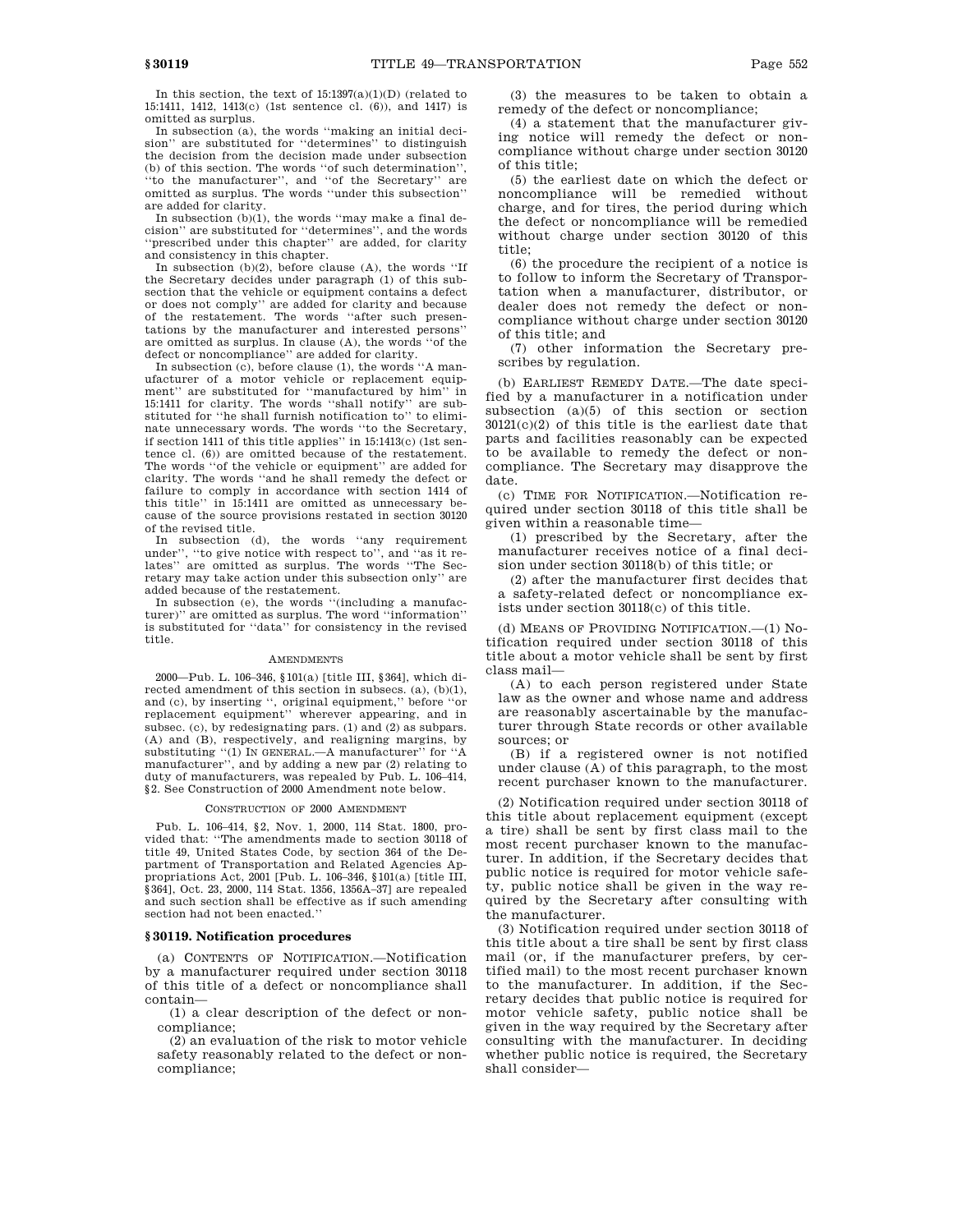In this section, the text of 15:1397(a)(1)(D) (related to 15:1411, 1412, 1413(c) (1st sentence cl. (6)), and 1417) is omitted as surplus.

In subsection (a), the words "making an initial decision" are substituted for "determines" to distinguish the decision from the decision made under subsection (b) of this section. The words "of such determination", "to the manufacturer", and "of the Secretary" are omitted as surplus. The words "under this subsection" are added for clarity.

In subsection (b)(1), the words "may make a final decision" are substituted for "determines", and the words "prescribed under this chapter" are added, for clarity and consistency in this chapter.

In subsection (b)(2), before clause (A), the words "If the Secretary decides under paragraph (1) of this subsection that the vehicle or equipment contains a defect or does not comply" are added for clarity and because of the restatement. The words "after such presentations by the manufacturer and interested persons" are omitted as surplus. In clause (A), the words "of the defect or noncompliance" are added for clarity.

In subsection (c), before clause (1), the words "A manufacturer of a motor vehicle or replacement equipment" are substituted for "manufactured by him" in 15:1411 for clarity. The words "shall notify" are substituted for "he shall furnish notification to" to eliminate unnecessary words. The words "to the Secretary, if section 1411 of this title applies" in 15:1413(c) (1st sentence cl. (6)) are omitted because of the restatement. The words "of the vehicle or equipment" are added for clarity. The words "and he shall remedy the defect or failure to comply in accordance with section 1414 of this title" in 15:1411 are omitted as unnecessary because of the source provisions restated in section 30120 of the revised title.

In subsection (d), the words "any requirement under", "to give notice with respect to", and "as it relates" are omitted as surplus. The words "The Secretary may take action under this subsection only" are added because of the restatement.

In subsection (e), the words "(including a manufacturer)" are omitted as surplus. The word "information" is substituted for "data" for consistency in the revised title.

AMENDMENTS

2000—Pub. L. 106–346, §101(a) [title III, §364], which directed amendment of this section in subsecs. (a), (b)(1), and (c), by inserting ", original equipment," before "or replacement equipment" wherever appearing, and in subsec. (c), by redesignating pars. (1) and (2) as subpars. (A) and (B), respectively, and realigning margins, by substituting "(1) IN GENERAL.—A manufacturer" for "A manufacturer", and by adding a new par (2) relating to duty of manufacturers, was repealed by Pub. L. 106–414, §2. See Construction of 2000 Amendment note below.

CONSTRUCTION OF 2000 AMENDMENT

Pub. L. 106–414, §2, Nov. 1, 2000, 114 Stat. 1800, provided that: "The amendments made to section 30118 of title 49, United States Code, by section 364 of the Department of Transportation and Related Agencies Appropriations Act, 2001 [Pub. L. 106–346, §101(a) [title III, §364], Oct. 23, 2000, 114 Stat. 1356, 1356A–37] are repealed and such section shall be effective as if such amending section had not been enacted."

### §30119. Notification procedures

(a) CONTENTS OF NOTIFICATION.—Notification by a manufacturer required under section 30118 of this title of a defect or noncompliance shall contain—

(1) a clear description of the defect or noncompliance;

(2) an evaluation of the risk to motor vehicle safety reasonably related to the defect or noncompliance;

(3) the measures to be taken to obtain a remedy of the defect or noncompliance;

(4) a statement that the manufacturer giving notice will remedy the defect or noncompliance without charge under section 30120 of this title;

(5) the earliest date on which the defect or noncompliance will be remedied without charge, and for tires, the period during which the defect or noncompliance will be remedied without charge under section 30120 of this title;

(6) the procedure the recipient of a notice is to follow to inform the Secretary of Transportation when a manufacturer, distributor, or dealer does not remedy the defect or noncompliance without charge under section 30120 of this title; and

(7) other information the Secretary prescribes by regulation.

(b) EARLIEST REMEDY DATE.—The date specified by a manufacturer in a notification under subsection (a)(5) of this section or section 30121(c)(2) of this title is the earliest date that parts and facilities reasonably can be expected to be available to remedy the defect or noncompliance. The Secretary may disapprove the date.

(c) TIME FOR NOTIFICATION.—Notification required under section 30118 of this title shall be given within a reasonable time—

(1) prescribed by the Secretary, after the manufacturer receives notice of a final decision under section 30118(b) of this title; or

(2) after the manufacturer first decides that a safety-related defect or noncompliance exists under section 30118(c) of this title.

(d) MEANS OF PROVIDING NOTIFICATION.—(1) Notification required under section 30118 of this title about a motor vehicle shall be sent by first class mail—

(A) to each person registered under State law as the owner and whose name and address are reasonably ascertainable by the manufacturer through State records or other available sources; or

(B) if a registered owner is not notified under clause (A) of this paragraph, to the most recent purchaser known to the manufacturer.

(2) Notification required under section 30118 of this title about replacement equipment (except a tire) shall be sent by first class mail to the most recent purchaser known to the manufacturer. In addition, if the Secretary decides that public notice is required for motor vehicle safety, public notice shall be given in the way required by the Secretary after consulting with the manufacturer.

(3) Notification required under section 30118 of this title about a tire shall be sent by first class mail (or, if the manufacturer prefers, by certified mail) to the most recent purchaser known to the manufacturer. In addition, if the Secretary decides that public notice is required for motor vehicle safety, public notice shall be given in the way required by the Secretary after consulting with the manufacturer. In deciding whether public notice is required, the Secretary shall consider—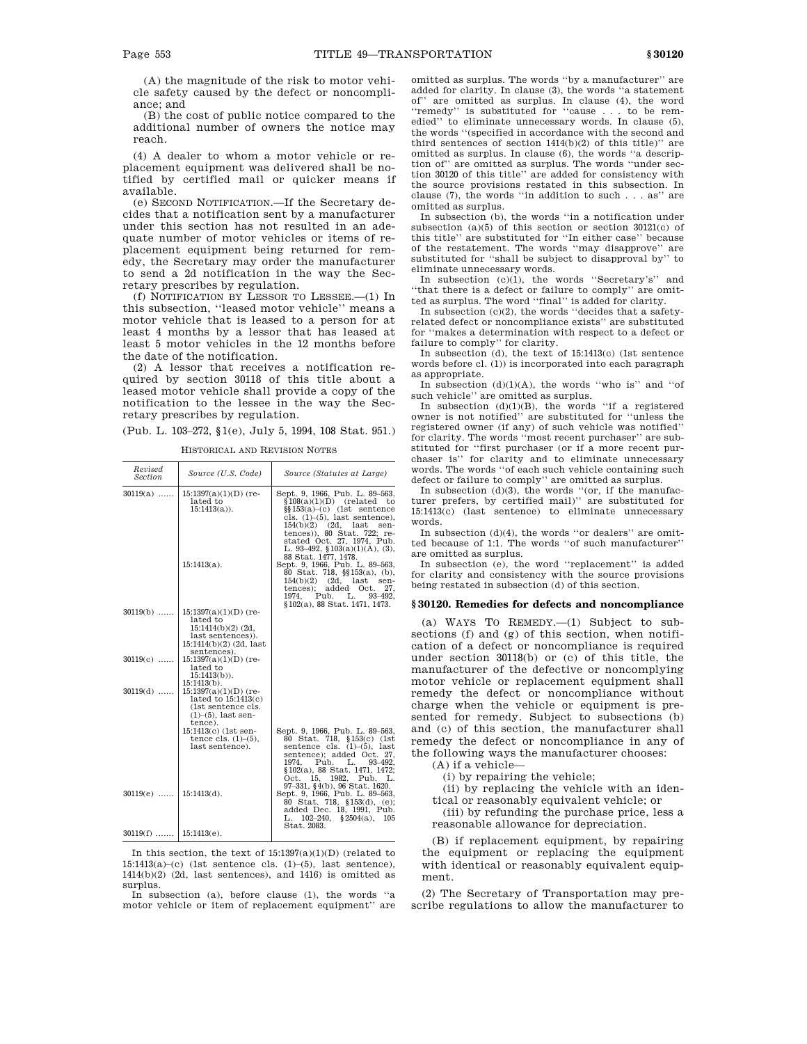(A) the magnitude of the risk to motor vehicle safety caused by the defect or noncompliance; and

(B) the cost of public notice compared to the additional number of owners the notice may reach.

(4) A dealer to whom a motor vehicle or replacement equipment was delivered shall be notified by certified mail or quicker means if available.

(e) SECOND NOTIFICATION.—If the Secretary decides that a notification sent by a manufacturer under this section has not resulted in an adequate number of motor vehicles or items of replacement equipment being returned for remedy, the Secretary may order the manufacturer to send a 2d notification in the way the Secretary prescribes by regulation.

(f) NOTIFICATION BY LESSOR TO LESSEE.—(1) In this subsection, ''leased motor vehicle'' means a motor vehicle that is leased to a person for at least 4 months by a lessor that has leased at least 5 motor vehicles in the 12 months before the date of the notification.

(2) A lessor that receives a notification required by section 30118 of this title about a leased motor vehicle shall provide a copy of the notification to the lessee in the way the Secretary prescribes by regulation.

(Pub. L. 103–272, §1(e), July 5, 1994, 108 Stat. 951.)

HISTORICAL AND REVISION NOTES

| Revised Section | Source (U.S. Code) | Source (Statutes at Large) |
|---|---|---|
| 30119(a) | 15:1397(a)(1)(D) (related to 15:1413(a)). | Sept. 9, 1966, Pub. L. 89–563, §108(a)(1)(D) (related to §§153(a)–(c) (1st sentence cls. (1)–(5), last sentence), 154(b)(2) (2d, last sentences)), 80 Stat. 722; restated Oct. 27, 1974, Pub. L. 93–492, §103(a)(1)(A), (3), 88 Stat. 1477, 1478. |
| | 15:1413(a). | Sept. 9, 1966, Pub. L. 89–563, 80 Stat. 718, §§153(a), (b), 154(b)(2) (2d, last sentences); added Oct. 27, 1974, Pub. L. 93–492, §102(a), 88 Stat. 1471, 1473. |
| 30119(b) | 15:1397(a)(1)(D) (related to 15:1414(b)(2) (2d, last sentences)). 15:1414(b)(2) (2d, last sentences). | |
| 30119(c) | 15:1397(a)(1)(D) (related to 15:1413(b)). 15:1413(b). | |
| 30119(d) | 15:1397(a)(1)(D) (related to 15:1413(c) (1st sentence cls. (1)–(5), last sentence). | |
| | 15:1413(c) (1st sentence cls. (1)–(5), last sentence). | Sept. 9, 1966, Pub. L. 89–563, 80 Stat. 718, §153(c) (1st sentence cls. (1)–(5), last sentence); added Oct. 27, 1974, Pub. L. 93–492, §102(a), 88 Stat. 1471, 1472; Oct. 15, 1982, Pub. L. 97–331, §4(b), 96 Stat. 1620. |
| 30119(e) | 15:1413(d). | Sept. 9, 1966, Pub. L. 89–563, 80 Stat. 718, §153(d), (e); added Dec. 18, 1991, Pub. L. 102–240, §2504(a), 105 Stat. 2083. |
| 30119(f) | 15:1413(e). | |

In this section, the text of 15:1397(a)(1)(D) (related to 15:1413(a)–(c) (1st sentence cls. (1)–(5), last sentence), 1414(b)(2) (2d, last sentences), and 1416) is omitted as surplus.

In subsection (a), before clause (1), the words ''a motor vehicle or item of replacement equipment'' are omitted as surplus. The words ''by a manufacturer'' are added for clarity. In clause (3), the words ''a statement of'' are omitted as surplus. In clause (4), the word ''remedy'' is substituted for ''cause . . . to be remedied'' to eliminate unnecessary words. In clause (5), the words ''(specified in accordance with the second and third sentences of section 1414(b)(2) of this title)'' are omitted as surplus. In clause (6), the words ''a description of'' are omitted as surplus. The words ''under section 30120 of this title'' are added for consistency with the source provisions restated in this subsection. In clause (7), the words ''in addition to such . . . as'' are omitted as surplus.

In subsection (b), the words ''in a notification under subsection (a)(5) of this section or section 30121(c) of this title'' are substituted for ''In either case'' because of the restatement. The words ''may disapprove'' are substituted for ''shall be subject to disapproval by'' to eliminate unnecessary words.

In subsection (c)(1), the words ''Secretary's'' and ''that there is a defect or failure to comply'' are omitted as surplus. The word ''final'' is added for clarity.

In subsection (c)(2), the words ''decides that a safety-related defect or noncompliance exists'' are substituted for ''makes a determination with respect to a defect or failure to comply'' for clarity.

In subsection (d), the text of 15:1413(c) (1st sentence words before cl. (1)) is incorporated into each paragraph as appropriate.

In subsection (d)(1)(A), the words ''who is'' and ''of such vehicle'' are omitted as surplus.

In subsection (d)(1)(B), the words ''if a registered owner is not notified'' are substituted for ''unless the registered owner (if any) of such vehicle was notified'' for clarity. The words ''most recent purchaser'' are substituted for ''first purchaser (or if a more recent purchaser is'' for clarity and to eliminate unnecessary words. The words ''of each such vehicle containing such defect or failure to comply'' are omitted as surplus.

In subsection (d)(3), the words ''(or, if the manufacturer prefers, by certified mail)'' are substituted for 15:1413(c) (last sentence) to eliminate unnecessary words.

In subsection (d)(4), the words ''or dealers'' are omitted because of 1:1. The words ''of such manufacturer'' are omitted as surplus.

In subsection (e), the word ''replacement'' is added for clarity and consistency with the source provisions being restated in subsection (d) of this section.

### §30120. Remedies for defects and noncompliance

(a) WAYS TO REMEDY.—(1) Subject to subsections (f) and (g) of this section, when notification of a defect or noncompliance is required under section 30118(b) or (c) of this title, the manufacturer of the defective or noncomplying motor vehicle or replacement equipment shall remedy the defect or noncompliance without charge when the vehicle or equipment is presented for remedy. Subject to subsections (b) and (c) of this section, the manufacturer shall remedy the defect or noncompliance in any of the following ways the manufacturer chooses:

(A) if a vehicle—

(i) by repairing the vehicle;

(ii) by replacing the vehicle with an identical or reasonably equivalent vehicle; or

(iii) by refunding the purchase price, less a reasonable allowance for depreciation.

(B) if replacement equipment, by repairing the equipment or replacing the equipment with identical or reasonably equivalent equipment.

(2) The Secretary of Transportation may prescribe regulations to allow the manufacturer to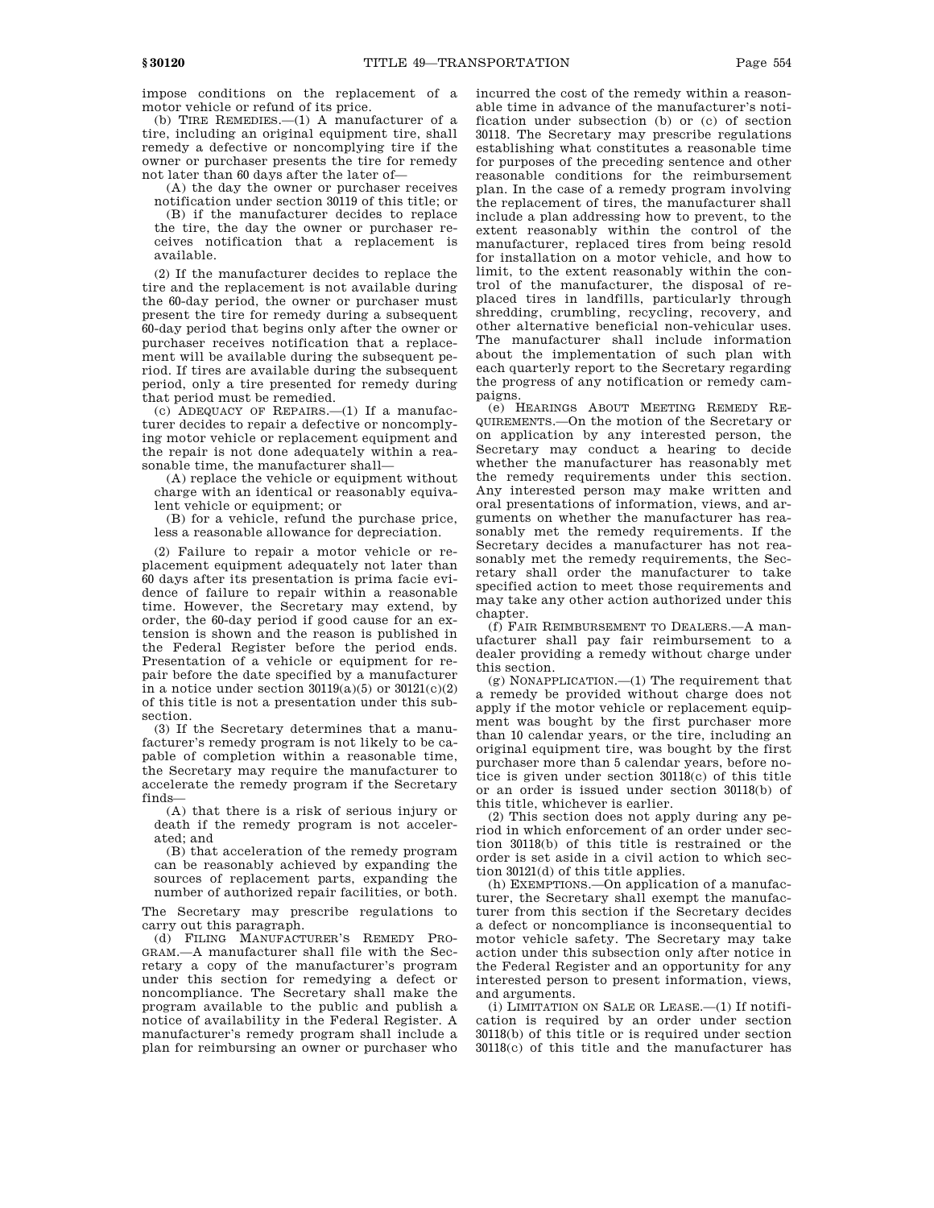impose conditions on the replacement of a motor vehicle or refund of its price.

(b) TIRE REMEDIES.—(1) A manufacturer of a tire, including an original equipment tire, shall remedy a defective or noncomplying tire if the owner or purchaser presents the tire for remedy not later than 60 days after the later of—

(A) the day the owner or purchaser receives notification under section 30119 of this title; or

(B) if the manufacturer decides to replace the tire, the day the owner or purchaser receives notification that a replacement is available.

(2) If the manufacturer decides to replace the tire and the replacement is not available during the 60-day period, the owner or purchaser must present the tire for remedy during a subsequent 60-day period that begins only after the owner or purchaser receives notification that a replacement will be available during the subsequent period. If tires are available during the subsequent period, only a tire presented for remedy during that period must be remedied.

(c) ADEQUACY OF REPAIRS.—(1) If a manufacturer decides to repair a defective or noncomplying motor vehicle or replacement equipment and the repair is not done adequately within a reasonable time, the manufacturer shall—

(A) replace the vehicle or equipment without charge with an identical or reasonably equivalent vehicle or equipment; or

(B) for a vehicle, refund the purchase price, less a reasonable allowance for depreciation.

(2) Failure to repair a motor vehicle or replacement equipment adequately not later than 60 days after its presentation is prima facie evidence of failure to repair within a reasonable time. However, the Secretary may extend, by order, the 60-day period if good cause for an extension is shown and the reason is published in the Federal Register before the period ends. Presentation of a vehicle or equipment for repair before the date specified by a manufacturer in a notice under section 30119(a)(5) or 30121(c)(2) of this title is not a presentation under this subsection.

(3) If the Secretary determines that a manufacturer's remedy program is not likely to be capable of completion within a reasonable time, the Secretary may require the manufacturer to accelerate the remedy program if the Secretary finds—

(A) that there is a risk of serious injury or death if the remedy program is not accelerated; and

(B) that acceleration of the remedy program can be reasonably achieved by expanding the sources of replacement parts, expanding the number of authorized repair facilities, or both.

The Secretary may prescribe regulations to carry out this paragraph.

(d) FILING MANUFACTURER'S REMEDY PROGRAM.—A manufacturer shall file with the Secretary a copy of the manufacturer's program under this section for remedying a defect or noncompliance. The Secretary shall make the program available to the public and publish a notice of availability in the Federal Register. A manufacturer's remedy program shall include a plan for reimbursing an owner or purchaser who incurred the cost of the remedy within a reasonable time in advance of the manufacturer's notification under subsection (b) or (c) of section 30118. The Secretary may prescribe regulations establishing what constitutes a reasonable time for purposes of the preceding sentence and other reasonable conditions for the reimbursement plan. In the case of a remedy program involving the replacement of tires, the manufacturer shall include a plan addressing how to prevent, to the extent reasonably within the control of the manufacturer, replaced tires from being resold for installation on a motor vehicle, and how to limit, to the extent reasonably within the control of the manufacturer, the disposal of replaced tires in landfills, particularly through shredding, crumbling, recycling, recovery, and other alternative beneficial non-vehicular uses. The manufacturer shall include information about the implementation of such plan with each quarterly report to the Secretary regarding the progress of any notification or remedy campaigns.

(e) HEARINGS ABOUT MEETING REMEDY REQUIREMENTS.—On the motion of the Secretary or on application by any interested person, the Secretary may conduct a hearing to decide whether the manufacturer has reasonably met the remedy requirements under this section. Any interested person may make written and oral presentations of information, views, and arguments on whether the manufacturer has reasonably met the remedy requirements. If the Secretary decides a manufacturer has not reasonably met the remedy requirements, the Secretary shall order the manufacturer to take specified action to meet those requirements and may take any other action authorized under this chapter.

(f) FAIR REIMBURSEMENT TO DEALERS.—A manufacturer shall pay fair reimbursement to a dealer providing a remedy without charge under this section.

(g) NONAPPLICATION.—(1) The requirement that a remedy be provided without charge does not apply if the motor vehicle or replacement equipment was bought by the first purchaser more than 10 calendar years, or the tire, including an original equipment tire, was bought by the first purchaser more than 5 calendar years, before notice is given under section 30118(c) of this title or an order is issued under section 30118(b) of this title, whichever is earlier.

(2) This section does not apply during any period in which enforcement of an order under section 30118(b) of this title is restrained or the order is set aside in a civil action to which section 30121(d) of this title applies.

(h) EXEMPTIONS.—On application of a manufacturer, the Secretary shall exempt the manufacturer from this section if the Secretary decides a defect or noncompliance is inconsequential to motor vehicle safety. The Secretary may take action under this subsection only after notice in the Federal Register and an opportunity for any interested person to present information, views, and arguments.

(i) LIMITATION ON SALE OR LEASE.—(1) If notification is required by an order under section 30118(b) of this title or is required under section 30118(c) of this title and the manufacturer has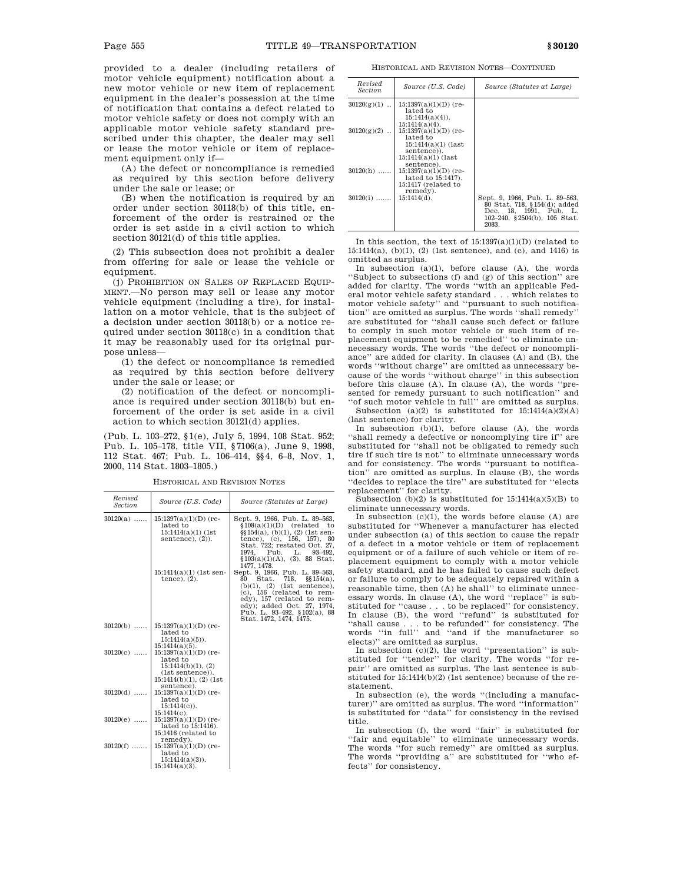provided to a dealer (including retailers of motor vehicle equipment) notification about a new motor vehicle or new item of replacement equipment in the dealer's possession at the time of notification that contains a defect related to motor vehicle safety or does not comply with an applicable motor vehicle safety standard prescribed under this chapter, the dealer may sell or lease the motor vehicle or item of replacement equipment only if—

(A) the defect or noncompliance is remedied as required by this section before delivery under the sale or lease; or

(B) when the notification is required by an order under section 30118(b) of this title, enforcement of the order is restrained or the order is set aside in a civil action to which section 30121(d) of this title applies.

(2) This subsection does not prohibit a dealer from offering for sale or lease the vehicle or equipment.

(j) PROHIBITION ON SALES OF REPLACED EQUIPMENT.—No person may sell or lease any motor vehicle equipment (including a tire), for installation on a motor vehicle, that is the subject of a decision under section 30118(b) or a notice required under section 30118(c) in a condition that it may be reasonably used for its original purpose unless—

(1) the defect or noncompliance is remedied as required by this section before delivery under the sale or lease; or

(2) notification of the defect or noncompliance is required under section 30118(b) but enforcement of the order is set aside in a civil action to which section 30121(d) applies.

(Pub. L. 103–272, §1(e), July 5, 1994, 108 Stat. 952; Pub. L. 105–178, title VII, §7106(a), June 9, 1998, 112 Stat. 467; Pub. L. 106–414, §§4, 6–8, Nov. 1, 2000, 114 Stat. 1803–1805.)

HISTORICAL AND REVISION NOTES

| Revised Section | Source (U.S. Code) | Source (Statutes at Large) |
|---|---|---|
| 30120(a) | 15:1397(a)(1)(D) (related to 15:1414(a)(1) (1st sentence), (2)). | Sept. 9, 1966, Pub. L. 89–563, §108(a)(1)(D) (related to §§154(a), (b)(1), (2) (1st sentence), (c), 156, 157), 80 Stat. 722; restated Oct. 27, 1974, Pub. L. 93–492, §103(a)(1)(A), (3), 88 Stat. 1477, 1478. |
| | 15:1414(a)(1) (1st sentence), (2). | Sept. 9, 1966, Pub. L. 89–563, 80 Stat. 718, §§154(a), (b)(1), (2) (1st sentence), (c), 156 (related to remedy), 157 (related to remedy); added Oct. 27, 1974, Pub. L. 93–492, §102(a), 88 Stat. 1472, 1474, 1475. |
| 30120(b) | 15:1397(a)(1)(D) (related to 15:1414(a)(5)). 15:1414(a)(5). | |
| 30120(c) | 15:1397(a)(1)(D) (related to 15:1414(b)(1), (2) (1st sentence)). 15:1414(b)(1), (2) (1st sentence). | |
| 30120(d) | 15:1397(a)(1)(D) (related to 15:1414(c)). 15:1414(c). | |
| 30120(e) | 15:1397(a)(1)(D) (related to 15:1416). 15:1416 (related to remedy). | |
| 30120(f) | 15:1397(a)(1)(D) (related to 15:1414(a)(3)). 15:1414(a)(3). | |
| 30120(g)(1) | 15:1397(a)(1)(D) (related to 15:1414(a)(4)). 15:1414(a)(4). | |
| 30120(g)(2) | 15:1397(a)(1)(D) (related to 15:1414(a)(1) (last sentence)). 15:1414(a)(1) (last sentence). | |
| 30120(h) | 15:1397(a)(1)(D) (related to 15:1417). 15:1417 (related to remedy). | |
| 30120(i) | 15:1414(d). | Sept. 9, 1966, Pub. L. 89–563, 80 Stat. 718, §154(d); added Dec. 18, 1991, Pub. L. 102–240, §2504(b), 105 Stat. 2083. |

In this section, the text of 15:1397(a)(1)(D) (related to 15:1414(a), (b)(1), (2) (1st sentence), and (c), and 1416) is omitted as surplus.

In subsection (a)(1), before clause (A), the words "Subject to subsections (f) and (g) of this section" are added for clarity. The words "with an applicable Federal motor vehicle safety standard . . . which relates to motor vehicle safety" and "pursuant to such notification" are omitted as surplus. The words "shall remedy" are substituted for "shall cause such defect or failure to comply in such motor vehicle or such item of replacement equipment to be remedied" to eliminate unnecessary words. The words "the defect or noncompliance" are added for clarity. In clauses (A) and (B), the words "without charge" are omitted as unnecessary because of the words "without charge" in this subsection before this clause (A). In clause (A), the words "presented for remedy pursuant to such notification" and "of such motor vehicle in full" are omitted as surplus.

Subsection (a)(2) is substituted for 15:1414(a)(2)(A) (last sentence) for clarity.

In subsection (b)(1), before clause (A), the words "shall remedy a defective or noncomplying tire if" are substituted for "shall not be obligated to remedy such tire if such tire is not" to eliminate unnecessary words and for consistency. The words "pursuant to notification" are omitted as surplus. In clause (B), the words "decides to replace the tire" are substituted for "elects replacement" for clarity.

Subsection (b)(2) is substituted for 15:1414(a)(5)(B) to eliminate unnecessary words.

In subsection (c)(1), the words before clause (A) are substituted for "Whenever a manufacturer has elected under subsection (a) of this section to cause the repair of a defect in a motor vehicle or item of replacement equipment or of a failure of such vehicle or item of replacement equipment to comply with a motor vehicle safety standard, and he has failed to cause such defect or failure to comply to be adequately repaired within a reasonable time, then (A) he shall" to eliminate unnecessary words. In clause (A), the word "replace" is substituted for "cause . . . to be replaced" for consistency. In clause (B), the word "refund" is substituted for "shall cause . . . to be refunded" for consistency. The words "in full" and "and if the manufacturer so elects)" are omitted as surplus.

In subsection (c)(2), the word "presentation" is substituted for "tender" for clarity. The words "for repair" are omitted as surplus. The last sentence is substituted for 15:1414(b)(2) (1st sentence) because of the restatement.

In subsection (e), the words "(including a manufacturer)" are omitted as surplus. The word "information" is substituted for "data" for consistency in the revised title.

In subsection (f), the word "fair" is substituted for "fair and equitable" to eliminate unnecessary words. The words "for such remedy" are omitted as surplus. The words "providing a" are substituted for "who effects" for consistency.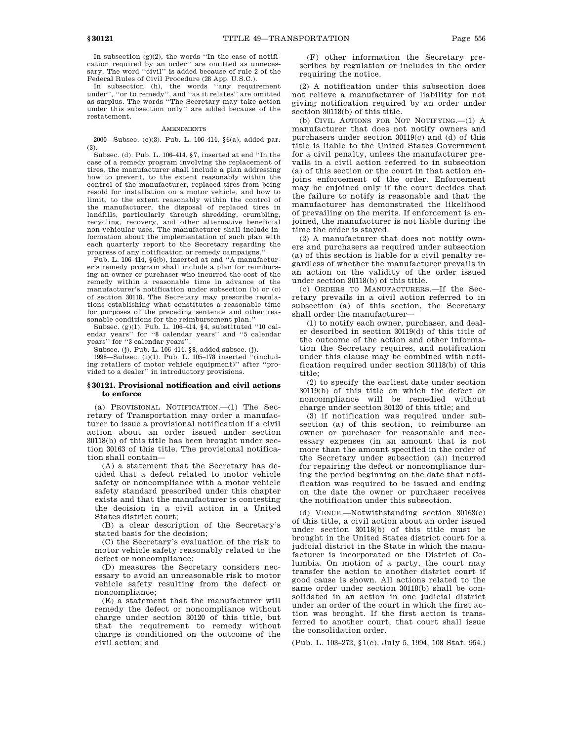In subsection (g)(2), the words ''In the case of notification required by an order'' are omitted as unnecessary. The word ''civil'' is added because of rule 2 of the Federal Rules of Civil Procedure (28 App. U.S.C.).

In subsection (h), the words ''any requirement under'', ''or to remedy'', and ''as it relates'' are omitted as surplus. The words ''The Secretary may take action under this subsection only'' are added because of the restatement.

AMENDMENTS

2000—Subsec. (c)(3). Pub. L. 106–414, §6(a), added par. (3).

Subsec. (d). Pub. L. 106–414, §7, inserted at end ''In the case of a remedy program involving the replacement of tires, the manufacturer shall include a plan addressing how to prevent, to the extent reasonably within the control of the manufacturer, replaced tires from being resold for installation on a motor vehicle, and how to limit, to the extent reasonably within the control of the manufacturer, the disposal of replaced tires in landfills, particularly through shredding, crumbling, recycling, recovery, and other alternative beneficial non-vehicular uses. The manufacturer shall include information about the implementation of such plan with each quarterly report to the Secretary regarding the progress of any notification or remedy campaigns.''

Pub. L. 106–414, §6(b), inserted at end ''A manufacturer's remedy program shall include a plan for reimbursing an owner or purchaser who incurred the cost of the remedy within a reasonable time in advance of the manufacturer's notification under subsection (b) or (c) of section 30118. The Secretary may prescribe regulations establishing what constitutes a reasonable time for purposes of the preceding sentence and other reasonable conditions for the reimbursement plan.''

Subsec. (g)(1). Pub. L. 106–414, §4, substituted ''10 calendar years'' for ''8 calendar years'' and ''5 calendar years'' for ''3 calendar years''.

Subsec. (j). Pub. L. 106–414, §8, added subsec. (j).

1998—Subsec. (i)(1). Pub. L. 105–178 inserted ''(including retailers of motor vehicle equipment)'' after ''provided to a dealer'' in introductory provisions.

## §30121. Provisional notification and civil actions to enforce

(a) PROVISIONAL NOTIFICATION.—(1) The Secretary of Transportation may order a manufacturer to issue a provisional notification if a civil action about an order issued under section 30118(b) of this title has been brought under section 30163 of this title. The provisional notification shall contain—

(A) a statement that the Secretary has decided that a defect related to motor vehicle safety or noncompliance with a motor vehicle safety standard prescribed under this chapter exists and that the manufacturer is contesting the decision in a civil action in a United States district court;

(B) a clear description of the Secretary's stated basis for the decision;

(C) the Secretary's evaluation of the risk to motor vehicle safety reasonably related to the defect or noncompliance;

(D) measures the Secretary considers necessary to avoid an unreasonable risk to motor vehicle safety resulting from the defect or noncompliance;

(E) a statement that the manufacturer will remedy the defect or noncompliance without charge under section 30120 of this title, but that the requirement to remedy without charge is conditioned on the outcome of the civil action; and

(F) other information the Secretary prescribes by regulation or includes in the order requiring the notice.

(2) A notification under this subsection does not relieve a manufacturer of liability for not giving notification required by an order under section 30118(b) of this title.

(b) CIVIL ACTIONS FOR NOT NOTIFYING.—(1) A manufacturer that does not notify owners and purchasers under section 30119(c) and (d) of this title is liable to the United States Government for a civil penalty, unless the manufacturer prevails in a civil action referred to in subsection (a) of this section or the court in that action enjoins enforcement of the order. Enforcement may be enjoined only if the court decides that the failure to notify is reasonable and that the manufacturer has demonstrated the likelihood of prevailing on the merits. If enforcement is enjoined, the manufacturer is not liable during the time the order is stayed.

(2) A manufacturer that does not notify owners and purchasers as required under subsection (a) of this section is liable for a civil penalty regardless of whether the manufacturer prevails in an action on the validity of the order issued under section 30118(b) of this title.

(c) ORDERS TO MANUFACTURERS.—If the Secretary prevails in a civil action referred to in subsection (a) of this section, the Secretary shall order the manufacturer—

(1) to notify each owner, purchaser, and dealer described in section 30119(d) of this title of the outcome of the action and other information the Secretary requires, and notification under this clause may be combined with notification required under section 30118(b) of this title;

(2) to specify the earliest date under section 30119(b) of this title on which the defect or noncompliance will be remedied without charge under section 30120 of this title; and

(3) if notification was required under subsection (a) of this section, to reimburse an owner or purchaser for reasonable and necessary expenses (in an amount that is not more than the amount specified in the order of the Secretary under subsection (a)) incurred for repairing the defect or noncompliance during the period beginning on the date that notification was required to be issued and ending on the date the owner or purchaser receives the notification under this subsection.

(d) VENUE.—Notwithstanding section 30163(c) of this title, a civil action about an order issued under section 30118(b) of this title must be brought in the United States district court for a judicial district in the State in which the manufacturer is incorporated or the District of Columbia. On motion of a party, the court may transfer the action to another district court if good cause is shown. All actions related to the same order under section 30118(b) shall be consolidated in an action in one judicial district under an order of the court in which the first action was brought. If the first action is transferred to another court, that court shall issue the consolidation order.

(Pub. L. 103–272, §1(e), July 5, 1994, 108 Stat. 954.)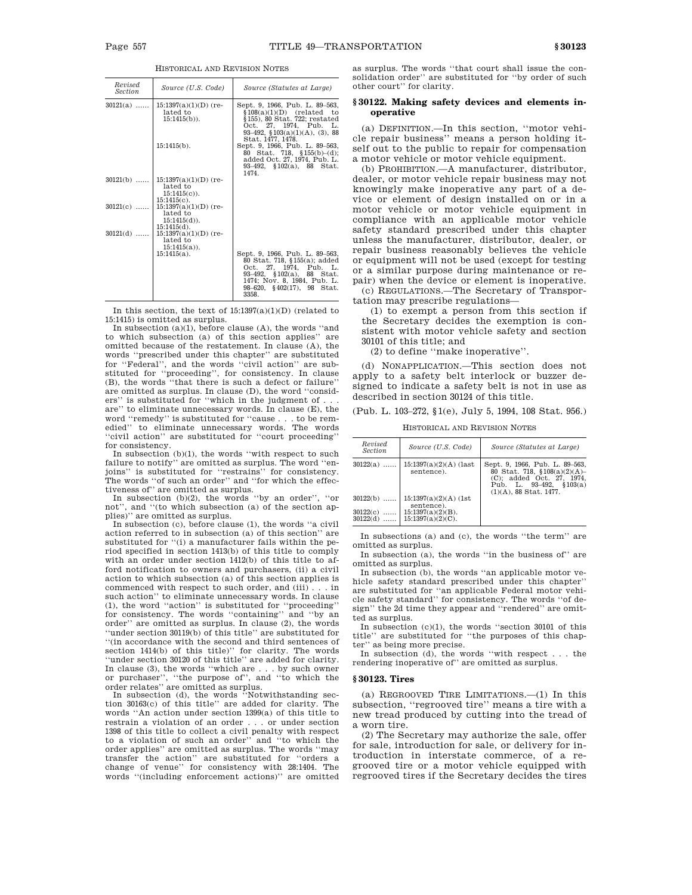HISTORICAL AND REVISION NOTES

| Revised Section | Source (U.S. Code) | Source (Statutes at Large) |
|---|---|---|
| 30121(a) ...... | 15:1397(a)(1)(D) (related to 15:1415(b)). | Sept. 9, 1966, Pub. L. 89–563, §108(a)(1)(D) (related to §155), 80 Stat. 722; restated Oct. 27, 1974, Pub. L. 93–492, §103(a)(1)(A), (3), 88 Stat. 1477, 1478. |
| | 15:1415(b). | Sept. 9, 1966, Pub. L. 89–563, 80 Stat. 718, §155(b)–(d); added Oct. 27, 1974, Pub. L. 93–492, §102(a), 88 Stat. 1474. |
| 30121(b) ...... | 15:1397(a)(1)(D) (related to 15:1415(c)). 15:1415(c). | |
| 30121(c) ...... | 15:1397(a)(1)(D) (related to 15:1415(d)). 15:1415(d). | |
| 30121(d) ...... | 15:1397(a)(1)(D) (related to 15:1415(a)). | |
| | 15:1415(a). | Sept. 9, 1966, Pub. L. 89–563, 80 Stat. 718, §155(a); added Oct. 27, 1974, Pub. L. 93–492, §102(a), 88 Stat. 1474; Nov. 8, 1984, Pub. L. 98–620, §402(17), 98 Stat. 3358. |

In this section, the text of 15:1397(a)(1)(D) (related to 15:1415) is omitted as surplus.

In subsection (a)(1), before clause (A), the words "and to which subsection (a) of this section applies" are omitted because of the restatement. In clause (A), the words "prescribed under this chapter" are substituted for "Federal", and the words "civil action" are substituted for "proceeding", for consistency. In clause (B), the words "that there is such a defect or failure" are omitted as surplus. In clause (D), the word "considers" is substituted for "which in the judgment of . . . are" to eliminate unnecessary words. In clause (E), the word "remedy" is substituted for "cause . . . to be remedied" to eliminate unnecessary words. The words "civil action" are substituted for "court proceeding" for consistency.

In subsection (b)(1), the words "with respect to such failure to notify" are omitted as surplus. The word "enjoins" is substituted for "restrains" for consistency. The words "of such an order" and "for which the effectiveness of" are omitted as surplus.

In subsection (b)(2), the words "by an order", "or not", and "(to which subsection (a) of the section applies)" are omitted as surplus.

In subsection (c), before clause (1), the words "a civil action referred to in subsection (a) of this section" are substituted for "(i) a manufacturer fails within the period specified in section 1413(b) of this title to comply with an order under section 1412(b) of this title to afford notification to owners and purchasers, (ii) a civil action to which subsection (a) of this section applies is commenced with respect to such order, and (iii) . . . in such action" to eliminate unnecessary words. In clause (1), the word "action" is substituted for "proceeding" for consistency. The words "containing" and "by an order" are omitted as surplus. In clause (2), the words "under section 30119(b) of this title" are substituted for "(in accordance with the second and third sentences of section 1414(b) of this title)" for clarity. The words "under section 30120 of this title" are added for clarity. In clause (3), the words "which are . . . by such owner or purchaser", "the purpose of", and "to which the order relates" are omitted as surplus.

In subsection (d), the words "Notwithstanding section 30163(c) of this title" are added for clarity. The words "An action under section 1399(a) of this title to restrain a violation of an order . . . or under section 1398 of this title to collect a civil penalty with respect to a violation of such an order" and "to which the order applies" are omitted as surplus. The words "may transfer the action" are substituted for "orders a change of venue" for consistency with 28:1404. The words "(including enforcement actions)" are omitted as surplus. The words "that court shall issue the consolidation order" are substituted for "by order of such other court" for clarity.

## § 30122. Making safety devices and elements inoperative

(a) DEFINITION.—In this section, "motor vehicle repair business" means a person holding itself out to the public to repair for compensation a motor vehicle or motor vehicle equipment.

(b) PROHIBITION.—A manufacturer, distributor, dealer, or motor vehicle repair business may not knowingly make inoperative any part of a device or element of design installed on or in a motor vehicle or motor vehicle equipment in compliance with an applicable motor vehicle safety standard prescribed under this chapter unless the manufacturer, distributor, dealer, or repair business reasonably believes the vehicle or equipment will not be used (except for testing or a similar purpose during maintenance or repair) when the device or element is inoperative.

(c) REGULATIONS.—The Secretary of Transportation may prescribe regulations—

(1) to exempt a person from this section if the Secretary decides the exemption is consistent with motor vehicle safety and section 30101 of this title; and

(2) to define "make inoperative".

(d) NONAPPLICATION.—This section does not apply to a safety belt interlock or buzzer designed to indicate a safety belt is not in use as described in section 30124 of this title.

(Pub. L. 103–272, §1(e), July 5, 1994, 108 Stat. 956.)

HISTORICAL AND REVISION NOTES

| Revised Section | Source (U.S. Code) | Source (Statutes at Large) |
|---|---|---|
| 30122(a) ...... | 15:1397(a)(2)(A) (last sentence). | Sept. 9, 1966, Pub. L. 89–563, 80 Stat. 718, §108(a)(2)(A)–(C); added Oct. 27, 1974, Pub. L. 93–492, §103(a)(1)(A), 88 Stat. 1477. |
| 30122(b) ...... | 15:1397(a)(2)(A) (1st sentence). | |
| 30122(c) ...... | 15:1397(a)(2)(B). | |
| 30122(d) ...... | 15:1397(a)(2)(C). | |

In subsections (a) and (c), the words "the term" are omitted as surplus.

In subsection (a), the words "in the business of" are omitted as surplus.

In subsection (b), the words "an applicable motor vehicle safety standard prescribed under this chapter" are substituted for "an applicable Federal motor vehicle safety standard" for consistency. The words "of design" the 2d time they appear and "rendered" are omitted as surplus.

In subsection (c)(1), the words "section 30101 of this title" are substituted for "the purposes of this chapter" as being more precise.

In subsection (d), the words "with respect . . . the rendering inoperative of" are omitted as surplus.

## § 30123. Tires

(a) REGROOVED TIRE LIMITATIONS.—(1) In this subsection, "regrooved tire" means a tire with a new tread produced by cutting into the tread of a worn tire.

(2) The Secretary may authorize the sale, offer for sale, introduction for sale, or delivery for introduction in interstate commerce, of a regrooved tire or a motor vehicle equipped with regrooved tires if the Secretary decides the tires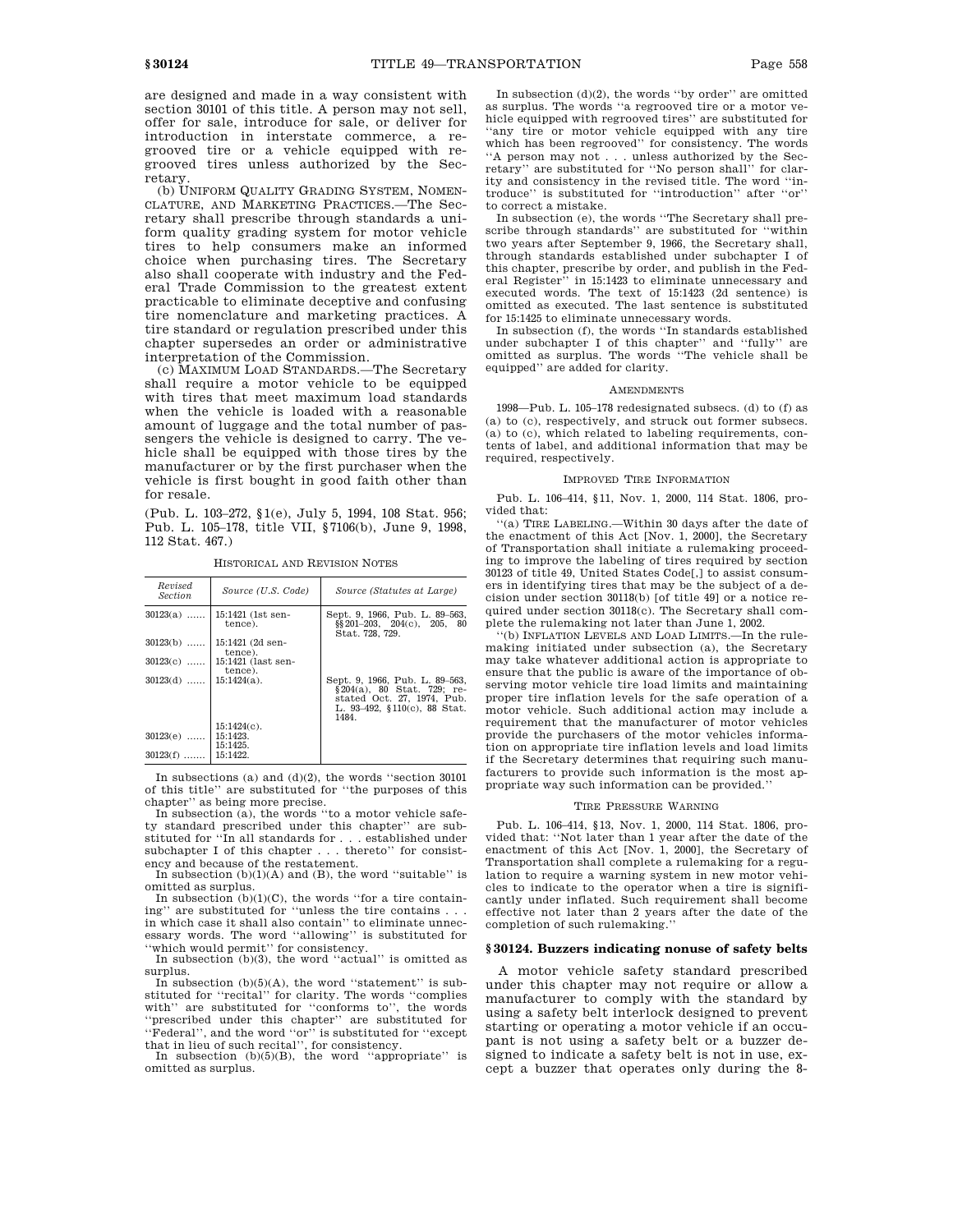are designed and made in a way consistent with section 30101 of this title. A person may not sell, offer for sale, introduce for sale, or deliver for introduction in interstate commerce, a regrooved tire or a vehicle equipped with regrooved tires unless authorized by the Secretary.

(b) UNIFORM QUALITY GRADING SYSTEM, NOMENCLATURE, AND MARKETING PRACTICES.—The Secretary shall prescribe through standards a uniform quality grading system for motor vehicle tires to help consumers make an informed choice when purchasing tires. The Secretary also shall cooperate with industry and the Federal Trade Commission to the greatest extent practicable to eliminate deceptive and confusing tire nomenclature and marketing practices. A tire standard or regulation prescribed under this chapter supersedes an order or administrative interpretation of the Commission.

(c) MAXIMUM LOAD STANDARDS.—The Secretary shall require a motor vehicle to be equipped with tires that meet maximum load standards when the vehicle is loaded with a reasonable amount of luggage and the total number of passengers the vehicle is designed to carry. The vehicle shall be equipped with those tires by the manufacturer or by the first purchaser when the vehicle is first bought in good faith other than for resale.

(Pub. L. 103–272, §1(e), July 5, 1994, 108 Stat. 956; Pub. L. 105–178, title VII, §7106(b), June 9, 1998, 112 Stat. 467.)

HISTORICAL AND REVISION NOTES

| Revised Section | Source (U.S. Code) | Source (Statutes at Large) |
|---|---|---|
| 30123(a) ...... | 15:1421 (1st sentence). | Sept. 9, 1966, Pub. L. 89–563, §§201–203, 204(c), 205, 80 Stat. 728, 729. |
| 30123(b) ...... | 15:1421 (2d sentence). | |
| 30123(c) ...... | 15:1421 (last sentence). | |
| 30123(d) ...... | 15:1424(a). | Sept. 9, 1966, Pub. L. 89–563, §204(a), 80 Stat. 729; restated Oct. 27, 1974, Pub. L. 93–492, §110(c), 88 Stat. 1484. |
| | 15:1424(c). | |
| 30123(e) ...... | 15:1423. | |
| | 15:1425. | |
| 30123(f) ....... | 15:1422. | |

In subsections (a) and (d)(2), the words "section 30101 of this title" are substituted for "the purposes of this chapter" as being more precise.

In subsection (a), the words "to a motor vehicle safety standard prescribed under this chapter" are substituted for "In all standards for . . . established under subchapter I of this chapter . . . thereto" for consistency and because of the restatement.

In subsection (b)(1)(A) and (B), the word "suitable" is omitted as surplus.

In subsection (b)(1)(C), the words "for a tire containing" are substituted for "unless the tire contains . . . in which case it shall also contain" to eliminate unnecessary words. The word "allowing" is substituted for "which would permit" for consistency.

In subsection (b)(3), the word "actual" is omitted as surplus.

In subsection (b)(5)(A), the word "statement" is substituted for "recital" for clarity. The words "complies with" are substituted for "conforms to", the words "prescribed under this chapter" are substituted for "Federal", and the word "or" is substituted for "except that in lieu of such recital", for consistency.

In subsection (b)(5)(B), the word "appropriate" is omitted as surplus.

In subsection (d)(2), the words "by order" are omitted as surplus. The words "a regrooved tire or a motor vehicle equipped with regrooved tires" are substituted for "any tire or motor vehicle equipped with any tire which has been regrooved" for consistency. The words "A person may not . . . unless authorized by the Secretary" are substituted for "No person shall" for clarity and consistency in the revised title. The word "introduce" is substituted for "introduction" after "or" to correct a mistake.

In subsection (e), the words "The Secretary shall prescribe through standards" are substituted for "within two years after September 9, 1966, the Secretary shall, through standards established under subchapter I of this chapter, prescribe by order, and publish in the Federal Register" in 15:1423 to eliminate unnecessary and executed words. The text of 15:1423 (2d sentence) is omitted as executed. The last sentence is substituted for 15:1425 to eliminate unnecessary words.

In subsection (f), the words "In standards established under subchapter I of this chapter" and "fully" are omitted as surplus. The words "The vehicle shall be equipped" are added for clarity.

AMENDMENTS

1998—Pub. L. 105–178 redesignated subsecs. (d) to (f) as (a) to (c), respectively, and struck out former subsecs. (a) to (c), which related to labeling requirements, contents of label, and additional information that may be required, respectively.

IMPROVED TIRE INFORMATION

Pub. L. 106–414, §11, Nov. 1, 2000, 114 Stat. 1806, provided that:

"(a) TIRE LABELING.—Within 30 days after the date of the enactment of this Act [Nov. 1, 2000], the Secretary of Transportation shall initiate a rulemaking proceeding to improve the labeling of tires required by section 30123 of title 49, United States Code[,] to assist consumers in identifying tires that may be the subject of a decision under section 30118(b) [of title 49] or a notice required under section 30118(c). The Secretary shall complete the rulemaking not later than June 1, 2002.

"(b) INFLATION LEVELS AND LOAD LIMITS.—In the rulemaking initiated under subsection (a), the Secretary may take whatever additional action is appropriate to ensure that the public is aware of the importance of observing motor vehicle tire load limits and maintaining proper tire inflation levels for the safe operation of a motor vehicle. Such additional action may include a requirement that the manufacturer of motor vehicles provide the purchasers of the motor vehicles information on appropriate tire inflation levels and load limits if the Secretary determines that requiring such manufacturers to provide such information is the most appropriate way such information can be provided."

TIRE PRESSURE WARNING

Pub. L. 106–414, §13, Nov. 1, 2000, 114 Stat. 1806, provided that: "Not later than 1 year after the date of the enactment of this Act [Nov. 1, 2000], the Secretary of Transportation shall complete a rulemaking for a regulation to require a warning system in new motor vehicles to indicate to the operator when a tire is significantly under inflated. Such requirement shall become effective not later than 2 years after the date of the completion of such rulemaking."

### § 30124. Buzzers indicating nonuse of safety belts

A motor vehicle safety standard prescribed under this chapter may not require or allow a manufacturer to comply with the standard by using a safety belt interlock designed to prevent starting or operating a motor vehicle if an occupant is not using a safety belt or a buzzer designed to indicate a safety belt is not in use, except a buzzer that operates only during the 8-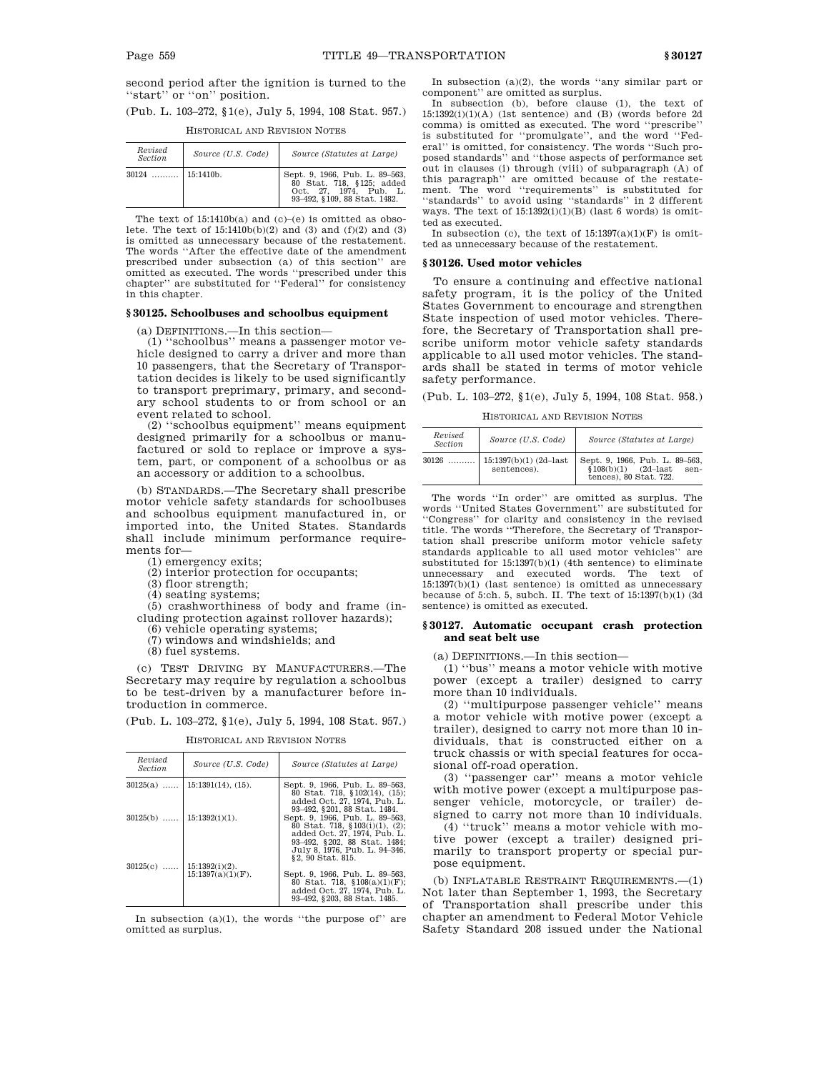second period after the ignition is turned to the ''start'' or ''on'' position.

(Pub. L. 103–272, §1(e), July 5, 1994, 108 Stat. 957.)

HISTORICAL AND REVISION NOTES

| Revised Section | Source (U.S. Code) | Source (Statutes at Large) |
|---|---|---|
| 30124 ......... | 15:1410b. | Sept. 9, 1966, Pub. L. 89–563, 80 Stat. 718, §125; added Oct. 27, 1974, Pub. L. 93–492, §109, 88 Stat. 1482. |

The text of 15:1410b(a) and (c)–(e) is omitted as obsolete. The text of 15:1410b(b)(2) and (3) and (f)(2) and (3) is omitted as unnecessary because of the restatement. The words ''After the effective date of the amendment prescribed under subsection (a) of this section'' are omitted as executed. The words ''prescribed under this chapter'' are substituted for ''Federal'' for consistency in this chapter.

## §30125. Schoolbuses and schoolbus equipment

(a) DEFINITIONS.—In this section—

(1) ''schoolbus'' means a passenger motor vehicle designed to carry a driver and more than 10 passengers, that the Secretary of Transportation decides is likely to be used significantly to transport preprimary, primary, and secondary school students to or from school or an event related to school.

(2) ''schoolbus equipment'' means equipment designed primarily for a schoolbus or manufactured or sold to replace or improve a system, part, or component of a schoolbus or as an accessory or addition to a schoolbus.

(b) STANDARDS.—The Secretary shall prescribe motor vehicle safety standards for schoolbuses and schoolbus equipment manufactured in, or imported into, the United States. Standards shall include minimum performance requirements for—

(1) emergency exits;

(2) interior protection for occupants;

(3) floor strength;

(4) seating systems;

(5) crashworthiness of body and frame (including protection against rollover hazards);

(6) vehicle operating systems;

(7) windows and windshields; and

(8) fuel systems.

(c) TEST DRIVING BY MANUFACTURERS.—The Secretary may require by regulation a schoolbus to be test-driven by a manufacturer before introduction in commerce.

(Pub. L. 103–272, §1(e), July 5, 1994, 108 Stat. 957.)

HISTORICAL AND REVISION NOTES

| Revised Section | Source (U.S. Code) | Source (Statutes at Large) |
|---|---|---|
| 30125(a) ...... | 15:1391(14), (15). | Sept. 9, 1966, Pub. L. 89–563, 80 Stat. 718, §102(14), (15); added Oct. 27, 1974, Pub. L. 93–492, §201, 88 Stat. 1484. |
| 30125(b) ...... | 15:1392(i)(1). | Sept. 9, 1966, Pub. L. 89–563, 80 Stat. 718, §103(i)(1), (2); added Oct. 27, 1974, Pub. L. 93–492, §202, 88 Stat. 1484; July 8, 1976, Pub. L. 94–346, §2, 90 Stat. 815. |
| 30125(c) ...... | 15:1392(i)(2). 15:1397(a)(1)(F). | Sept. 9, 1966, Pub. L. 89–563, 80 Stat. 718, §108(a)(1)(F); added Oct. 27, 1974, Pub. L. 93–492, §203, 88 Stat. 1485. |

In subsection (a)(1), the words ''the purpose of'' are omitted as surplus.

In subsection (a)(2), the words ''any similar part or component'' are omitted as surplus.

In subsection (b), before clause (1), the text of 15:1392(i)(1)(A) (1st sentence) and (B) (words before 2d comma) is omitted as executed. The word ''prescribe'' is substituted for ''promulgate'', and the word ''Federal'' is omitted, for consistency. The words ''Such proposed standards'' and ''those aspects of performance set out in clauses (i) through (viii) of subparagraph (A) of this paragraph'' are omitted because of the restatement. The word ''requirements'' is substituted for ''standards'' to avoid using ''standards'' in 2 different ways. The text of 15:1392(i)(1)(B) (last 6 words) is omitted as executed.

In subsection (c), the text of 15:1397(a)(1)(F) is omitted as unnecessary because of the restatement.

## §30126. Used motor vehicles

To ensure a continuing and effective national safety program, it is the policy of the United States Government to encourage and strengthen State inspection of used motor vehicles. Therefore, the Secretary of Transportation shall prescribe uniform motor vehicle safety standards applicable to all used motor vehicles. The standards shall be stated in terms of motor vehicle safety performance.

(Pub. L. 103–272, §1(e), July 5, 1994, 108 Stat. 958.)

HISTORICAL AND REVISION NOTES

| Revised Section | Source (U.S. Code) | Source (Statutes at Large) |
|---|---|---|
| 30126 .......... | 15:1397(b)(1) (2d–last sentences). | Sept. 9, 1966, Pub. L. 89–563, §108(b)(1) (2d–last sentences), 80 Stat. 722. |

The words ''In order'' are omitted as surplus. The words ''United States Government'' are substituted for ''Congress'' for clarity and consistency in the revised title. The words ''Therefore, the Secretary of Transportation shall prescribe uniform motor vehicle safety standards applicable to all used motor vehicles'' are substituted for 15:1397(b)(1) (4th sentence) to eliminate unnecessary and executed words. The text of 15:1397(b)(1) (last sentence) is omitted as unnecessary because of 5:ch. 5, subch. II. The text of 15:1397(b)(1) (3d sentence) is omitted as executed.

## §30127. Automatic occupant crash protection and seat belt use

(a) DEFINITIONS.—In this section—

(1) ''bus'' means a motor vehicle with motive power (except a trailer) designed to carry more than 10 individuals.

(2) ''multipurpose passenger vehicle'' means a motor vehicle with motive power (except a trailer), designed to carry not more than 10 individuals, that is constructed either on a truck chassis or with special features for occasional off-road operation.

(3) ''passenger car'' means a motor vehicle with motive power (except a multipurpose passenger vehicle, motorcycle, or trailer) designed to carry not more than 10 individuals.

(4) ''truck'' means a motor vehicle with motive power (except a trailer) designed primarily to transport property or special purpose equipment.

(b) INFLATABLE RESTRAINT REQUIREMENTS.—(1) Not later than September 1, 1993, the Secretary of Transportation shall prescribe under this chapter an amendment to Federal Motor Vehicle Safety Standard 208 issued under the National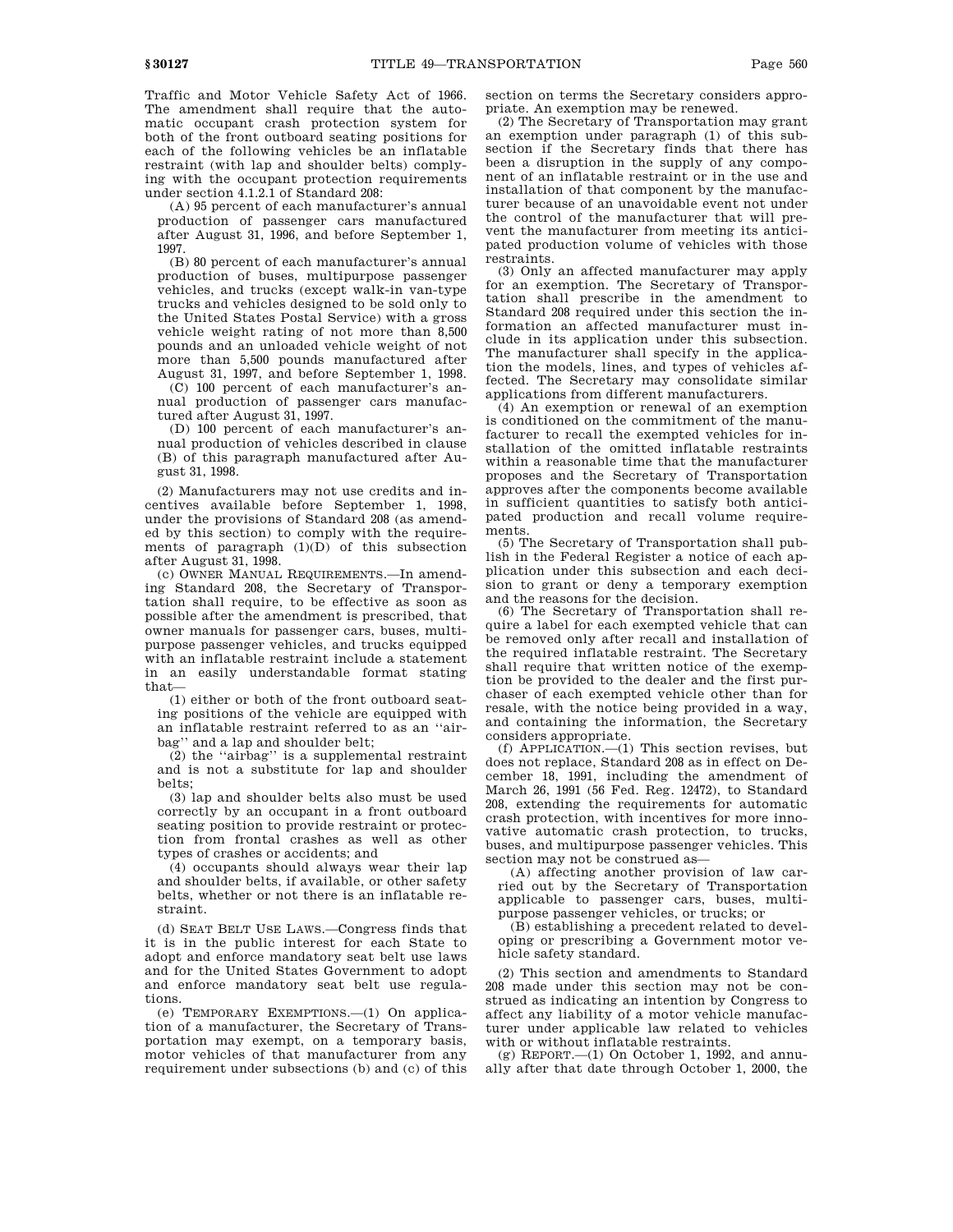Traffic and Motor Vehicle Safety Act of 1966. The amendment shall require that the automatic occupant crash protection system for both of the front outboard seating positions for each of the following vehicles be an inflatable restraint (with lap and shoulder belts) complying with the occupant protection requirements under section 4.1.2.1 of Standard 208:

(A) 95 percent of each manufacturer's annual production of passenger cars manufactured after August 31, 1996, and before September 1, 1997.

(B) 80 percent of each manufacturer's annual production of buses, multipurpose passenger vehicles, and trucks (except walk-in van-type trucks and vehicles designed to be sold only to the United States Postal Service) with a gross vehicle weight rating of not more than 8,500 pounds and an unloaded vehicle weight of not more than 5,500 pounds manufactured after August 31, 1997, and before September 1, 1998.

(C) 100 percent of each manufacturer's annual production of passenger cars manufactured after August 31, 1997.

(D) 100 percent of each manufacturer's annual production of vehicles described in clause (B) of this paragraph manufactured after August 31, 1998.

(2) Manufacturers may not use credits and incentives available before September 1, 1998, under the provisions of Standard 208 (as amended by this section) to comply with the requirements of paragraph (1)(D) of this subsection after August 31, 1998.

(c) OWNER MANUAL REQUIREMENTS.—In amending Standard 208, the Secretary of Transportation shall require, to be effective as soon as possible after the amendment is prescribed, that owner manuals for passenger cars, buses, multipurpose passenger vehicles, and trucks equipped with an inflatable restraint include a statement in an easily understandable format stating that—

(1) either or both of the front outboard seating positions of the vehicle are equipped with an inflatable restraint referred to as an ''airbag'' and a lap and shoulder belt;

(2) the ''airbag'' is a supplemental restraint and is not a substitute for lap and shoulder belts;

(3) lap and shoulder belts also must be used correctly by an occupant in a front outboard seating position to provide restraint or protection from frontal crashes as well as other types of crashes or accidents; and

(4) occupants should always wear their lap and shoulder belts, if available, or other safety belts, whether or not there is an inflatable restraint.

(d) SEAT BELT USE LAWS.—Congress finds that it is in the public interest for each State to adopt and enforce mandatory seat belt use laws and for the United States Government to adopt and enforce mandatory seat belt use regulations.

(e) TEMPORARY EXEMPTIONS.—(1) On application of a manufacturer, the Secretary of Transportation may exempt, on a temporary basis, motor vehicles of that manufacturer from any requirement under subsections (b) and (c) of this section on terms the Secretary considers appropriate. An exemption may be renewed.

(2) The Secretary of Transportation may grant an exemption under paragraph (1) of this subsection if the Secretary finds that there has been a disruption in the supply of any component of an inflatable restraint or in the use and installation of that component by the manufacturer because of an unavoidable event not under the control of the manufacturer that will prevent the manufacturer from meeting its anticipated production volume of vehicles with those restraints.

(3) Only an affected manufacturer may apply for an exemption. The Secretary of Transportation shall prescribe in the amendment to Standard 208 required under this section the information an affected manufacturer must include in its application under this subsection. The manufacturer shall specify in the application the models, lines, and types of vehicles affected. The Secretary may consolidate similar applications from different manufacturers.

(4) An exemption or renewal of an exemption is conditioned on the commitment of the manufacturer to recall the exempted vehicles for installation of the omitted inflatable restraints within a reasonable time that the manufacturer proposes and the Secretary of Transportation approves after the components become available in sufficient quantities to satisfy both anticipated production and recall volume requirements.

(5) The Secretary of Transportation shall publish in the Federal Register a notice of each application under this subsection and each decision to grant or deny a temporary exemption and the reasons for the decision.

(6) The Secretary of Transportation shall require a label for each exempted vehicle that can be removed only after recall and installation of the required inflatable restraint. The Secretary shall require that written notice of the exemption be provided to the dealer and the first purchaser of each exempted vehicle other than for resale, with the notice being provided in a way, and containing the information, the Secretary considers appropriate.

(f) APPLICATION.—(1) This section revises, but does not replace, Standard 208 as in effect on December 18, 1991, including the amendment of March 26, 1991 (56 Fed. Reg. 12472), to Standard 208, extending the requirements for automatic crash protection, with incentives for more innovative automatic crash protection, to trucks, buses, and multipurpose passenger vehicles. This section may not be construed as—

(A) affecting another provision of law carried out by the Secretary of Transportation applicable to passenger cars, buses, multipurpose passenger vehicles, or trucks; or

(B) establishing a precedent related to developing or prescribing a Government motor vehicle safety standard.

(2) This section and amendments to Standard 208 made under this section may not be construed as indicating an intention by Congress to affect any liability of a motor vehicle manufacturer under applicable law related to vehicles with or without inflatable restraints.

(g) REPORT.—(1) On October 1, 1992, and annually after that date through October 1, 2000, the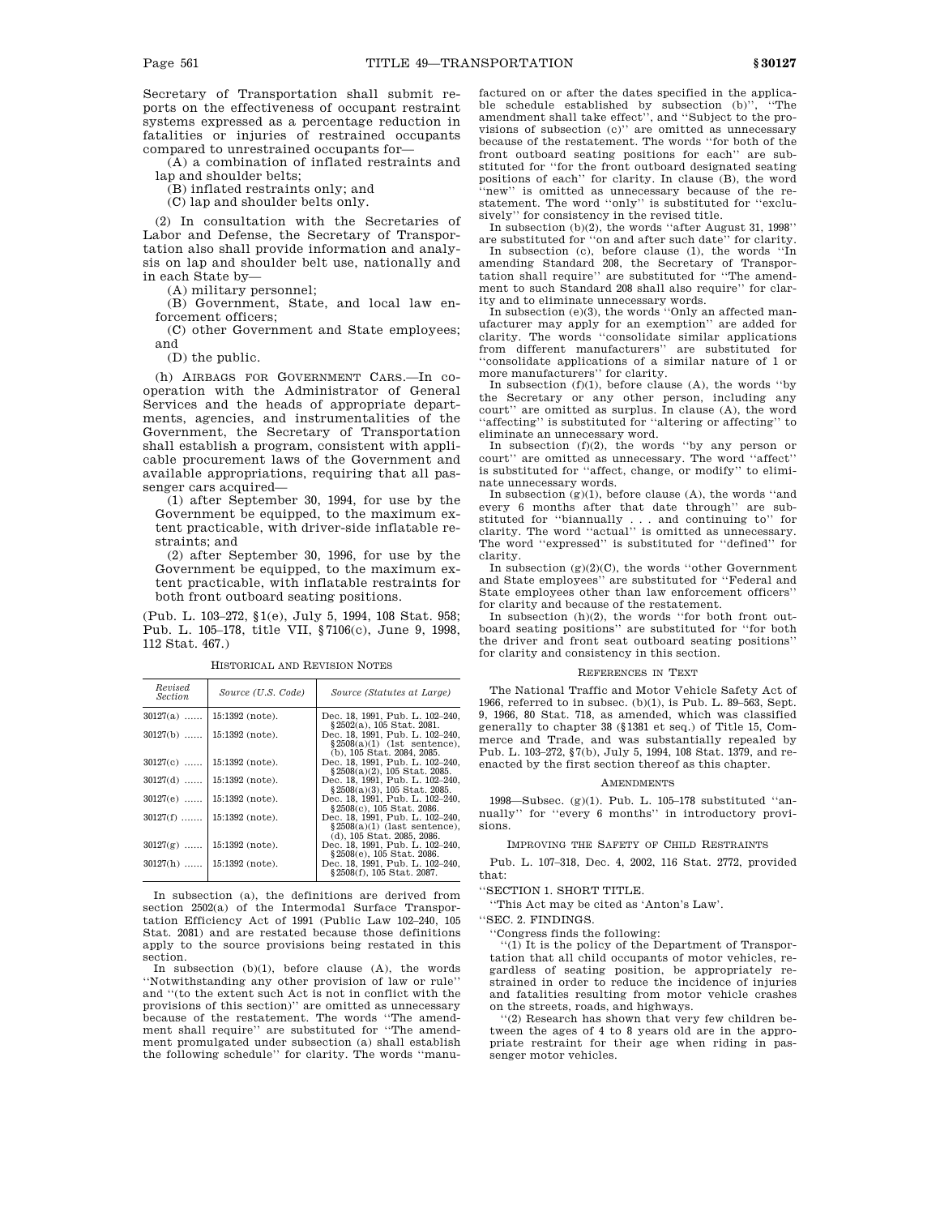Secretary of Transportation shall submit reports on the effectiveness of occupant restraint systems expressed as a percentage reduction in fatalities or injuries of restrained occupants compared to unrestrained occupants for—

(A) a combination of inflated restraints and lap and shoulder belts;

(B) inflated restraints only; and

(C) lap and shoulder belts only.

(2) In consultation with the Secretaries of Labor and Defense, the Secretary of Transportation also shall provide information and analysis on lap and shoulder belt use, nationally and in each State by—

(A) military personnel;

(B) Government, State, and local law enforcement officers;

(C) other Government and State employees; and

(D) the public.

(h) AIRBAGS FOR GOVERNMENT CARS.—In cooperation with the Administrator of General Services and the heads of appropriate departments, agencies, and instrumentalities of the Government, the Secretary of Transportation shall establish a program, consistent with applicable procurement laws of the Government and available appropriations, requiring that all passenger cars acquired—

(1) after September 30, 1994, for use by the Government be equipped, to the maximum extent practicable, with driver-side inflatable restraints; and

(2) after September 30, 1996, for use by the Government be equipped, to the maximum extent practicable, with inflatable restraints for both front outboard seating positions.

(Pub. L. 103–272, §1(e), July 5, 1994, 108 Stat. 958; Pub. L. 105–178, title VII, §7106(c), June 9, 1998, 112 Stat. 467.)

HISTORICAL AND REVISION NOTES

| Revised Section | Source (U.S. Code) | Source (Statutes at Large) |
|---|---|---|
| 30127(a) ...... | 15:1392 (note). | Dec. 18, 1991, Pub. L. 102–240, §2502(a), 105 Stat. 2081. |
| 30127(b) ...... | 15:1392 (note). | Dec. 18, 1991, Pub. L. 102–240, §2508(a)(1) (1st sentence), (b), 105 Stat. 2084, 2085. |
| 30127(c) ...... | 15:1392 (note). | Dec. 18, 1991, Pub. L. 102–240, §2508(a)(2), 105 Stat. 2085. |
| 30127(d) ...... | 15:1392 (note). | Dec. 18, 1991, Pub. L. 102–240, §2508(a)(3), 105 Stat. 2085. |
| 30127(e) ...... | 15:1392 (note). | Dec. 18, 1991, Pub. L. 102–240, §2508(c), 105 Stat. 2086. |
| 30127(f) ...... | 15:1392 (note). | Dec. 18, 1991, Pub. L. 102–240, §2508(a)(1) (last sentence), (d), 105 Stat. 2085, 2086. |
| 30127(g) ...... | 15:1392 (note). | Dec. 18, 1991, Pub. L. 102–240, §2508(e), 105 Stat. 2086. |
| 30127(h) ...... | 15:1392 (note). | Dec. 18, 1991, Pub. L. 102–240, §2508(f), 105 Stat. 2087. |

In subsection (a), the definitions are derived from section 2502(a) of the Intermodal Surface Transportation Efficiency Act of 1991 (Public Law 102–240, 105 Stat. 2081) and are restated because those definitions apply to the source provisions being restated in this section.

In subsection (b)(1), before clause (A), the words "Notwithstanding any other provision of law or rule" and "(to the extent such Act is not in conflict with the provisions of this section)" are omitted as unnecessary because of the restatement. The words "The amendment shall require" are substituted for "The amendment promulgated under subsection (a) shall establish the following schedule" for clarity. The words "manufactured on or after the dates specified in the applicable schedule established by subsection (b)", "The amendment shall take effect", and "Subject to the provisions of subsection (c)" are omitted as unnecessary because of the restatement. The words "for both of the front outboard seating positions for each" are substituted for "for the front outboard designated seating positions of each" for clarity. In clause (B), the word "new" is omitted as unnecessary because of the restatement. The word "only" is substituted for "exclusively" for consistency in the revised title.

In subsection (b)(2), the words "after August 31, 1998" are substituted for "on and after such date" for clarity.

In subsection (c), before clause (1), the words "In amending Standard 208, the Secretary of Transportation shall require" are substituted for "The amendment to such Standard 208 shall also require" for clarity and to eliminate unnecessary words.

In subsection (e)(3), the words "Only an affected manufacturer may apply for an exemption" are added for clarity. The words "consolidate similar applications from different manufacturers" are substituted for "consolidate applications of a similar nature of 1 or more manufacturers" for clarity.

In subsection (f)(1), before clause (A), the words "by the Secretary or any other person, including any court" are omitted as surplus. In clause (A), the word "affecting" is substituted for "altering or affecting" to eliminate an unnecessary word.

In subsection (f)(2), the words "by any person or court" are omitted as unnecessary. The word "affect" is substituted for "affect, change, or modify" to eliminate unnecessary words.

In subsection (g)(1), before clause (A), the words "and every 6 months after that date through" are substituted for "biannually . . . and continuing to" for clarity. The word "actual" is omitted as unnecessary. The word "expressed" is substituted for "defined" for clarity.

In subsection (g)(2)(C), the words "other Government and State employees" are substituted for "Federal and State employees other than law enforcement officers" for clarity and because of the restatement.

In subsection (h)(2), the words "for both front outboard seating positions" are substituted for "for both the driver and front seat outboard seating positions" for clarity and consistency in this section.

REFERENCES IN TEXT

The National Traffic and Motor Vehicle Safety Act of 1966, referred to in subsec. (b)(1), is Pub. L. 89–563, Sept. 9, 1966, 80 Stat. 718, as amended, which was classified generally to chapter 38 (§1381 et seq.) of Title 15, Commerce and Trade, and was substantially repealed by Pub. L. 103–272, §7(b), July 5, 1994, 108 Stat. 1379, and reenacted by the first section thereof as this chapter.

AMENDMENTS

1998—Subsec. (g)(1). Pub. L. 105–178 substituted "annually" for "every 6 months" in introductory provisions.

IMPROVING THE SAFETY OF CHILD RESTRAINTS

Pub. L. 107–318, Dec. 4, 2002, 116 Stat. 2772, provided that:

"SECTION 1. SHORT TITLE.

"This Act may be cited as 'Anton's Law'.

"SEC. 2. FINDINGS.

"Congress finds the following:

"(1) It is the policy of the Department of Transportation that all child occupants of motor vehicles, regardless of seating position, be appropriately restrained in order to reduce the incidence of injuries and fatalities resulting from motor vehicle crashes on the streets, roads, and highways.

"(2) Research has shown that very few children between the ages of 4 to 8 years old are in the appropriate restraint for their age when riding in passenger motor vehicles.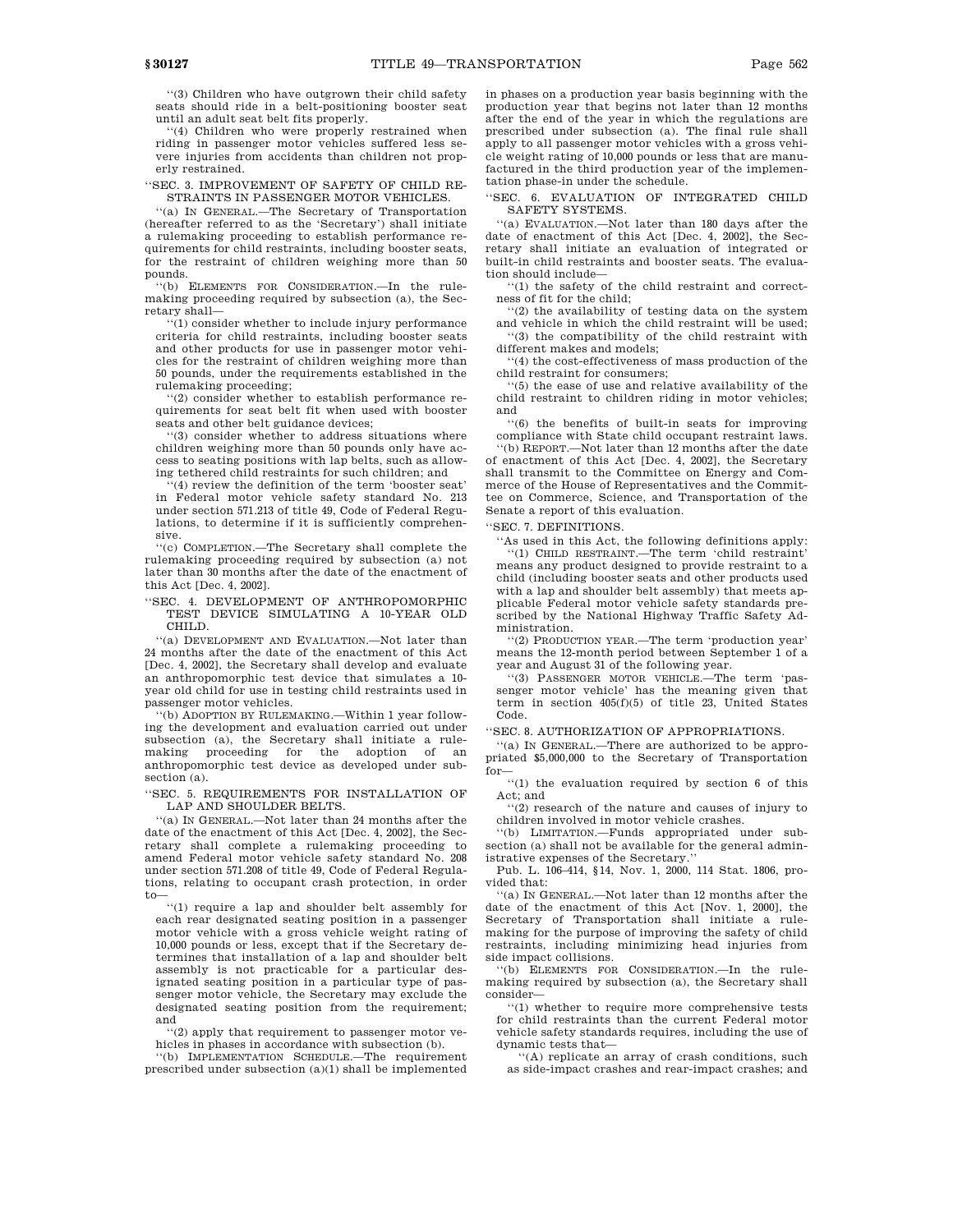"(3) Children who have outgrown their child safety seats should ride in a belt-positioning booster seat until an adult seat belt fits properly.

"(4) Children who were properly restrained when riding in passenger motor vehicles suffered less severe injuries from accidents than children not properly restrained.

"SEC. 3. IMPROVEMENT OF SAFETY OF CHILD RESTRAINTS IN PASSENGER MOTOR VEHICLES.

"(a) IN GENERAL.—The Secretary of Transportation (hereafter referred to as the 'Secretary') shall initiate a rulemaking proceeding to establish performance requirements for child restraints, including booster seats, for the restraint of children weighing more than 50 pounds.

"(b) ELEMENTS FOR CONSIDERATION.—In the rulemaking proceeding required by subsection (a), the Secretary shall—

"(1) consider whether to include injury performance criteria for child restraints, including booster seats and other products for use in passenger motor vehicles for the restraint of children weighing more than 50 pounds, under the requirements established in the rulemaking proceeding;

"(2) consider whether to establish performance requirements for seat belt fit when used with booster seats and other belt guidance devices;

"(3) consider whether to address situations where children weighing more than 50 pounds only have access to seating positions with lap belts, such as allowing tethered child restraints for such children; and

"(4) review the definition of the term 'booster seat' in Federal motor vehicle safety standard No. 213 under section 571.213 of title 49, Code of Federal Regulations, to determine if it is sufficiently comprehensive.

"(c) COMPLETION.—The Secretary shall complete the rulemaking proceeding required by subsection (a) not later than 30 months after the date of the enactment of this Act [Dec. 4, 2002].

"SEC. 4. DEVELOPMENT OF ANTHROPOMORPHIC TEST DEVICE SIMULATING A 10-YEAR OLD CHILD.

"(a) DEVELOPMENT AND EVALUATION.—Not later than 24 months after the date of the enactment of this Act [Dec. 4, 2002], the Secretary shall develop and evaluate an anthropomorphic test device that simulates a 10-year old child for use in testing child restraints used in passenger motor vehicles.

"(b) ADOPTION BY RULEMAKING.—Within 1 year following the development and evaluation carried out under subsection (a), the Secretary shall initiate a rulemaking proceeding for the adoption of an anthropomorphic test device as developed under subsection (a).

"SEC. 5. REQUIREMENTS FOR INSTALLATION OF LAP AND SHOULDER BELTS.

"(a) IN GENERAL.—Not later than 24 months after the date of the enactment of this Act [Dec. 4, 2002], the Secretary shall complete a rulemaking proceeding to amend Federal motor vehicle safety standard No. 208 under section 571.208 of title 49, Code of Federal Regulations, relating to occupant crash protection, in order to—

"(1) require a lap and shoulder belt assembly for each rear designated seating position in a passenger motor vehicle with a gross vehicle weight rating of 10,000 pounds or less, except that if the Secretary determines that installation of a lap and shoulder belt assembly is not practicable for a particular designated seating position in a particular type of passenger motor vehicle, the Secretary may exclude the designated seating position from the requirement; and

"(2) apply that requirement to passenger motor vehicles in phases in accordance with subsection (b).

"(b) IMPLEMENTATION SCHEDULE.—The requirement prescribed under subsection (a)(1) shall be implemented in phases on a production year basis beginning with the production year that begins not later than 12 months after the end of the year in which the regulations are prescribed under subsection (a). The final rule shall apply to all passenger motor vehicles with a gross vehicle weight rating of 10,000 pounds or less that are manufactured in the third production year of the implementation phase-in under the schedule.

"SEC. 6. EVALUATION OF INTEGRATED CHILD SAFETY SYSTEMS.

"(a) EVALUATION.—Not later than 180 days after the date of enactment of this Act [Dec. 4, 2002], the Secretary shall initiate an evaluation of integrated or built-in child restraints and booster seats. The evaluation should include—

"(1) the safety of the child restraint and correctness of fit for the child;

"(2) the availability of testing data on the system and vehicle in which the child restraint will be used;

"(3) the compatibility of the child restraint with different makes and models;

"(4) the cost-effectiveness of mass production of the child restraint for consumers;

"(5) the ease of use and relative availability of the child restraint to children riding in motor vehicles; and

"(6) the benefits of built-in seats for improving compliance with State child occupant restraint laws.

"(b) REPORT.—Not later than 12 months after the date of enactment of this Act [Dec. 4, 2002], the Secretary shall transmit to the Committee on Energy and Commerce of the House of Representatives and the Committee on Commerce, Science, and Transportation of the Senate a report of this evaluation.

"SEC. 7. DEFINITIONS.

"As used in this Act, the following definitions apply:

"(1) CHILD RESTRAINT.—The term 'child restraint' means any product designed to provide restraint to a child (including booster seats and other products used with a lap and shoulder belt assembly) that meets applicable Federal motor vehicle safety standards prescribed by the National Highway Traffic Safety Administration.

"(2) PRODUCTION YEAR.—The term 'production year' means the 12-month period between September 1 of a year and August 31 of the following year.

"(3) PASSENGER MOTOR VEHICLE.—The term 'passenger motor vehicle' has the meaning given that term in section 405(f)(5) of title 23, United States Code.

"SEC. 8. AUTHORIZATION OF APPROPRIATIONS.

"(a) IN GENERAL.—There are authorized to be appropriated $5,000,000 to the Secretary of Transportation for—

"(1) the evaluation required by section 6 of this Act; and

"(2) research of the nature and causes of injury to children involved in motor vehicle crashes.

"(b) LIMITATION.—Funds appropriated under subsection (a) shall not be available for the general administrative expenses of the Secretary."

Pub. L. 106–414, §14, Nov. 1, 2000, 114 Stat. 1806, provided that:

"(a) IN GENERAL.—Not later than 12 months after the date of the enactment of this Act [Nov. 1, 2000], the Secretary of Transportation shall initiate a rulemaking for the purpose of improving the safety of child restraints, including minimizing head injuries from side impact collisions.

"(b) ELEMENTS FOR CONSIDERATION.—In the rulemaking required by subsection (a), the Secretary shall consider—

"(1) whether to require more comprehensive tests for child restraints than the current Federal motor vehicle safety standards requires, including the use of dynamic tests that—

"(A) replicate an array of crash conditions, such as side-impact crashes and rear-impact crashes; and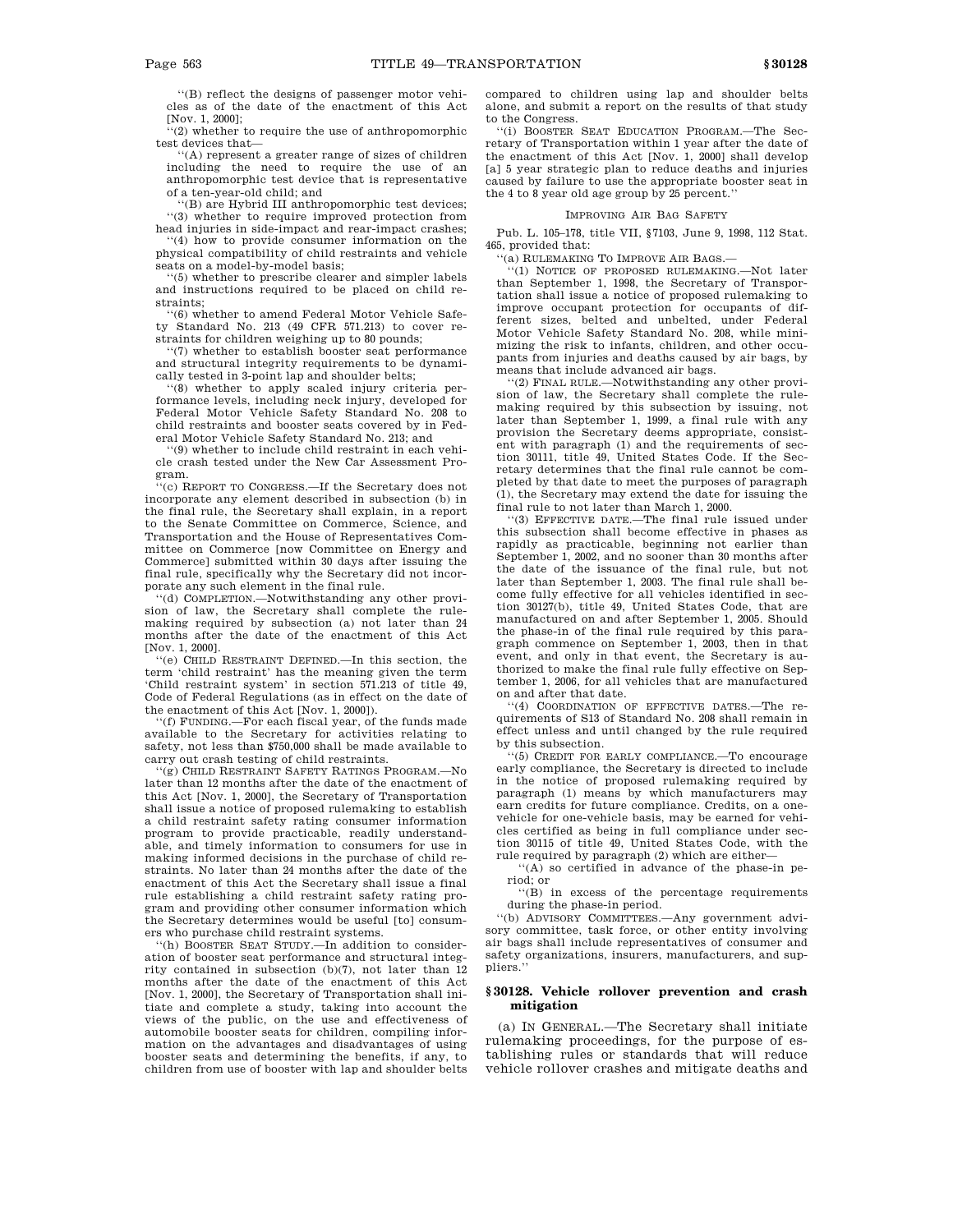''(B) reflect the designs of passenger motor vehicles as of the date of the enactment of this Act [Nov. 1, 2000];

''(2) whether to require the use of anthropomorphic test devices that—

''(A) represent a greater range of sizes of children including the need to require the use of an anthropomorphic test device that is representative of a ten-year-old child; and

''(B) are Hybrid III anthropomorphic test devices;

''(3) whether to require improved protection from head injuries in side-impact and rear-impact crashes;

''(4) how to provide consumer information on the physical compatibility of child restraints and vehicle seats on a model-by-model basis;

''(5) whether to prescribe clearer and simpler labels and instructions required to be placed on child restraints;

''(6) whether to amend Federal Motor Vehicle Safety Standard No. 213 (49 CFR 571.213) to cover restraints for children weighing up to 80 pounds;

''(7) whether to establish booster seat performance and structural integrity requirements to be dynamically tested in 3-point lap and shoulder belts;

''(8) whether to apply scaled injury criteria performance levels, including neck injury, developed for Federal Motor Vehicle Safety Standard No. 208 to child restraints and booster seats covered by in Federal Motor Vehicle Safety Standard No. 213; and

''(9) whether to include child restraint in each vehicle crash tested under the New Car Assessment Program.

''(c) REPORT TO CONGRESS.—If the Secretary does not incorporate any element described in subsection (b) in the final rule, the Secretary shall explain, in a report to the Senate Committee on Commerce, Science, and Transportation and the House of Representatives Committee on Commerce [now Committee on Energy and Commerce] submitted within 30 days after issuing the final rule, specifically why the Secretary did not incorporate any such element in the final rule.

''(d) COMPLETION.—Notwithstanding any other provision of law, the Secretary shall complete the rulemaking required by subsection (a) not later than 24 months after the date of the enactment of this Act [Nov. 1, 2000].

''(e) CHILD RESTRAINT DEFINED.—In this section, the term 'child restraint' has the meaning given the term 'Child restraint system' in section 571.213 of title 49, Code of Federal Regulations (as in effect on the date of the enactment of this Act [Nov. 1, 2000]).

''(f) FUNDING.—For each fiscal year, of the funds made available to the Secretary for activities relating to safety, not less than $750,000 shall be made available to carry out crash testing of child restraints.

''(g) CHILD RESTRAINT SAFETY RATINGS PROGRAM.—No later than 12 months after the date of the enactment of this Act [Nov. 1, 2000], the Secretary of Transportation shall issue a notice of proposed rulemaking to establish a child restraint safety rating consumer information program to provide practicable, readily understandable, and timely information to consumers for use in making informed decisions in the purchase of child restraints. No later than 24 months after the date of the enactment of this Act the Secretary shall issue a final rule establishing a child restraint safety rating program and providing other consumer information which the Secretary determines would be useful [to] consumers who purchase child restraint systems.

''(h) BOOSTER SEAT STUDY.—In addition to consideration of booster seat performance and structural integrity contained in subsection (b)(7), not later than 12 months after the date of the enactment of this Act [Nov. 1, 2000], the Secretary of Transportation shall initiate and complete a study, taking into account the views of the public, on the use and effectiveness of automobile booster seats for children, compiling information on the advantages and disadvantages of using booster seats and determining the benefits, if any, to children from use of booster with lap and shoulder belts compared to children using lap and shoulder belts alone, and submit a report on the results of that study to the Congress.

''(i) BOOSTER SEAT EDUCATION PROGRAM.—The Secretary of Transportation within 1 year after the date of the enactment of this Act [Nov. 1, 2000] shall develop [a] 5 year strategic plan to reduce deaths and injuries caused by failure to use the appropriate booster seat in the 4 to 8 year old age group by 25 percent.''

IMPROVING AIR BAG SAFETY

Pub. L. 105–178, title VII, §7103, June 9, 1998, 112 Stat. 465, provided that:

''(a) RULEMAKING TO IMPROVE AIR BAGS.—

''(1) NOTICE OF PROPOSED RULEMAKING.—Not later than September 1, 1998, the Secretary of Transportation shall issue a notice of proposed rulemaking to improve occupant protection for occupants of different sizes, belted and unbelted, under Federal Motor Vehicle Safety Standard No. 208, while minimizing the risk to infants, children, and other occupants from injuries and deaths caused by air bags, by means that include advanced air bags.

''(2) FINAL RULE.—Notwithstanding any other provision of law, the Secretary shall complete the rulemaking required by this subsection by issuing, not later than September 1, 1999, a final rule with any provision the Secretary deems appropriate, consistent with paragraph (1) and the requirements of section 30111, title 49, United States Code. If the Secretary determines that the final rule cannot be completed by that date to meet the purposes of paragraph (1), the Secretary may extend the date for issuing the final rule to not later than March 1, 2000.

''(3) EFFECTIVE DATE.—The final rule issued under this subsection shall become effective in phases as rapidly as practicable, beginning not earlier than September 1, 2002, and no sooner than 30 months after the date of the issuance of the final rule, but not later than September 1, 2003. The final rule shall become fully effective for all vehicles identified in section 30127(b), title 49, United States Code, that are manufactured on and after September 1, 2005. Should the phase-in of the final rule required by this paragraph commence on September 1, 2003, then in that event, and only in that event, the Secretary is authorized to make the final rule fully effective on September 1, 2006, for all vehicles that are manufactured on and after that date.

''(4) COORDINATION OF EFFECTIVE DATES.—The requirements of S13 of Standard No. 208 shall remain in effect unless and until changed by the rule required by this subsection.

''(5) CREDIT FOR EARLY COMPLIANCE.—To encourage early compliance, the Secretary is directed to include in the notice of proposed rulemaking required by paragraph (1) means by which manufacturers may earn credits for future compliance. Credits, on a one-vehicle for one-vehicle basis, may be earned for vehicles certified as being in full compliance under section 30115 of title 49, United States Code, with the rule required by paragraph (2) which are either—

''(A) so certified in advance of the phase-in period; or

''(B) in excess of the percentage requirements during the phase-in period.

''(b) ADVISORY COMMITTEES.—Any government advisory committee, task force, or other entity involving air bags shall include representatives of consumer and safety organizations, insurers, manufacturers, and suppliers.''

## §30128. Vehicle rollover prevention and crash mitigation

(a) IN GENERAL.—The Secretary shall initiate rulemaking proceedings, for the purpose of establishing rules or standards that will reduce vehicle rollover crashes and mitigate deaths and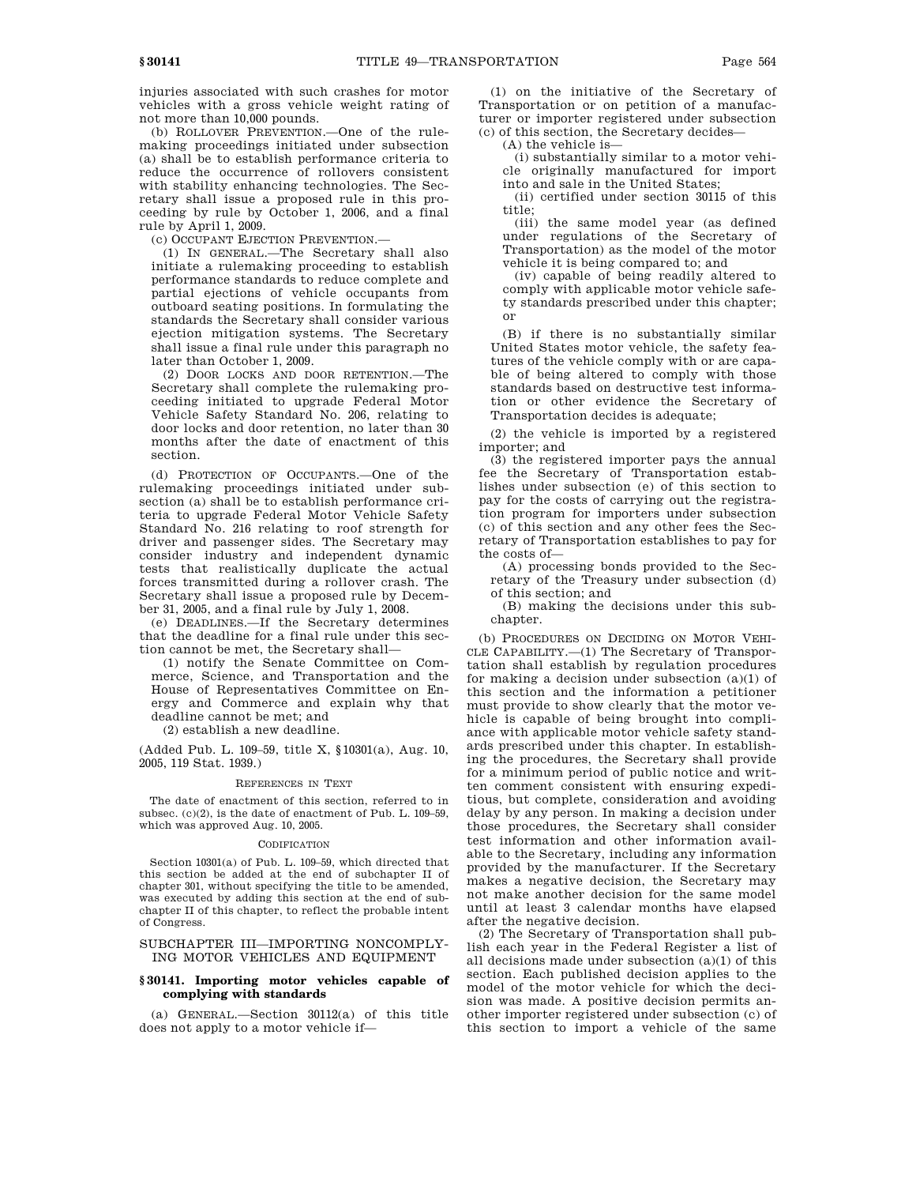injuries associated with such crashes for motor vehicles with a gross vehicle weight rating of not more than 10,000 pounds.

(b) ROLLOVER PREVENTION.—One of the rulemaking proceedings initiated under subsection (a) shall be to establish performance criteria to reduce the occurrence of rollovers consistent with stability enhancing technologies. The Secretary shall issue a proposed rule in this proceeding by rule by October 1, 2006, and a final rule by April 1, 2009.

(c) OCCUPANT EJECTION PREVENTION.—

(1) IN GENERAL.—The Secretary shall also initiate a rulemaking proceeding to establish performance standards to reduce complete and partial ejections of vehicle occupants from outboard seating positions. In formulating the standards the Secretary shall consider various ejection mitigation systems. The Secretary shall issue a final rule under this paragraph no later than October 1, 2009.

(2) DOOR LOCKS AND DOOR RETENTION.—The Secretary shall complete the rulemaking proceeding initiated to upgrade Federal Motor Vehicle Safety Standard No. 206, relating to door locks and door retention, no later than 30 months after the date of enactment of this section.

(d) PROTECTION OF OCCUPANTS.—One of the rulemaking proceedings initiated under subsection (a) shall be to establish performance criteria to upgrade Federal Motor Vehicle Safety Standard No. 216 relating to roof strength for driver and passenger sides. The Secretary may consider industry and independent dynamic tests that realistically duplicate the actual forces transmitted during a rollover crash. The Secretary shall issue a proposed rule by December 31, 2005, and a final rule by July 1, 2008.

(e) DEADLINES.—If the Secretary determines that the deadline for a final rule under this section cannot be met, the Secretary shall—

(1) notify the Senate Committee on Commerce, Science, and Transportation and the House of Representatives Committee on Energy and Commerce and explain why that deadline cannot be met; and

(2) establish a new deadline.

(Added Pub. L. 109–59, title X, §10301(a), Aug. 10, 2005, 119 Stat. 1939.)

REFERENCES IN TEXT

The date of enactment of this section, referred to in subsec. (c)(2), is the date of enactment of Pub. L. 109–59, which was approved Aug. 10, 2005.

CODIFICATION

Section 10301(a) of Pub. L. 109–59, which directed that this section be added at the end of subchapter II of chapter 301, without specifying the title to be amended, was executed by adding this section at the end of subchapter II of this chapter, to reflect the probable intent of Congress.

## SUBCHAPTER III—IMPORTING NONCOMPLYING MOTOR VEHICLES AND EQUIPMENT

### §30141. Importing motor vehicles capable of complying with standards

(a) GENERAL.—Section 30112(a) of this title does not apply to a motor vehicle if—

(1) on the initiative of the Secretary of Transportation or on petition of a manufacturer or importer registered under subsection (c) of this section, the Secretary decides—

(A) the vehicle is—

(i) substantially similar to a motor vehicle originally manufactured for import into and sale in the United States;

(ii) certified under section 30115 of this title;

(iii) the same model year (as defined under regulations of the Secretary of Transportation) as the model of the motor vehicle it is being compared to; and

(iv) capable of being readily altered to comply with applicable motor vehicle safety standards prescribed under this chapter; or

(B) if there is no substantially similar United States motor vehicle, the safety features of the vehicle comply with or are capable of being altered to comply with those standards based on destructive test information or other evidence the Secretary of Transportation decides is adequate;

(2) the vehicle is imported by a registered importer; and

(3) the registered importer pays the annual fee the Secretary of Transportation establishes under subsection (e) of this section to pay for the costs of carrying out the registration program for importers under subsection (c) of this section and any other fees the Secretary of Transportation establishes to pay for the costs of—

(A) processing bonds provided to the Secretary of the Treasury under subsection (d) of this section; and

(B) making the decisions under this subchapter.

(b) PROCEDURES ON DECIDING ON MOTOR VEHICLE CAPABILITY.—(1) The Secretary of Transportation shall establish by regulation procedures for making a decision under subsection (a)(1) of this section and the information a petitioner must provide to show clearly that the motor vehicle is capable of being brought into compliance with applicable motor vehicle safety standards prescribed under this chapter. In establishing the procedures, the Secretary shall provide for a minimum period of public notice and written comment consistent with ensuring expeditious, but complete, consideration and avoiding delay by any person. In making a decision under those procedures, the Secretary shall consider test information and other information available to the Secretary, including any information provided by the manufacturer. If the Secretary makes a negative decision, the Secretary may not make another decision for the same model until at least 3 calendar months have elapsed after the negative decision.

(2) The Secretary of Transportation shall publish each year in the Federal Register a list of all decisions made under subsection (a)(1) of this section. Each published decision applies to the model of the motor vehicle for which the decision was made. A positive decision permits another importer registered under subsection (c) of this section to import a vehicle of the same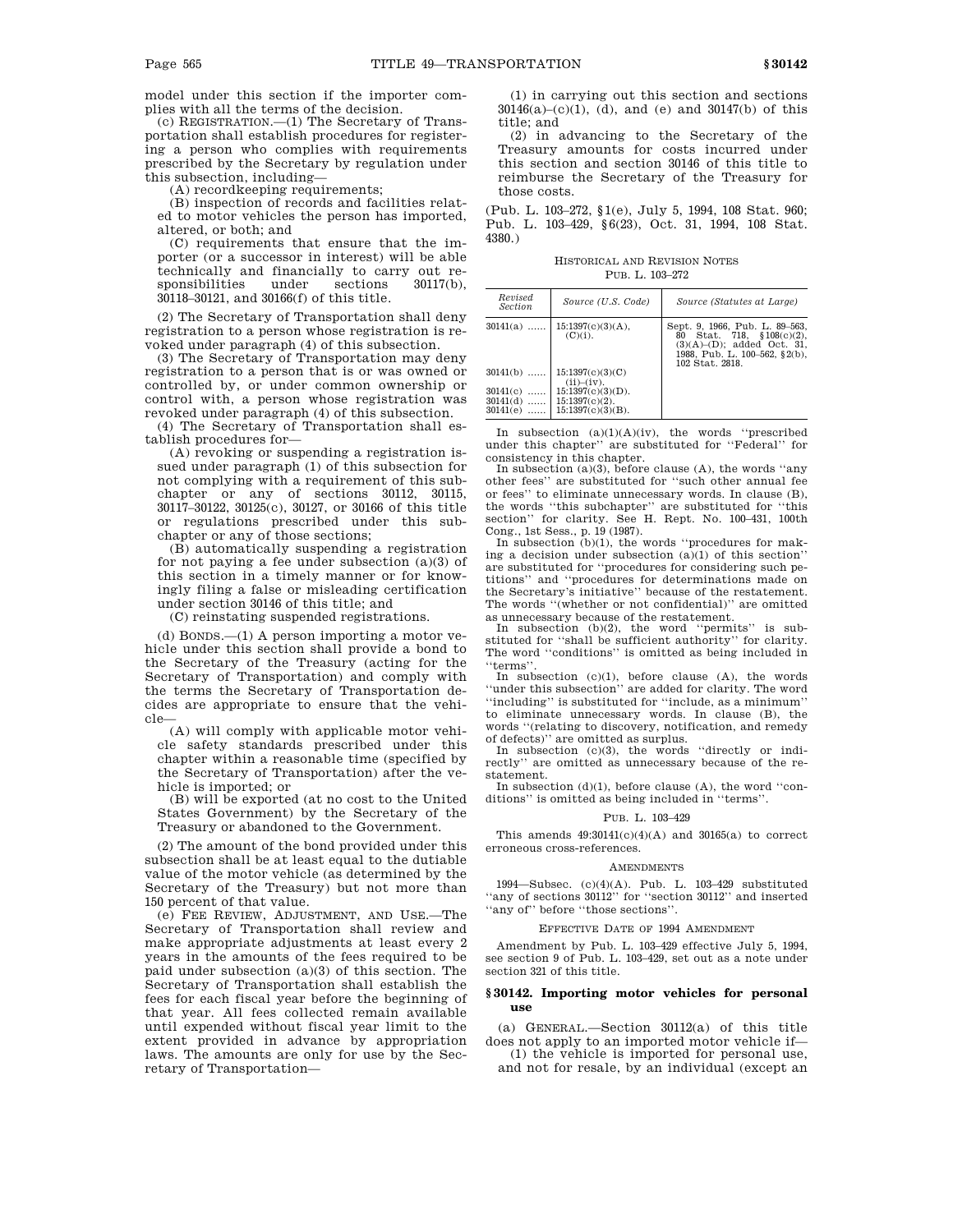model under this section if the importer complies with all the terms of the decision.

(c) REGISTRATION.—(1) The Secretary of Transportation shall establish procedures for registering a person who complies with requirements prescribed by the Secretary by regulation under this subsection, including—

(A) recordkeeping requirements;

(B) inspection of records and facilities related to motor vehicles the person has imported, altered, or both; and

(C) requirements that ensure that the importer (or a successor in interest) will be able technically and financially to carry out responsibilities under sections 30117(b), 30118–30121, and 30166(f) of this title.

(2) The Secretary of Transportation shall deny registration to a person whose registration is revoked under paragraph (4) of this subsection.

(3) The Secretary of Transportation may deny registration to a person that is or was owned or controlled by, or under common ownership or control with, a person whose registration was revoked under paragraph (4) of this subsection.

(4) The Secretary of Transportation shall establish procedures for—

(A) revoking or suspending a registration issued under paragraph (1) of this subsection for not complying with a requirement of this subchapter or any of sections 30112, 30115, 30117–30122, 30125(c), 30127, or 30166 of this title or regulations prescribed under this subchapter or any of those sections;

(B) automatically suspending a registration for not paying a fee under subsection (a)(3) of this section in a timely manner or for knowingly filing a false or misleading certification under section 30146 of this title; and

(C) reinstating suspended registrations.

(d) BONDS.—(1) A person importing a motor vehicle under this section shall provide a bond to the Secretary of the Treasury (acting for the Secretary of Transportation) and comply with the terms the Secretary of Transportation decides are appropriate to ensure that the vehicle—

(A) will comply with applicable motor vehicle safety standards prescribed under this chapter within a reasonable time (specified by the Secretary of Transportation) after the vehicle is imported; or

(B) will be exported (at no cost to the United States Government) by the Secretary of the Treasury or abandoned to the Government.

(2) The amount of the bond provided under this subsection shall be at least equal to the dutiable value of the motor vehicle (as determined by the Secretary of the Treasury) but not more than 150 percent of that value.

(e) FEE REVIEW, ADJUSTMENT, AND USE.—The Secretary of Transportation shall review and make appropriate adjustments at least every 2 years in the amounts of the fees required to be paid under subsection (a)(3) of this section. The Secretary of Transportation shall establish the fees for each fiscal year before the beginning of that year. All fees collected remain available until expended without fiscal year limit to the extent provided in advance by appropriation laws. The amounts are only for use by the Secretary of Transportation—

(1) in carrying out this section and sections 30146(a)–(c)(1), (d), and (e) and 30147(b) of this title; and

(2) in advancing to the Secretary of the Treasury amounts for costs incurred under this section and section 30146 of this title to reimburse the Secretary of the Treasury for those costs.

(Pub. L. 103–272, §1(e), July 5, 1994, 108 Stat. 960; Pub. L. 103–429, §6(23), Oct. 31, 1994, 108 Stat. 4380.)

HISTORICAL AND REVISION NOTES

PUB. L. 103–272

| Revised Section | Source (U.S. Code) | Source (Statutes at Large) |
|---|---|---|
| 30141(a) ...... | 15:1397(c)(3)(A), (C)(i). | Sept. 9, 1966, Pub. L. 89–563, 80 Stat. 718, §108(c)(2), (3)(A)–(D); added Oct. 31, 1988, Pub. L. 100–562, §2(b), 102 Stat. 2818. |
| 30141(b) ...... | 15:1397(c)(3)(C)(ii)–(iv). | |
| 30141(c) ...... | 15:1397(c)(3)(D). | |
| 30141(d) ...... | 15:1397(c)(2). | |
| 30141(e) ...... | 15:1397(c)(3)(B). | |

In subsection (a)(1)(A)(iv), the words "prescribed under this chapter" are substituted for "Federal" for consistency in this chapter.

In subsection (a)(3), before clause (A), the words "any other fees" are substituted for "such other annual fee or fees" to eliminate unnecessary words. In clause (B), the words "this subchapter" are substituted for "this section" for clarity. See H. Rept. No. 100–431, 100th Cong., 1st Sess., p. 19 (1987).

In subsection (b)(1), the words "procedures for making a decision under subsection (a)(1) of this section" are substituted for "procedures for considering such petitions" and "procedures for determinations made on the Secretary's initiative" because of the restatement. The words "(whether or not confidential)" are omitted as unnecessary because of the restatement.

In subsection (b)(2), the word "permits" is substituted for "shall be sufficient authority" for clarity. The word "conditions" is omitted as being included in "terms".

In subsection (c)(1), before clause (A), the words "under this subsection" are added for clarity. The word "including" is substituted for "include, as a minimum" to eliminate unnecessary words. In clause (B), the words "(relating to discovery, notification, and remedy of defects)" are omitted as surplus.

In subsection (c)(3), the words "directly or indirectly" are omitted as unnecessary because of the restatement.

In subsection (d)(1), before clause (A), the word "conditions" is omitted as being included in "terms".

PUB. L. 103–429

This amends 49:30141(c)(4)(A) and 30165(a) to correct erroneous cross-references.

AMENDMENTS

1994—Subsec. (c)(4)(A). Pub. L. 103–429 substituted "any of sections 30112" for "section 30112" and inserted "any of" before "those sections".

EFFECTIVE DATE OF 1994 AMENDMENT

Amendment by Pub. L. 103–429 effective July 5, 1994, see section 9 of Pub. L. 103–429, set out as a note under section 321 of this title.

### §30142. Importing motor vehicles for personal use

(a) GENERAL.—Section 30112(a) of this title does not apply to an imported motor vehicle if—

(1) the vehicle is imported for personal use, and not for resale, by an individual (except an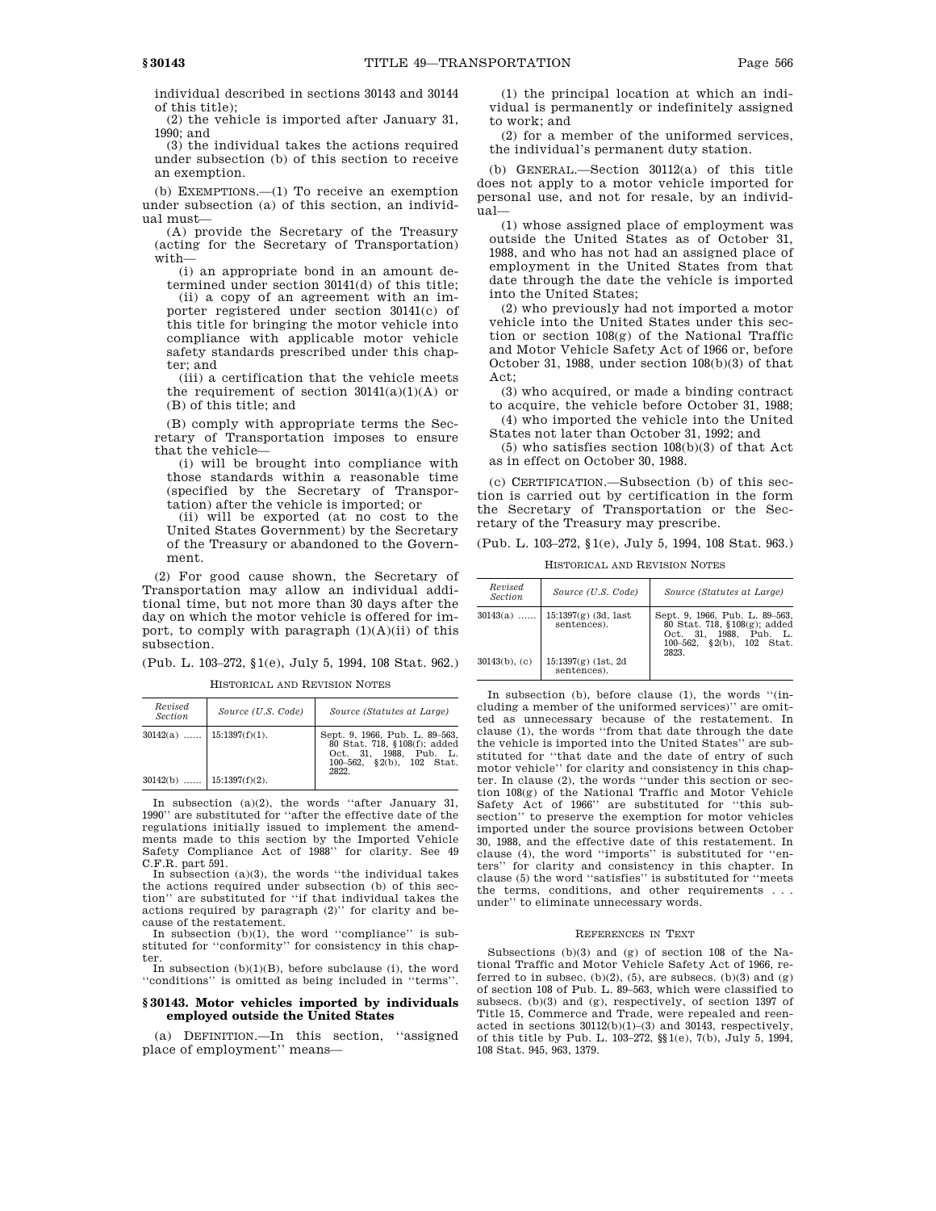individual described in sections 30143 and 30144 of this title);

(2) the vehicle is imported after January 31, 1990; and

(3) the individual takes the actions required under subsection (b) of this section to receive an exemption.

(b) EXEMPTIONS.—(1) To receive an exemption under subsection (a) of this section, an individual must—

(A) provide the Secretary of the Treasury (acting for the Secretary of Transportation) with—

(i) an appropriate bond in an amount determined under section 30141(d) of this title;

(ii) a copy of an agreement with an importer registered under section 30141(c) of this title for bringing the motor vehicle into compliance with applicable motor vehicle safety standards prescribed under this chapter; and

(iii) a certification that the vehicle meets the requirement of section 30141(a)(1)(A) or (B) of this title; and

(B) comply with appropriate terms the Secretary of Transportation imposes to ensure that the vehicle—

(i) will be brought into compliance with those standards within a reasonable time (specified by the Secretary of Transportation) after the vehicle is imported; or

(ii) will be exported (at no cost to the United States Government) by the Secretary of the Treasury or abandoned to the Government.

(2) For good cause shown, the Secretary of Transportation may allow an individual additional time, but not more than 30 days after the day on which the motor vehicle is offered for import, to comply with paragraph (1)(A)(ii) of this subsection.

(Pub. L. 103–272, §1(e), July 5, 1994, 108 Stat. 962.)

HISTORICAL AND REVISION NOTES

| Revised Section | Source (U.S. Code) | Source (Statutes at Large) |
|---|---|---|
| 30142(a) ...... | 15:1397(f)(1). | Sept. 9, 1966, Pub. L. 89–563, 80 Stat. 718, §108(f); added Oct. 31, 1988, Pub. L. 100–562, §2(b), 102 Stat. 2822. |
| 30142(b) ...... | 15:1397(f)(2). | |

In subsection (a)(2), the words "after January 31, 1990" are substituted for "after the effective date of the regulations initially issued to implement the amendments made to this section by the Imported Vehicle Safety Compliance Act of 1988" for clarity. See 49 C.F.R. part 591.

In subsection (a)(3), the words "the individual takes the actions required under subsection (b) of this section" are substituted for "if that individual takes the actions required by paragraph (2)" for clarity and because of the restatement.

In subsection (b)(1), the word "compliance" is substituted for "conformity" for consistency in this chapter.

In subsection (b)(1)(B), before subclause (i), the word "conditions" is omitted as being included in "terms".

## §30143. Motor vehicles imported by individuals employed outside the United States

(a) DEFINITION.—In this section, "assigned place of employment" means—

(1) the principal location at which an individual is permanently or indefinitely assigned to work; and

(2) for a member of the uniformed services, the individual's permanent duty station.

(b) GENERAL.—Section 30112(a) of this title does not apply to a motor vehicle imported for personal use, and not for resale, by an individual—

(1) whose assigned place of employment was outside the United States as of October 31, 1988, and who has not had an assigned place of employment in the United States from that date through the date the vehicle is imported into the United States;

(2) who previously had not imported a motor vehicle into the United States under this section or section 108(g) of the National Traffic and Motor Vehicle Safety Act of 1966 or, before October 31, 1988, under section 108(b)(3) of that Act;

(3) who acquired, or made a binding contract to acquire, the vehicle before October 31, 1988;

(4) who imported the vehicle into the United States not later than October 31, 1992; and

(5) who satisfies section 108(b)(3) of that Act as in effect on October 30, 1988.

(c) CERTIFICATION.—Subsection (b) of this section is carried out by certification in the form the Secretary of Transportation or the Secretary of the Treasury may prescribe.

(Pub. L. 103–272, §1(e), July 5, 1994, 108 Stat. 963.)

HISTORICAL AND REVISION NOTES

| Revised Section | Source (U.S. Code) | Source (Statutes at Large) |
|---|---|---|
| 30143(a) ...... | 15:1397(g) (3d, last sentences). | Sept. 9, 1966, Pub. L. 89–563, 80 Stat. 718, §108(g); added Oct. 31, 1988, Pub. L. 100–562, §2(b), 102 Stat. 2823. |
| 30143(b), (c) | 15:1397(g) (1st, 2d sentences). | |

In subsection (b), before clause (1), the words "(including a member of the uniformed services)" are omitted as unnecessary because of the restatement. In clause (1), the words "from that date through the date the vehicle is imported into the United States" are substituted for "that date and the date of entry of such motor vehicle" for clarity and consistency in this chapter. In clause (2), the words "under this section or section 108(g) of the National Traffic and Motor Vehicle Safety Act of 1966" are substituted for "this subsection" to preserve the exemption for motor vehicles imported under the source provisions between October 30, 1988, and the effective date of this restatement. In clause (4), the word "imports" is substituted for "enters" for clarity and consistency in this chapter. In clause (5) the word "satisfies" is substituted for "meets the terms, conditions, and other requirements . . . under" to eliminate unnecessary words.

REFERENCES IN TEXT

Subsections (b)(3) and (g) of section 108 of the National Traffic and Motor Vehicle Safety Act of 1966, referred to in subsec. (b)(2), (5), are subsecs. (b)(3) and (g) of section 108 of Pub. L. 89–563, which were classified to subsecs. (b)(3) and (g), respectively, of section 1397 of Title 15, Commerce and Trade, were repealed and reenacted in sections 30112(b)(1)–(3) and 30143, respectively, of this title by Pub. L. 103–272, §§1(e), 7(b), July 5, 1994, 108 Stat. 945, 963, 1379.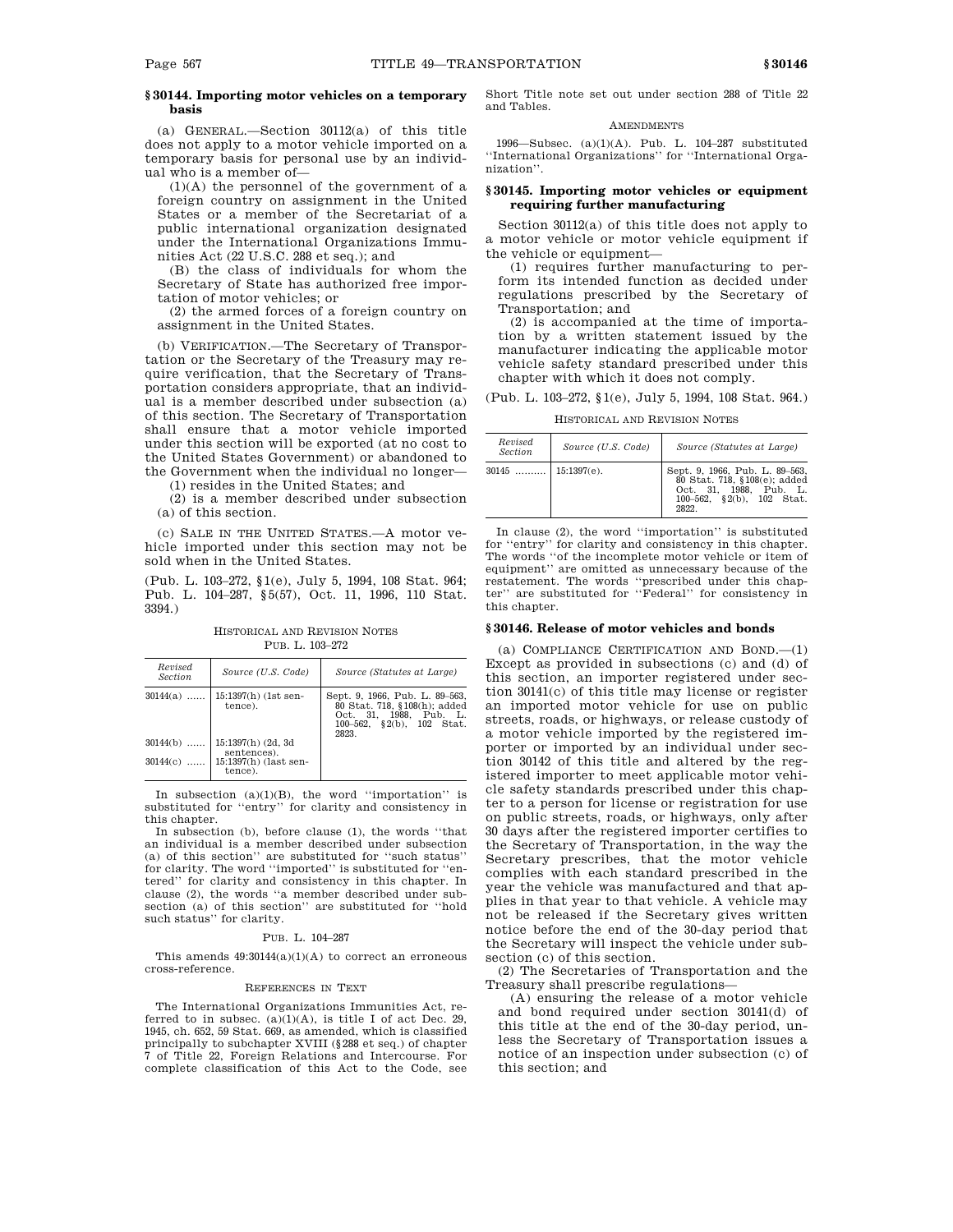### § 30144. Importing motor vehicles on a temporary basis

(a) GENERAL.—Section 30112(a) of this title does not apply to a motor vehicle imported on a temporary basis for personal use by an individual who is a member of—

(1)(A) the personnel of the government of a foreign country on assignment in the United States or a member of the Secretariat of a public international organization designated under the International Organizations Immunities Act (22 U.S.C. 288 et seq.); and

(B) the class of individuals for whom the Secretary of State has authorized free importation of motor vehicles; or

(2) the armed forces of a foreign country on assignment in the United States.

(b) VERIFICATION.—The Secretary of Transportation or the Secretary of the Treasury may require verification, that the Secretary of Transportation considers appropriate, that an individual is a member described under subsection (a) of this section. The Secretary of Transportation shall ensure that a motor vehicle imported under this section will be exported (at no cost to the United States Government) or abandoned to the Government when the individual no longer—

(1) resides in the United States; and

(2) is a member described under subsection (a) of this section.

(c) SALE IN THE UNITED STATES.—A motor vehicle imported under this section may not be sold when in the United States.

(Pub. L. 103–272, § 1(e), July 5, 1994, 108 Stat. 964; Pub. L. 104–287, § 5(57), Oct. 11, 1996, 110 Stat. 3394.)

HISTORICAL AND REVISION NOTES

PUB. L. 103–272

| Revised Section | Source (U.S. Code) | Source (Statutes at Large) |
|---|---|---|
| 30144(a) | 15:1397(h) (1st sentence). | Sept. 9, 1966, Pub. L. 89–563, 80 Stat. 718, § 108(h); added Oct. 31, 1988, Pub. L. 100–562, § 2(b), 102 Stat. 2823. |
| 30144(b) | 15:1397(h) (2d, 3d sentences). | |
| 30144(c) | 15:1397(h) (last sentence). | |

In subsection (a)(1)(B), the word "importation" is substituted for "entry" for clarity and consistency in this chapter.

In subsection (b), before clause (1), the words "that an individual is a member described under subsection (a) of this section" are substituted for "such status" for clarity. The word "imported" is substituted for "entered" for clarity and consistency in this chapter. In clause (2), the words "a member described under subsection (a) of this section" are substituted for "hold such status" for clarity.

PUB. L. 104–287

This amends 49:30144(a)(1)(A) to correct an erroneous cross-reference.

REFERENCES IN TEXT

The International Organizations Immunities Act, referred to in subsec. (a)(1)(A), is title I of act Dec. 29, 1945, ch. 652, 59 Stat. 669, as amended, which is classified principally to subchapter XVIII (§ 288 et seq.) of chapter 7 of Title 22, Foreign Relations and Intercourse. For complete classification of this Act to the Code, see Short Title note set out under section 288 of Title 22 and Tables.

AMENDMENTS

1996—Subsec. (a)(1)(A). Pub. L. 104–287 substituted "International Organizations" for "International Organization".

### § 30145. Importing motor vehicles or equipment requiring further manufacturing

Section 30112(a) of this title does not apply to a motor vehicle or motor vehicle equipment if the vehicle or equipment—

(1) requires further manufacturing to perform its intended function as decided under regulations prescribed by the Secretary of Transportation; and

(2) is accompanied at the time of importation by a written statement issued by the manufacturer indicating the applicable motor vehicle safety standard prescribed under this chapter with which it does not comply.

(Pub. L. 103–272, § 1(e), July 5, 1994, 108 Stat. 964.)

HISTORICAL AND REVISION NOTES

| Revised Section | Source (U.S. Code) | Source (Statutes at Large) |
|---|---|---|
| 30145 | 15:1397(e). | Sept. 9, 1966, Pub. L. 89–563, 80 Stat. 718, § 108(e); added Oct. 31, 1988, Pub. L. 100–562, § 2(b), 102 Stat. 2822. |

In clause (2), the word "importation" is substituted for "entry" for clarity and consistency in this chapter. The words "of the incomplete motor vehicle or item of equipment" are omitted as unnecessary because of the restatement. The words "prescribed under this chapter" are substituted for "Federal" for consistency in this chapter.

### § 30146. Release of motor vehicles and bonds

(a) COMPLIANCE CERTIFICATION AND BOND.—(1) Except as provided in subsections (c) and (d) of this section, an importer registered under section 30141(c) of this title may license or register an imported motor vehicle for use on public streets, roads, or highways, or release custody of a motor vehicle imported by the registered importer or imported by an individual under section 30142 of this title and altered by the registered importer to meet applicable motor vehicle safety standards prescribed under this chapter to a person for license or registration for use on public streets, roads, or highways, only after 30 days after the registered importer certifies to the Secretary of Transportation, in the way the Secretary prescribes, that the motor vehicle complies with each standard prescribed in the year the vehicle was manufactured and that applies in that year to that vehicle. A vehicle may not be released if the Secretary gives written notice before the end of the 30-day period that the Secretary will inspect the vehicle under subsection (c) of this section.

(2) The Secretaries of Transportation and the Treasury shall prescribe regulations—

(A) ensuring the release of a motor vehicle and bond required under section 30141(d) of this title at the end of the 30-day period, unless the Secretary of Transportation issues a notice of an inspection under subsection (c) of this section; and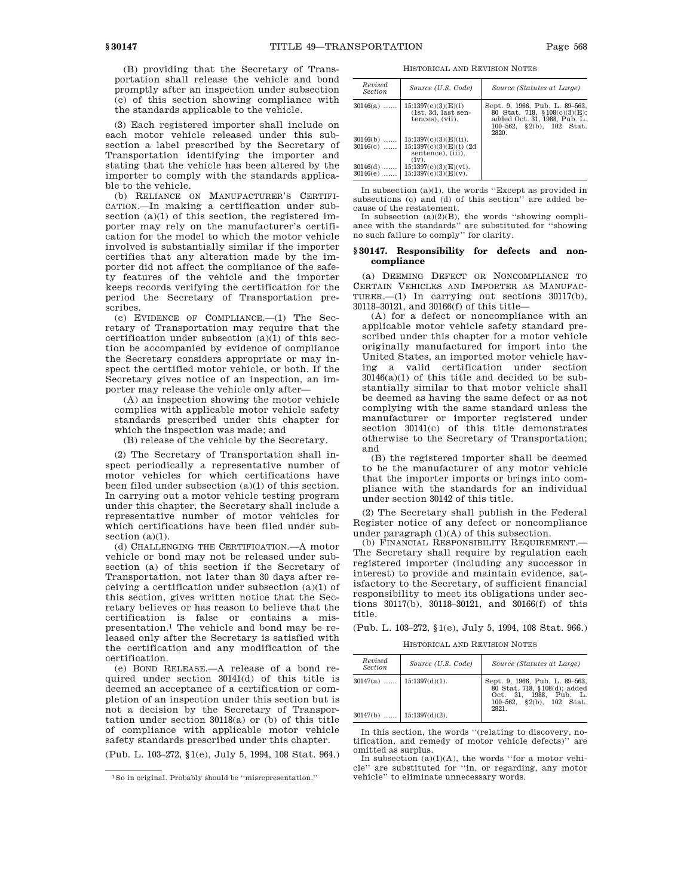(B) providing that the Secretary of Transportation shall release the vehicle and bond promptly after an inspection under subsection (c) of this section showing compliance with the standards applicable to the vehicle.

(3) Each registered importer shall include on each motor vehicle released under this subsection a label prescribed by the Secretary of Transportation identifying the importer and stating that the vehicle has been altered by the importer to comply with the standards applicable to the vehicle.

(b) RELIANCE ON MANUFACTURER'S CERTIFICATION.—In making a certification under subsection (a)(1) of this section, the registered importer may rely on the manufacturer's certification for the model to which the motor vehicle involved is substantially similar if the importer certifies that any alteration made by the importer did not affect the compliance of the safety features of the vehicle and the importer keeps records verifying the certification for the period the Secretary of Transportation prescribes.

(c) EVIDENCE OF COMPLIANCE.—(1) The Secretary of Transportation may require that the certification under subsection (a)(1) of this section be accompanied by evidence of compliance the Secretary considers appropriate or may inspect the certified motor vehicle, or both. If the Secretary gives notice of an inspection, an importer may release the vehicle only after—

(A) an inspection showing the motor vehicle complies with applicable motor vehicle safety standards prescribed under this chapter for which the inspection was made; and

(B) release of the vehicle by the Secretary.

(2) The Secretary of Transportation shall inspect periodically a representative number of motor vehicles for which certifications have been filed under subsection (a)(1) of this section. In carrying out a motor vehicle testing program under this chapter, the Secretary shall include a representative number of motor vehicles for which certifications have been filed under subsection (a)(1).

(d) CHALLENGING THE CERTIFICATION.—A motor vehicle or bond may not be released under subsection (a) of this section if the Secretary of Transportation, not later than 30 days after receiving a certification under subsection (a)(1) of this section, gives written notice that the Secretary believes or has reason to believe that the certification is false or contains a mispresentation.[1] The vehicle and bond may be released only after the Secretary is satisfied with the certification and any modification of the certification.

(e) BOND RELEASE.—A release of a bond required under section 30141(d) of this title is deemed an acceptance of a certification or completion of an inspection under this section but is not a decision by the Secretary of Transportation under section 30118(a) or (b) of this title of compliance with applicable motor vehicle safety standards prescribed under this chapter.

(Pub. L. 103–272, §1(e), July 5, 1994, 108 Stat. 964.)

[1] So in original. Probably should be "misrepresentation."

HISTORICAL AND REVISION NOTES

| Revised Section | Source (U.S. Code) | Source (Statutes at Large) |
|---|---|---|
| 30146(a) | 15:1397(c)(3)(E)(i) (1st, 3d, last sentences), (vii). | Sept. 9, 1966, Pub. L. 89–563, 80 Stat. 718, §108(c)(3)(E); added Oct. 31, 1988, Pub. L. 100–562, §2(b), 102 Stat. 2820. |
| 30146(b) | 15:1397(c)(3)(E)(ii). | |
| 30146(c) | 15:1397(c)(3)(E)(i) (2d sentence), (iii), (iv). | |
| 30146(d) | 15:1397(c)(3)(E)(vi). | |
| 30146(e) | 15:1397(c)(3)(E)(v). | |

In subsection (a)(1), the words "Except as provided in subsections (c) and (d) of this section" are added because of the restatement.

In subsection (a)(2)(B), the words "showing compliance with the standards" are substituted for "showing no such failure to comply" for clarity.

### § 30147. Responsibility for defects and noncompliance

(a) DEEMING DEFECT OR NONCOMPLIANCE TO CERTAIN VEHICLES AND IMPORTER AS MANUFACTURER.—(1) In carrying out sections 30117(b), 30118–30121, and 30166(f) of this title—

(A) for a defect or noncompliance with an applicable motor vehicle safety standard prescribed under this chapter for a motor vehicle originally manufactured for import into the United States, an imported motor vehicle having a valid certification under section 30146(a)(1) of this title and decided to be substantially similar to that motor vehicle shall be deemed as having the same defect or as not complying with the same standard unless the manufacturer or importer registered under section 30141(c) of this title demonstrates otherwise to the Secretary of Transportation; and

(B) the registered importer shall be deemed to be the manufacturer of any motor vehicle that the importer imports or brings into compliance with the standards for an individual under section 30142 of this title.

(2) The Secretary shall publish in the Federal Register notice of any defect or noncompliance under paragraph (1)(A) of this subsection.

(b) FINANCIAL RESPONSIBILITY REQUIREMENT.—The Secretary shall require by regulation each registered importer (including any successor in interest) to provide and maintain evidence, satisfactory to the Secretary, of sufficient financial responsibility to meet its obligations under sections 30117(b), 30118–30121, and 30166(f) of this title.

(Pub. L. 103–272, §1(e), July 5, 1994, 108 Stat. 966.)

HISTORICAL AND REVISION NOTES

| Revised Section | Source (U.S. Code) | Source (Statutes at Large) |
|---|---|---|
| 30147(a) | 15:1397(d)(1). | Sept. 9, 1966, Pub. L. 89–563, 80 Stat. 718, §108(d); added Oct. 31, 1988, Pub. L. 100–562, §2(b), 102 Stat. 2821. |
| 30147(b) | 15:1397(d)(2). | |

In this section, the words "(relating to discovery, notification, and remedy of motor vehicle defects)" are omitted as surplus.

In subsection (a)(1)(A), the words "for a motor vehicle" are substituted for "in, or regarding, any motor vehicle" to eliminate unnecessary words.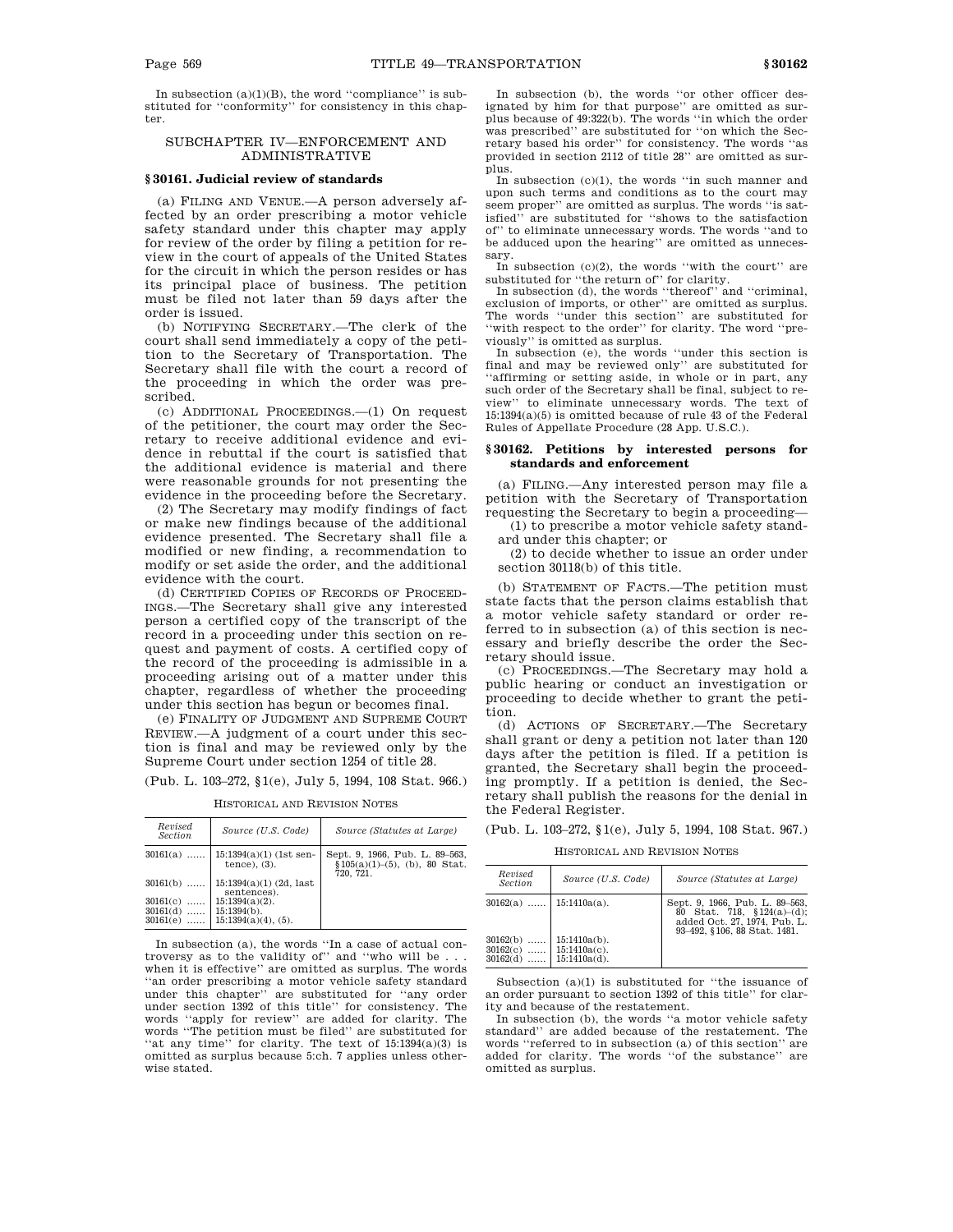In subsection (a)(1)(B), the word ''compliance'' is substituted for ''conformity'' for consistency in this chapter.

## SUBCHAPTER IV—ENFORCEMENT AND ADMINISTRATIVE

### § 30161. Judicial review of standards

(a) FILING AND VENUE.—A person adversely affected by an order prescribing a motor vehicle safety standard under this chapter may apply for review of the order by filing a petition for review in the court of appeals of the United States for the circuit in which the person resides or has its principal place of business. The petition must be filed not later than 59 days after the order is issued.

(b) NOTIFYING SECRETARY.—The clerk of the court shall send immediately a copy of the petition to the Secretary of Transportation. The Secretary shall file with the court a record of the proceeding in which the order was prescribed.

(c) ADDITIONAL PROCEEDINGS.—(1) On request of the petitioner, the court may order the Secretary to receive additional evidence and evidence in rebuttal if the court is satisfied that the additional evidence is material and there were reasonable grounds for not presenting the evidence in the proceeding before the Secretary.

(2) The Secretary may modify findings of fact or make new findings because of the additional evidence presented. The Secretary shall file a modified or new finding, a recommendation to modify or set aside the order, and the additional evidence with the court.

(d) CERTIFIED COPIES OF RECORDS OF PROCEEDINGS.—The Secretary shall give any interested person a certified copy of the transcript of the record in a proceeding under this section on request and payment of costs. A certified copy of the record of the proceeding is admissible in a proceeding arising out of a matter under this chapter, regardless of whether the proceeding under this section has begun or becomes final.

(e) FINALITY OF JUDGMENT AND SUPREME COURT REVIEW.—A judgment of a court under this section is final and may be reviewed only by the Supreme Court under section 1254 of title 28.

(Pub. L. 103–272, §1(e), July 5, 1994, 108 Stat. 966.)

HISTORICAL AND REVISION NOTES

| Revised Section | Source (U.S. Code) | Source (Statutes at Large) |
|---|---|---|
| 30161(a) ...... | 15:1394(a)(1) (1st sentence), (3). | Sept. 9, 1966, Pub. L. 89–563, §105(a)(1)–(5), (b), 80 Stat. 720, 721. |
| 30161(b) ...... | 15:1394(a)(1) (2d, last sentences). | |
| 30161(c) ...... | 15:1394(a)(2). | |
| 30161(d) ...... | 15:1394(b). | |
| 30161(e) ...... | 15:1394(a)(4), (5). | |

In subsection (a), the words ''In a case of actual controversy as to the validity of'' and ''who will be . . . when it is effective'' are omitted as surplus. The words ''an order prescribing a motor vehicle safety standard under this chapter'' are substituted for ''any order under section 1392 of this title'' for consistency. The words ''apply for review'' are added for clarity. The words ''The petition must be filed'' are substituted for ''at any time'' for clarity. The text of 15:1394(a)(3) is omitted as surplus because 5:ch. 7 applies unless otherwise stated.

In subsection (b), the words ''or other officer designated by him for that purpose'' are omitted as surplus because of 49:322(b). The words ''in which the order was prescribed'' are substituted for ''on which the Secretary based his order'' for consistency. The words ''as provided in section 2112 of title 28'' are omitted as surplus.

In subsection (c)(1), the words ''in such manner and upon such terms and conditions as to the court may seem proper'' are omitted as surplus. The words ''is satisfied'' are substituted for ''shows to the satisfaction of'' to eliminate unnecessary words. The words ''and to be adduced upon the hearing'' are omitted as unnecessary.

In subsection (c)(2), the words ''with the court'' are substituted for ''the return of'' for clarity.

In subsection (d), the words ''thereof'' and ''criminal, exclusion of imports, or other'' are omitted as surplus. The words ''under this section'' are substituted for ''with respect to the order'' for clarity. The word ''previously'' is omitted as surplus.

In subsection (e), the words ''under this section is final and may be reviewed only'' are substituted for ''affirming or setting aside, in whole or in part, any such order of the Secretary shall be final, subject to review'' to eliminate unnecessary words. The text of 15:1394(a)(5) is omitted because of rule 43 of the Federal Rules of Appellate Procedure (28 App. U.S.C.).

### § 30162. Petitions by interested persons for standards and enforcement

(a) FILING.—Any interested person may file a petition with the Secretary of Transportation requesting the Secretary to begin a proceeding—

(1) to prescribe a motor vehicle safety standard under this chapter; or

(2) to decide whether to issue an order under section 30118(b) of this title.

(b) STATEMENT OF FACTS.—The petition must state facts that the person claims establish that a motor vehicle safety standard or order referred to in subsection (a) of this section is necessary and briefly describe the order the Secretary should issue.

(c) PROCEEDINGS.—The Secretary may hold a public hearing or conduct an investigation or proceeding to decide whether to grant the petition.

(d) ACTIONS OF SECRETARY.—The Secretary shall grant or deny a petition not later than 120 days after the petition is filed. If a petition is granted, the Secretary shall begin the proceeding promptly. If a petition is denied, the Secretary shall publish the reasons for the denial in the Federal Register.

(Pub. L. 103–272, §1(e), July 5, 1994, 108 Stat. 967.)

HISTORICAL AND REVISION NOTES

| Revised Section | Source (U.S. Code) | Source (Statutes at Large) |
|---|---|---|
| 30162(a) ...... | 15:1410a(a). | Sept. 9, 1966, Pub. L. 89–563, 80 Stat. 718, §124(a)–(d); added Oct. 27, 1974, Pub. L. 93–492, §106, 88 Stat. 1481. |
| 30162(b) ...... | 15:1410a(b). | |
| 30162(c) ...... | 15:1410a(c). | |
| 30162(d) ...... | 15:1410a(d). | |

Subsection (a)(1) is substituted for ''the issuance of an order pursuant to section 1392 of this title'' for clarity and because of the restatement.

In subsection (b), the words ''a motor vehicle safety standard'' are added because of the restatement. The words ''referred to in subsection (a) of this section'' are added for clarity. The words ''of the substance'' are omitted as surplus.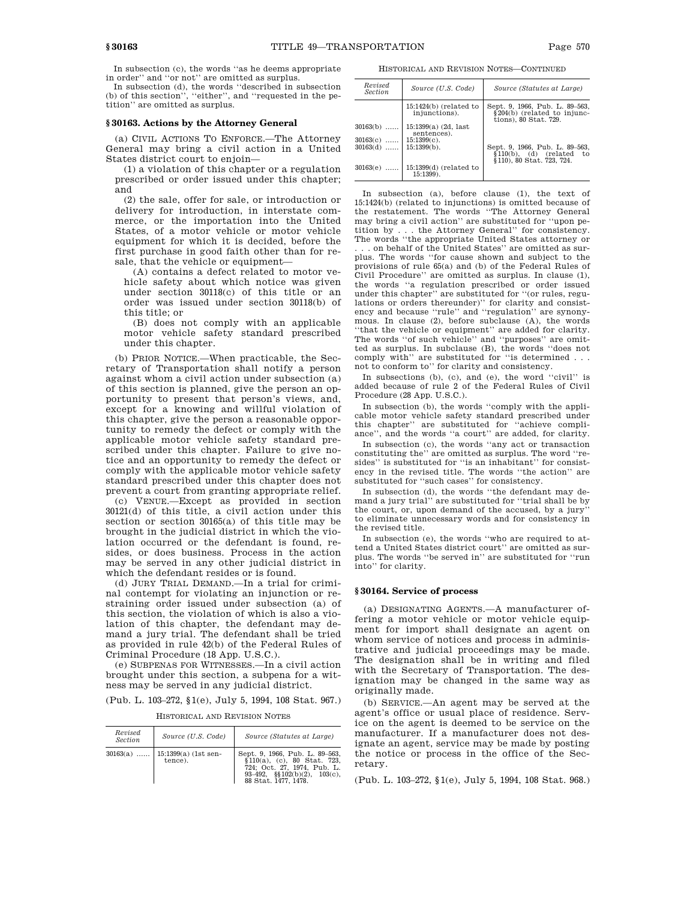In subsection (c), the words ''as he deems appropriate in order'' and ''or not'' are omitted as surplus.

In subsection (d), the words ''described in subsection (b) of this section'', ''either'', and ''requested in the petition'' are omitted as surplus.

### § 30163. Actions by the Attorney General

(a) CIVIL ACTIONS TO ENFORCE.—The Attorney General may bring a civil action in a United States district court to enjoin—

(1) a violation of this chapter or a regulation prescribed or order issued under this chapter; and

(2) the sale, offer for sale, or introduction or delivery for introduction, in interstate commerce, or the importation into the United States, of a motor vehicle or motor vehicle equipment for which it is decided, before the first purchase in good faith other than for resale, that the vehicle or equipment—

(A) contains a defect related to motor vehicle safety about which notice was given under section 30118(c) of this title or an order was issued under section 30118(b) of this title; or

(B) does not comply with an applicable motor vehicle safety standard prescribed under this chapter.

(b) PRIOR NOTICE.—When practicable, the Secretary of Transportation shall notify a person against whom a civil action under subsection (a) of this section is planned, give the person an opportunity to present that person's views, and, except for a knowing and willful violation of this chapter, give the person a reasonable opportunity to remedy the defect or comply with the applicable motor vehicle safety standard prescribed under this chapter. Failure to give notice and an opportunity to remedy the defect or comply with the applicable motor vehicle safety standard prescribed under this chapter does not prevent a court from granting appropriate relief.

(c) VENUE.—Except as provided in section 30121(d) of this title, a civil action under this section or section 30165(a) of this title may be brought in the judicial district in which the violation occurred or the defendant is found, resides, or does business. Process in the action may be served in any other judicial district in which the defendant resides or is found.

(d) JURY TRIAL DEMAND.—In a trial for criminal contempt for violating an injunction or restraining order issued under subsection (a) of this section, the violation of which is also a violation of this chapter, the defendant may demand a jury trial. The defendant shall be tried as provided in rule 42(b) of the Federal Rules of Criminal Procedure (18 App. U.S.C.).

(e) SUBPENAS FOR WITNESSES.—In a civil action brought under this section, a subpena for a witness may be served in any judicial district.

(Pub. L. 103–272, §1(e), July 5, 1994, 108 Stat. 967.)

HISTORICAL AND REVISION NOTES

| Revised Section | Source (U.S. Code) | Source (Statutes at Large) |
|---|---|---|
| 30163(a) ...... | 15:1399(a) (1st sentence). | Sept. 9, 1966, Pub. L. 89–563, §110(a), (c), 80 Stat. 723, 724; Oct. 27, 1974, Pub. L. 93–492, §§102(b)(2), 103(c), 88 Stat. 1477, 1478. |
| | 15:1424(b) (related to injunctions). | Sept. 9, 1966, Pub. L. 89–563, §204(b) (related to injunctions), 80 Stat. 729. |
| 30163(b) ...... | 15:1399(a) (2d, last sentences). | |
| 30163(c) ...... | 15:1399(c). | |
| 30163(d) ...... | 15:1399(b). | Sept. 9, 1966, Pub. L. 89–563, §110(b), (d) (related to §110), 80 Stat. 723, 724. |
| 30163(e) ...... | 15:1399(d) (related to 15:1399). | |

In subsection (a), before clause (1), the text of 15:1424(b) (related to injunctions) is omitted because of the restatement. The words ''The Attorney General may bring a civil action'' are substituted for ''upon petition by . . . the Attorney General'' for consistency. The words ''the appropriate United States attorney or . . . on behalf of the United States'' are omitted as surplus. The words ''for cause shown and subject to the provisions of rule 65(a) and (b) of the Federal Rules of Civil Procedure'' are omitted as surplus. In clause (1), the words ''a regulation prescribed or order issued under this chapter'' are substituted for ''(or rules, regulations or orders thereunder)'' for clarity and consistency and because ''rule'' and ''regulation'' are synonymous. In clause (2), before subclause (A), the words ''that the vehicle or equipment'' are added for clarity. The words ''of such vehicle'' and ''purposes'' are omitted as surplus. In subclause (B), the words ''does not comply with'' are substituted for ''is determined . . . not to conform to'' for clarity and consistency.

In subsections (b), (c), and (e), the word ''civil'' is added because of rule 2 of the Federal Rules of Civil Procedure (28 App. U.S.C.).

In subsection (b), the words ''comply with the applicable motor vehicle safety standard prescribed under this chapter'' are substituted for ''achieve compliance'', and the words ''a court'' are added, for clarity.

In subsection (c), the words ''any act or transaction constituting the'' are omitted as surplus. The word ''resides'' is substituted for ''is an inhabitant'' for consistency in the revised title. The words ''the action'' are substituted for ''such cases'' for consistency.

In subsection (d), the words ''the defendant may demand a jury trial'' are substituted for ''trial shall be by the court, or, upon demand of the accused, by a jury'' to eliminate unnecessary words and for consistency in the revised title.

In subsection (e), the words ''who are required to attend a United States district court'' are omitted as surplus. The words ''be served in'' are substituted for ''run into'' for clarity.

### § 30164. Service of process

(a) DESIGNATING AGENTS.—A manufacturer offering a motor vehicle or motor vehicle equipment for import shall designate an agent on whom service of notices and process in administrative and judicial proceedings may be made. The designation shall be in writing and filed with the Secretary of Transportation. The designation may be changed in the same way as originally made.

(b) SERVICE.—An agent may be served at the agent's office or usual place of residence. Service on the agent is deemed to be service on the manufacturer. If a manufacturer does not designate an agent, service may be made by posting the notice or process in the office of the Secretary.

(Pub. L. 103–272, §1(e), July 5, 1994, 108 Stat. 968.)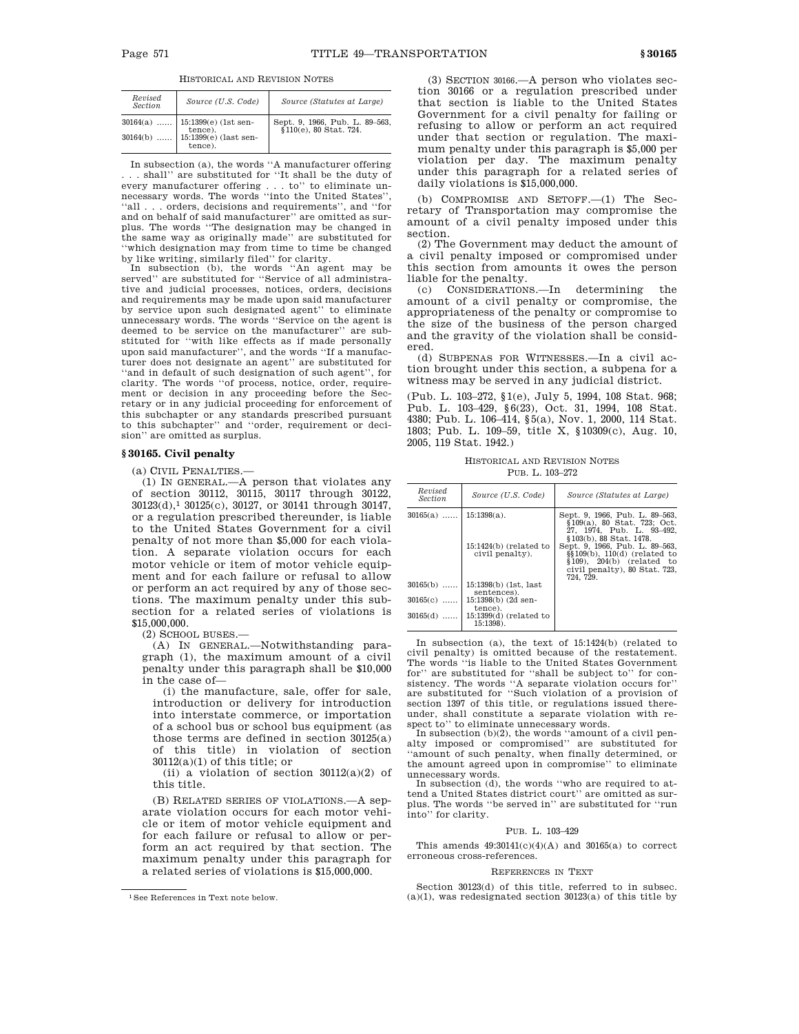HISTORICAL AND REVISION NOTES

| Revised Section | Source (U.S. Code) | Source (Statutes at Large) |
|---|---|---|
| 30164(a) …… | 15:1399(e) (1st sentence). | Sept. 9, 1966, Pub. L. 89–563, §110(e), 80 Stat. 724. |
| 30164(b) …… | 15:1399(e) (last sentence). | |

In subsection (a), the words ''A manufacturer offering . . . shall'' are substituted for ''It shall be the duty of every manufacturer offering . . . to'' to eliminate unnecessary words. The words ''into the United States'', ''all . . . orders, decisions and requirements'', and ''for and on behalf of said manufacturer'' are omitted as surplus. The words ''The designation may be changed in the same way as originally made'' are substituted for ''which designation may from time to time be changed by like writing, similarly filed'' for clarity.

In subsection (b), the words ''An agent may be served'' are substituted for ''Service of all administrative and judicial processes, notices, orders, decisions and requirements may be made upon said manufacturer by service upon such designated agent'' to eliminate unnecessary words. The words ''Service on the agent is deemed to be service on the manufacturer'' are substituted for ''with like effects as if made personally upon said manufacturer'', and the words ''If a manufacturer does not designate an agent'' are substituted for ''and in default of such designation of such agent'', for clarity. The words ''of process, notice, order, requirement or decision in any proceeding before the Secretary or in any judicial proceeding for enforcement of this subchapter or any standards prescribed pursuant to this subchapter'' and ''order, requirement or decision'' are omitted as surplus.

## § 30165. Civil penalty

(a) CIVIL PENALTIES.—

(1) IN GENERAL.—A person that violates any of section 30112, 30115, 30117 through 30122, 30123(d),[1] 30125(c), 30127, or 30141 through 30147, or a regulation prescribed thereunder, is liable to the United States Government for a civil penalty of not more than $5,000 for each violation. A separate violation occurs for each motor vehicle or item of motor vehicle equipment and for each failure or refusal to allow or perform an act required by any of those sections. The maximum penalty under this subsection for a related series of violations is $15,000,000.

(2) SCHOOL BUSES.—

(A) IN GENERAL.—Notwithstanding paragraph (1), the maximum amount of a civil penalty under this paragraph shall be $10,000 in the case of—

(i) the manufacture, sale, offer for sale, introduction or delivery for introduction into interstate commerce, or importation of a school bus or school bus equipment (as those terms are defined in section 30125(a) of this title) in violation of section 30112(a)(1) of this title; or

(ii) a violation of section 30112(a)(2) of this title.

(B) RELATED SERIES OF VIOLATIONS.—A separate violation occurs for each motor vehicle or item of motor vehicle equipment and for each failure or refusal to allow or perform an act required by that section. The maximum penalty under this paragraph for a related series of violations is $15,000,000.

(3) SECTION 30166.—A person who violates section 30166 or a regulation prescribed under that section is liable to the United States Government for a civil penalty for failing or refusing to allow or perform an act required under that section or regulation. The maximum penalty under this paragraph is $5,000 per violation per day. The maximum penalty under this paragraph for a related series of daily violations is $15,000,000.

(b) COMPROMISE AND SETOFF.—(1) The Secretary of Transportation may compromise the amount of a civil penalty imposed under this section.

(2) The Government may deduct the amount of a civil penalty imposed or compromised under this section from amounts it owes the person liable for the penalty.

(c) CONSIDERATIONS.—In determining the amount of a civil penalty or compromise, the appropriateness of the penalty or compromise to the size of the business of the person charged and the gravity of the violation shall be considered.

(d) SUBPENAS FOR WITNESSES.—In a civil action brought under this section, a subpena for a witness may be served in any judicial district.

(Pub. L. 103–272, §1(e), July 5, 1994, 108 Stat. 968; Pub. L. 103–429, §6(23), Oct. 31, 1994, 108 Stat. 4380; Pub. L. 106–414, §5(a), Nov. 1, 2000, 114 Stat. 1803; Pub. L. 109–59, title X, §10309(c), Aug. 10, 2005, 119 Stat. 1942.)

HISTORICAL AND REVISION NOTES

PUB. L. 103–272

| Revised Section | Source (U.S. Code) | Source (Statutes at Large) |
|---|---|---|
| 30165(a) …… | 15:1398(a). | Sept. 9, 1966, Pub. L. 89–563, §109(a), 80 Stat. 723; Oct. 27, 1974, Pub. L. 93–492, §103(b), 88 Stat. 1478. |
| | 15:1424(b) (related to civil penalty). | Sept. 9, 1966, Pub. L. 89–563, §§109(b), 110(d) (related to §109), 204(b) (related to civil penalty), 80 Stat. 723, 724, 729. |
| 30165(b) …… | 15:1398(b) (1st, last sentences). | |
| 30165(c) …… | 15:1398(b) (2d sentence). | |
| 30165(d) …… | 15:1399(d) (related to 15:1398). | |

In subsection (a), the text of 15:1424(b) (related to civil penalty) is omitted because of the restatement. The words ''is liable to the United States Government for'' are substituted for ''shall be subject to'' for consistency. The words ''A separate violation occurs for'' are substituted for ''Such violation of a provision of section 1397 of this title, or regulations issued thereunder, shall constitute a separate violation with respect to'' to eliminate unnecessary words.

In subsection (b)(2), the words ''amount of a civil penalty imposed or compromised'' are substituted for ''amount of such penalty, when finally determined, or the amount agreed upon in compromise'' to eliminate unnecessary words.

In subsection (d), the words ''who are required to attend a United States district court'' are omitted as surplus. The words ''be served in'' are substituted for ''run into'' for clarity.

PUB. L. 103–429

This amends 49:30141(c)(4)(A) and 30165(a) to correct erroneous cross-references.

REFERENCES IN TEXT

Section 30123(d) of this title, referred to in subsec. (a)(1), was redesignated section 30123(a) of this title by

[1] See References in Text note below.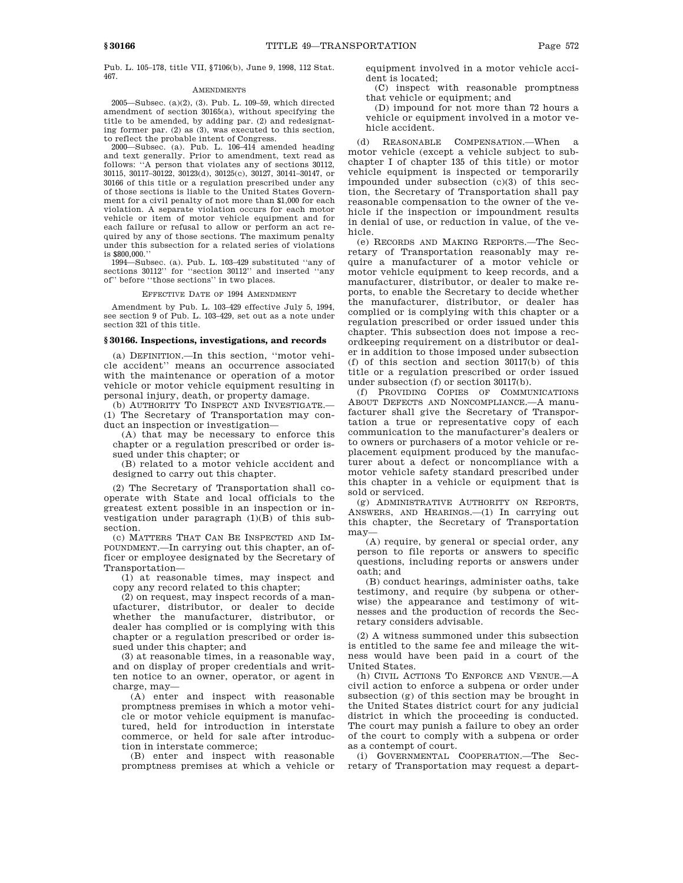Pub. L. 105–178, title VII, §7106(b), June 9, 1998, 112 Stat. 467.

AMENDMENTS

2005—Subsec. (a)(2), (3). Pub. L. 109–59, which directed amendment of section 30165(a), without specifying the title to be amended, by adding par. (2) and redesignating former par. (2) as (3), was executed to this section, to reflect the probable intent of Congress.

2000—Subsec. (a). Pub. L. 106–414 amended heading and text generally. Prior to amendment, text read as follows: ''A person that violates any of sections 30112, 30115, 30117–30122, 30123(d), 30125(c), 30127, 30141–30147, or 30166 of this title or a regulation prescribed under any of those sections is liable to the United States Government for a civil penalty of not more than $1,000 for each violation. A separate violation occurs for each motor vehicle or item of motor vehicle equipment and for each failure or refusal to allow or perform an act required by any of those sections. The maximum penalty under this subsection for a related series of violations is $800,000.''

1994—Subsec. (a). Pub. L. 103–429 substituted ''any of sections 30112'' for ''section 30112'' and inserted ''any of'' before ''those sections'' in two places.

EFFECTIVE DATE OF 1994 AMENDMENT

Amendment by Pub. L. 103–429 effective July 5, 1994, see section 9 of Pub. L. 103–429, set out as a note under section 321 of this title.

## §30166. Inspections, investigations, and records

(a) DEFINITION.—In this section, ''motor vehicle accident'' means an occurrence associated with the maintenance or operation of a motor vehicle or motor vehicle equipment resulting in personal injury, death, or property damage.

(b) AUTHORITY TO INSPECT AND INVESTIGATE.—(1) The Secretary of Transportation may conduct an inspection or investigation—

(A) that may be necessary to enforce this chapter or a regulation prescribed or order issued under this chapter; or

(B) related to a motor vehicle accident and designed to carry out this chapter.

(2) The Secretary of Transportation shall cooperate with State and local officials to the greatest extent possible in an inspection or investigation under paragraph (1)(B) of this subsection.

(c) MATTERS THAT CAN BE INSPECTED AND IMPOUNDMENT.—In carrying out this chapter, an officer or employee designated by the Secretary of Transportation—

(1) at reasonable times, may inspect and copy any record related to this chapter;

(2) on request, may inspect records of a manufacturer, distributor, or dealer to decide whether the manufacturer, distributor, or dealer has complied or is complying with this chapter or a regulation prescribed or order issued under this chapter; and

(3) at reasonable times, in a reasonable way, and on display of proper credentials and written notice to an owner, operator, or agent in charge, may—

(A) enter and inspect with reasonable promptness premises in which a motor vehicle or motor vehicle equipment is manufactured, held for introduction in interstate commerce, or held for sale after introduction in interstate commerce;

(B) enter and inspect with reasonable promptness premises at which a vehicle or equipment involved in a motor vehicle accident is located;

(C) inspect with reasonable promptness that vehicle or equipment; and

(D) impound for not more than 72 hours a vehicle or equipment involved in a motor vehicle accident.

(d) REASONABLE COMPENSATION.—When a motor vehicle (except a vehicle subject to subchapter I of chapter 135 of this title) or motor vehicle equipment is inspected or temporarily impounded under subsection (c)(3) of this section, the Secretary of Transportation shall pay reasonable compensation to the owner of the vehicle if the inspection or impoundment results in denial of use, or reduction in value, of the vehicle.

(e) RECORDS AND MAKING REPORTS.—The Secretary of Transportation reasonably may require a manufacturer of a motor vehicle or motor vehicle equipment to keep records, and a manufacturer, distributor, or dealer to make reports, to enable the Secretary to decide whether the manufacturer, distributor, or dealer has complied or is complying with this chapter or a regulation prescribed or order issued under this chapter. This subsection does not impose a recordkeeping requirement on a distributor or dealer in addition to those imposed under subsection (f) of this section and section 30117(b) of this title or a regulation prescribed or order issued under subsection (f) or section 30117(b).

(f) PROVIDING COPIES OF COMMUNICATIONS ABOUT DEFECTS AND NONCOMPLIANCE.—A manufacturer shall give the Secretary of Transportation a true or representative copy of each communication to the manufacturer's dealers or to owners or purchasers of a motor vehicle or replacement equipment produced by the manufacturer about a defect or noncompliance with a motor vehicle safety standard prescribed under this chapter in a vehicle or equipment that is sold or serviced.

(g) ADMINISTRATIVE AUTHORITY ON REPORTS, ANSWERS, AND HEARINGS.—(1) In carrying out this chapter, the Secretary of Transportation may—

(A) require, by general or special order, any person to file reports or answers to specific questions, including reports or answers under oath; and

(B) conduct hearings, administer oaths, take testimony, and require (by subpena or otherwise) the appearance and testimony of witnesses and the production of records the Secretary considers advisable.

(2) A witness summoned under this subsection is entitled to the same fee and mileage the witness would have been paid in a court of the United States.

(h) CIVIL ACTIONS TO ENFORCE AND VENUE.—A civil action to enforce a subpena or order under subsection (g) of this section may be brought in the United States district court for any judicial district in which the proceeding is conducted. The court may punish a failure to obey an order of the court to comply with a subpena or order as a contempt of court.

(i) GOVERNMENTAL COOPERATION.—The Secretary of Transportation may request a depart-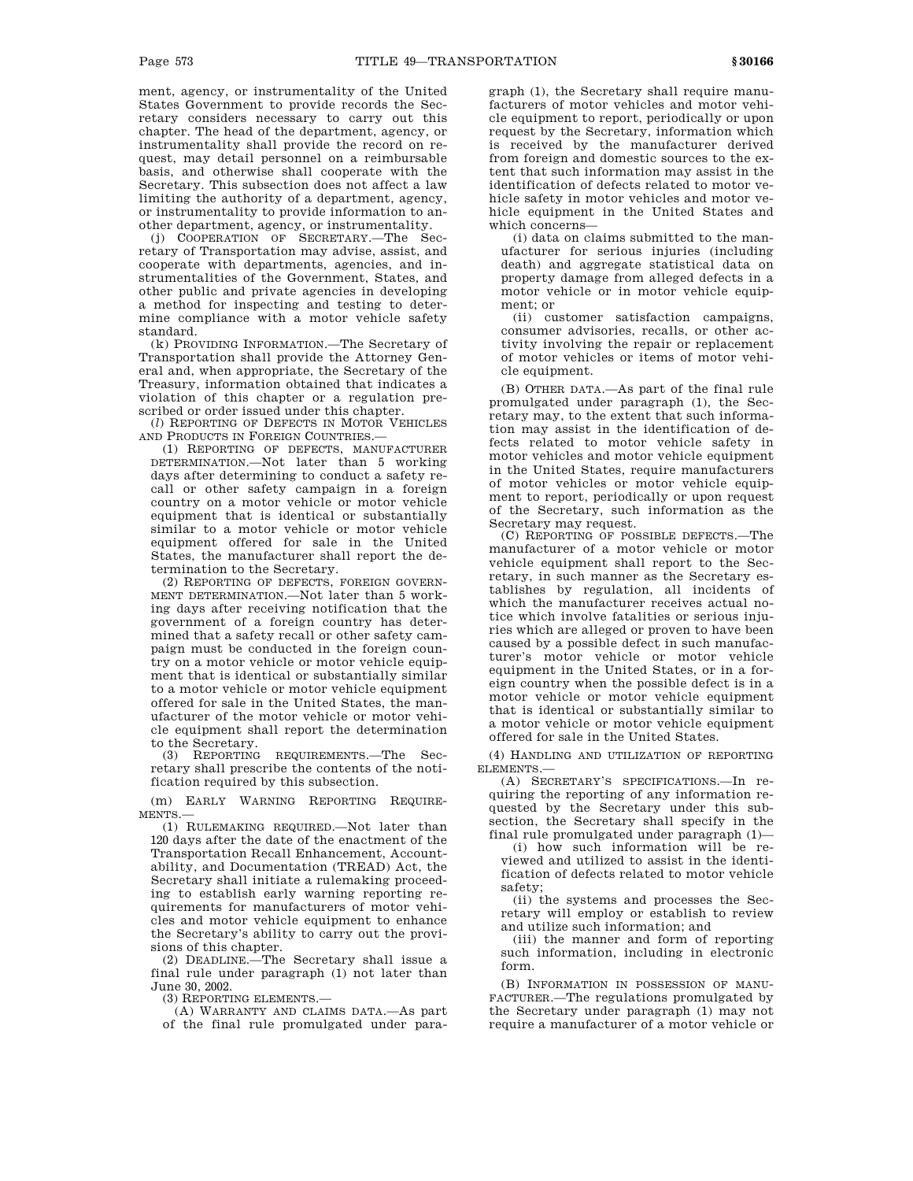ment, agency, or instrumentality of the United States Government to provide records the Secretary considers necessary to carry out this chapter. The head of the department, agency, or instrumentality shall provide the record on request, may detail personnel on a reimbursable basis, and otherwise shall cooperate with the Secretary. This subsection does not affect a law limiting the authority of a department, agency, or instrumentality to provide information to another department, agency, or instrumentality.

(j) COOPERATION OF SECRETARY.—The Secretary of Transportation may advise, assist, and cooperate with departments, agencies, and instrumentalities of the Government, States, and other public and private agencies in developing a method for inspecting and testing to determine compliance with a motor vehicle safety standard.

(k) PROVIDING INFORMATION.—The Secretary of Transportation shall provide the Attorney General and, when appropriate, the Secretary of the Treasury, information obtained that indicates a violation of this chapter or a regulation prescribed or order issued under this chapter.

(*l*) REPORTING OF DEFECTS IN MOTOR VEHICLES AND PRODUCTS IN FOREIGN COUNTRIES.—

(1) REPORTING OF DEFECTS, MANUFACTURER DETERMINATION.—Not later than 5 working days after determining to conduct a safety recall or other safety campaign in a foreign country on a motor vehicle or motor vehicle equipment that is identical or substantially similar to a motor vehicle or motor vehicle equipment offered for sale in the United States, the manufacturer shall report the determination to the Secretary.

(2) REPORTING OF DEFECTS, FOREIGN GOVERNMENT DETERMINATION.—Not later than 5 working days after receiving notification that the government of a foreign country has determined that a safety recall or other safety campaign must be conducted in the foreign country on a motor vehicle or motor vehicle equipment that is identical or substantially similar to a motor vehicle or motor vehicle equipment offered for sale in the United States, the manufacturer of the motor vehicle or motor vehicle equipment shall report the determination to the Secretary.

(3) REPORTING REQUIREMENTS.—The Secretary shall prescribe the contents of the notification required by this subsection.

(m) EARLY WARNING REPORTING REQUIREMENTS.—

(1) RULEMAKING REQUIRED.—Not later than 120 days after the date of the enactment of the Transportation Recall Enhancement, Accountability, and Documentation (TREAD) Act, the Secretary shall initiate a rulemaking proceeding to establish early warning reporting requirements for manufacturers of motor vehicles and motor vehicle equipment to enhance the Secretary's ability to carry out the provisions of this chapter.

(2) DEADLINE.—The Secretary shall issue a final rule under paragraph (1) not later than June 30, 2002.

(3) REPORTING ELEMENTS.—

(A) WARRANTY AND CLAIMS DATA.—As part of the final rule promulgated under paragraph (1), the Secretary shall require manufacturers of motor vehicles and motor vehicle equipment to report, periodically or upon request by the Secretary, information which is received by the manufacturer derived from foreign and domestic sources to the extent that such information may assist in the identification of defects related to motor vehicle safety in motor vehicles and motor vehicle equipment in the United States and which concerns—

(i) data on claims submitted to the manufacturer for serious injuries (including death) and aggregate statistical data on property damage from alleged defects in a motor vehicle or in motor vehicle equipment; or

(ii) customer satisfaction campaigns, consumer advisories, recalls, or other activity involving the repair or replacement of motor vehicles or items of motor vehicle equipment.

(B) OTHER DATA.—As part of the final rule promulgated under paragraph (1), the Secretary may, to the extent that such information may assist in the identification of defects related to motor vehicle safety in motor vehicles and motor vehicle equipment in the United States, require manufacturers of motor vehicles or motor vehicle equipment to report, periodically or upon request of the Secretary, such information as the Secretary may request.

(C) REPORTING OF POSSIBLE DEFECTS.—The manufacturer of a motor vehicle or motor vehicle equipment shall report to the Secretary, in such manner as the Secretary establishes by regulation, all incidents of which the manufacturer receives actual notice which involve fatalities or serious injuries which are alleged or proven to have been caused by a possible defect in such manufacturer's motor vehicle or motor vehicle equipment in the United States, or in a foreign country when the possible defect is in a motor vehicle or motor vehicle equipment that is identical or substantially similar to a motor vehicle or motor vehicle equipment offered for sale in the United States.

(4) HANDLING AND UTILIZATION OF REPORTING ELEMENTS.—

(A) SECRETARY'S SPECIFICATIONS.—In requiring the reporting of any information requested by the Secretary under this subsection, the Secretary shall specify in the final rule promulgated under paragraph (1)—

(i) how such information will be reviewed and utilized to assist in the identification of defects related to motor vehicle safety;

(ii) the systems and processes the Secretary will employ or establish to review and utilize such information; and

(iii) the manner and form of reporting such information, including in electronic form.

(B) INFORMATION IN POSSESSION OF MANUFACTURER.—The regulations promulgated by the Secretary under paragraph (1) may not require a manufacturer of a motor vehicle or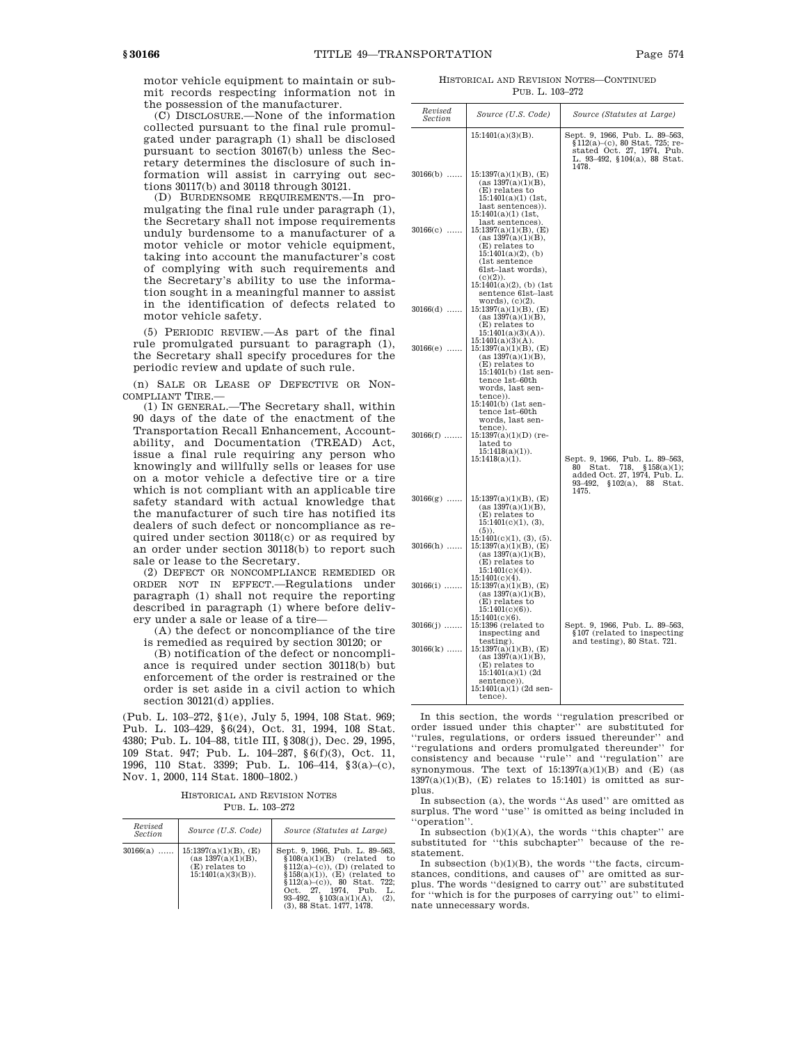motor vehicle equipment to maintain or submit records respecting information not in the possession of the manufacturer.

(C) DISCLOSURE.—None of the information collected pursuant to the final rule promulgated under paragraph (1) shall be disclosed pursuant to section 30167(b) unless the Secretary determines the disclosure of such information will assist in carrying out sections 30117(b) and 30118 through 30121.

(D) BURDENSOME REQUIREMENTS.—In promulgating the final rule under paragraph (1), the Secretary shall not impose requirements unduly burdensome to a manufacturer of a motor vehicle or motor vehicle equipment, taking into account the manufacturer's cost of complying with such requirements and the Secretary's ability to use the information sought in a meaningful manner to assist in the identification of defects related to motor vehicle safety.

(5) PERIODIC REVIEW.—As part of the final rule promulgated pursuant to paragraph (1), the Secretary shall specify procedures for the periodic review and update of such rule.

(n) SALE OR LEASE OF DEFECTIVE OR NONCOMPLIANT TIRE.—

(1) IN GENERAL.—The Secretary shall, within 90 days of the date of the enactment of the Transportation Recall Enhancement, Accountability, and Documentation (TREAD) Act, issue a final rule requiring any person who knowingly and willfully sells or leases for use on a motor vehicle a defective tire or a tire which is not compliant with an applicable tire safety standard with actual knowledge that the manufacturer of such tire has notified its dealers of such defect or noncompliance as required under section 30118(c) or as required by an order under section 30118(b) to report such sale or lease to the Secretary.

(2) DEFECT OR NONCOMPLIANCE REMEDIED OR ORDER NOT IN EFFECT.—Regulations under paragraph (1) shall not require the reporting described in paragraph (1) where before delivery under a sale or lease of a tire—

(A) the defect or noncompliance of the tire is remedied as required by section 30120; or

(B) notification of the defect or noncompliance is required under section 30118(b) but enforcement of the order is restrained or the order is set aside in a civil action to which section 30121(d) applies.

(Pub. L. 103–272, §1(e), July 5, 1994, 108 Stat. 969; Pub. L. 103–429, §6(24), Oct. 31, 1994, 108 Stat. 4380; Pub. L. 104–88, title III, §308(j), Dec. 29, 1995, 109 Stat. 947; Pub. L. 104–287, §6(f)(3), Oct. 11, 1996, 110 Stat. 3399; Pub. L. 106–414, §3(a)–(c), Nov. 1, 2000, 114 Stat. 1800–1802.)

HISTORICAL AND REVISION NOTES

PUB. L. 103–272

| Revised Section | Source (U.S. Code) | Source (Statutes at Large) |
|---|---|---|
| 30166(a) ...... | 15:1397(a)(1)(B), (E) (as 1397(a)(1)(B), (E) relates to 15:1401(a)(3)(B)). | Sept. 9, 1966, Pub. L. 89–563, §108(a)(1)(B) (related to §112(a)–(c)), (D) (related to §158(a)(1)), (E) (related to §112(a)–(c)), 80 Stat. 722; Oct. 27, 1974, Pub. L. 93–492, §103(a)(1)(A), (2), (3), 88 Stat. 1477, 1478. |
| | 15:1401(a)(3)(B). | Sept. 9, 1966, Pub. L. 89–563, §112(a)–(c), 80 Stat. 725; restated Oct. 27, 1974, Pub. L. 93–492, §104(a), 88 Stat. 1478. |
| 30166(b) ...... | 15:1397(a)(1)(B), (E) (as 1397(a)(1)(B), (E) relates to 15:1401(a)(1) (1st, last sentences)). 15:1401(a)(1) (1st, last sentences). | |
| 30166(c) ...... | 15:1397(a)(1)(B), (E) (as 1397(a)(1)(B), (E) relates to 15:1401(a)(2), (b) (1st sentence 61st–last words), (c)(2)). 15:1401(a)(2), (b) (1st sentence 61st–last words), (c)(2). | |
| 30166(d) ...... | 15:1397(a)(1)(B), (E) (as 1397(a)(1)(B), (E) relates to 15:1401(a)(3)(A)). 15:1401(a)(3)(A). | |
| 30166(e) ...... | 15:1397(a)(1)(B), (E) (as 1397(a)(1)(B), (E) relates to 15:1401(b) (1st sentence 1st–60th words, last sentence)). 15:1401(b) (1st sentence 1st–60th words, last sentence). | |
| 30166(f) ...... | 15:1397(a)(1)(D) (related to 15:1418(a)(1)). 15:1418(a)(1). | Sept. 9, 1966, Pub. L. 89–563, 80 Stat. 718, §158(a)(1); added Oct. 27, 1974, Pub. L. 93–492, §102(a), 88 Stat. 1475. |
| 30166(g) ...... | 15:1397(a)(1)(B), (E) (as 1397(a)(1)(B), (E) relates to 15:1401(c)(1), (3), (5)). 15:1401(c)(1), (3), (5). | |
| 30166(h) ...... | 15:1397(a)(1)(B), (E) (as 1397(a)(1)(B), (E) relates to 15:1401(c)(4)). 15:1401(c)(4). | |
| 30166(i) ...... | 15:1397(a)(1)(B), (E) (as 1397(a)(1)(B), (E) relates to 15:1401(c)(6)). 15:1401(c)(6). | |
| 30166(j) ...... | 15:1396 (related to inspecting and testing). | Sept. 9, 1966, Pub. L. 89–563, §107 (related to inspecting and testing), 80 Stat. 721. |
| 30166(k) ...... | 15:1397(a)(1)(B), (E) (as 1397(a)(1)(B), (E) relates to 15:1401(a)(1) (2d sentence)). 15:1401(a)(1) (2d sentence). | |

In this section, the words "regulation prescribed or order issued under this chapter" are substituted for "rules, regulations, or orders issued thereunder" and "regulations and orders promulgated thereunder" for consistency and because "rule" and "regulation" are synonymous. The text of 15:1397(a)(1)(B) and (E) (as 1397(a)(1)(B), (E) relates to 15:1401) is omitted as surplus.

In subsection (a), the words "As used" are omitted as surplus. The word "use" is omitted as being included in "operation".

In subsection (b)(1)(A), the words "this chapter" are substituted for "this subchapter" because of the restatement.

In subsection (b)(1)(B), the words "the facts, circumstances, conditions, and causes of" are omitted as surplus. The words "designed to carry out" are substituted for "which is for the purposes of carrying out" to eliminate unnecessary words.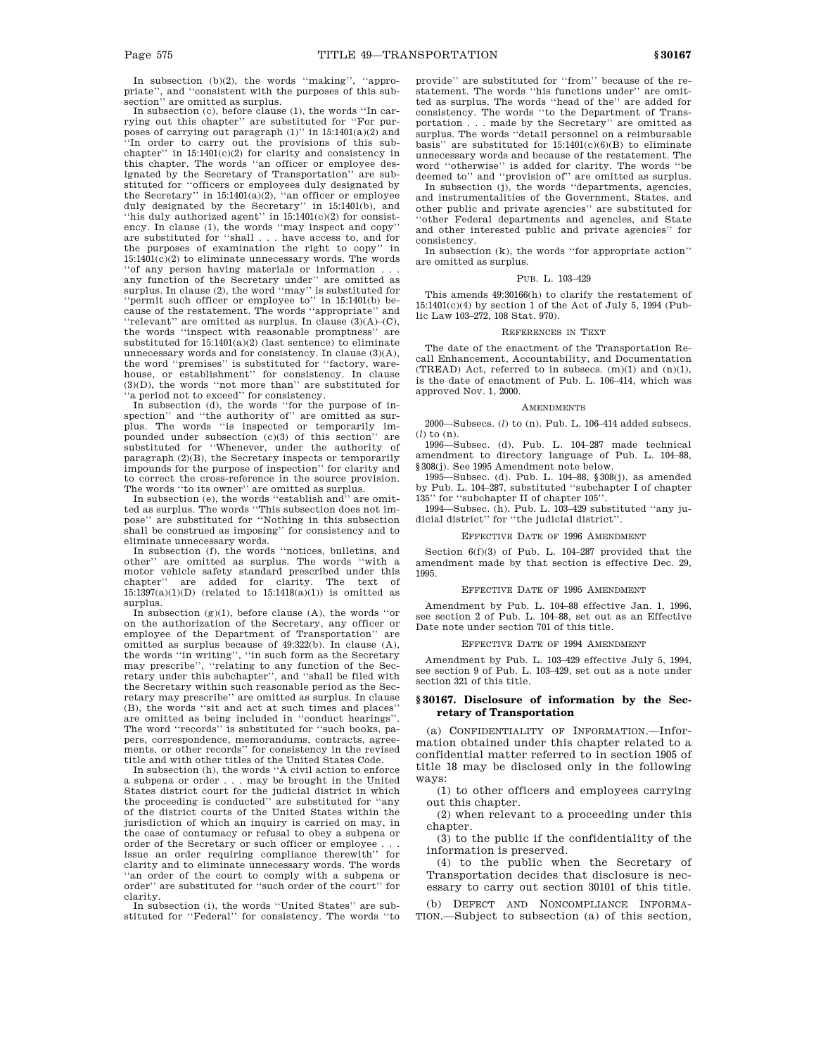In subsection (b)(2), the words "making", "appropriate", and "consistent with the purposes of this subsection" are omitted as surplus.

In subsection (c), before clause (1), the words "In carrying out this chapter" are substituted for "For purposes of carrying out paragraph (1)" in 15:1401(a)(2) and "In order to carry out the provisions of this subchapter" in 15:1401(c)(2) for clarity and consistency in this chapter. The words "an officer or employee designated by the Secretary of Transportation" are substituted for "officers or employees duly designated by the Secretary" in 15:1401(a)(2), "an officer or employee duly designated by the Secretary" in 15:1401(b), and "his duly authorized agent" in 15:1401(c)(2) for consistency. In clause (1), the words "may inspect and copy" are substituted for "shall . . . have access to, and for the purposes of examination the right to copy" in 15:1401(c)(2) to eliminate unnecessary words. The words "of any person having materials or information . . . any function of the Secretary under" are omitted as surplus. In clause (2), the word "may" is substituted for "permit such officer or employee to" in 15:1401(b) because of the restatement. The words "appropriate" and "relevant" are omitted as surplus. In clause (3)(A)–(C), the words "inspect with reasonable promptness" are substituted for 15:1401(a)(2) (last sentence) to eliminate unnecessary words and for consistency. In clause (3)(A), the word "premises" is substituted for "factory, warehouse, or establishment" for consistency. In clause (3)(D), the words "not more than" are substituted for "a period not to exceed" for consistency.

In subsection (d), the words "for the purpose of inspection" and "the authority of" are omitted as surplus. The words "is inspected or temporarily impounded under subsection (c)(3) of this section" are substituted for "Whenever, under the authority of paragraph (2)(B), the Secretary inspects or temporarily impounds for the purpose of inspection" for clarity and to correct the cross-reference in the source provision. The words "to its owner" are omitted as surplus.

In subsection (e), the words "establish and" are omitted as surplus. The words "This subsection does not impose" are substituted for "Nothing in this subsection shall be construed as imposing" for consistency and to eliminate unnecessary words.

In subsection (f), the words "notices, bulletins, and other" are omitted as surplus. The words "with a motor vehicle safety standard prescribed under this chapter" are added for clarity. The text of 15:1397(a)(1)(D) (related to 15:1418(a)(1)) is omitted as surplus.

In subsection (g)(1), before clause (A), the words "or on the authorization of the Secretary, any officer or employee of the Department of Transportation" are omitted as surplus because of 49:322(b). In clause (A), the words "in writing", "in such form as the Secretary may prescribe", "relating to any function of the Secretary under this subchapter", and "shall be filed with the Secretary within such reasonable period as the Secretary may prescribe" are omitted as surplus. In clause (B), the words "sit and act at such times and places" are omitted as being included in "conduct hearings". The word "records" is substituted for "such books, papers, correspondence, memorandums, contracts, agreements, or other records" for consistency in the revised title and with other titles of the United States Code.

In subsection (h), the words "A civil action to enforce a subpena or order . . . may be brought in the United States district court for the judicial district in which the proceeding is conducted" are substituted for "any of the district courts of the United States within the jurisdiction of which an inquiry is carried on may, in the case of contumacy or refusal to obey a subpena or order of the Secretary or such officer or employee . . . issue an order requiring compliance therewith" for clarity and to eliminate unnecessary words. The words "an order of the court to comply with a subpena or order" are substituted for "such order of the court" for clarity.

In subsection (i), the words "United States" are substituted for "Federal" for consistency. The words "to provide" are substituted for "from" because of the restatement. The words "his functions under" are omitted as surplus. The words "head of the" are added for consistency. The words "to the Department of Transportation . . . made by the Secretary" are omitted as surplus. The words "detail personnel on a reimbursable basis" are substituted for 15:1401(c)(6)(B) to eliminate unnecessary words and because of the restatement. The word "otherwise" is added for clarity. The words "be deemed to" and "provision of" are omitted as surplus.

In subsection (j), the words "departments, agencies, and instrumentalities of the Government, States, and other public and private agencies" are substituted for "other Federal departments and agencies, and State and other interested public and private agencies" for consistency.

In subsection (k), the words "for appropriate action" are omitted as surplus.

#### PUB. L. 103–429

This amends 49:30166(h) to clarify the restatement of 15:1401(c)(4) by section 1 of the Act of July 5, 1994 (Public Law 103–272, 108 Stat. 970).

#### REFERENCES IN TEXT

The date of the enactment of the Transportation Recall Enhancement, Accountability, and Documentation (TREAD) Act, referred to in subsecs. (m)(1) and (n)(1), is the date of enactment of Pub. L. 106–414, which was approved Nov. 1, 2000.

#### AMENDMENTS

2000—Subsecs. (*l*) to (n). Pub. L. 106–414 added subsecs. (*l*) to (n).

1996—Subsec. (d). Pub. L. 104–287 made technical amendment to directory language of Pub. L. 104–88, §308(j). See 1995 Amendment note below.

1995—Subsec. (d). Pub. L. 104–88, §308(j), as amended by Pub. L. 104–287, substituted "subchapter I of chapter 135" for "subchapter II of chapter 105".

1994—Subsec. (h). Pub. L. 103–429 substituted "any judicial district" for "the judicial district".

#### EFFECTIVE DATE OF 1996 AMENDMENT

Section 6(f)(3) of Pub. L. 104–287 provided that the amendment made by that section is effective Dec. 29, 1995.

#### EFFECTIVE DATE OF 1995 AMENDMENT

Amendment by Pub. L. 104–88 effective Jan. 1, 1996, see section 2 of Pub. L. 104–88, set out as an Effective Date note under section 701 of this title.

#### EFFECTIVE DATE OF 1994 AMENDMENT

Amendment by Pub. L. 103–429 effective July 5, 1994, see section 9 of Pub. L. 103–429, set out as a note under section 321 of this title.

## §30167. Disclosure of information by the Secretary of Transportation

(a) CONFIDENTIALITY OF INFORMATION.—Information obtained under this chapter related to a confidential matter referred to in section 1905 of title 18 may be disclosed only in the following ways:

(1) to other officers and employees carrying out this chapter.

(2) when relevant to a proceeding under this chapter.

(3) to the public if the confidentiality of the information is preserved.

(4) to the public when the Secretary of Transportation decides that disclosure is necessary to carry out section 30101 of this title.

(b) DEFECT AND NONCOMPLIANCE INFORMATION.—Subject to subsection (a) of this section,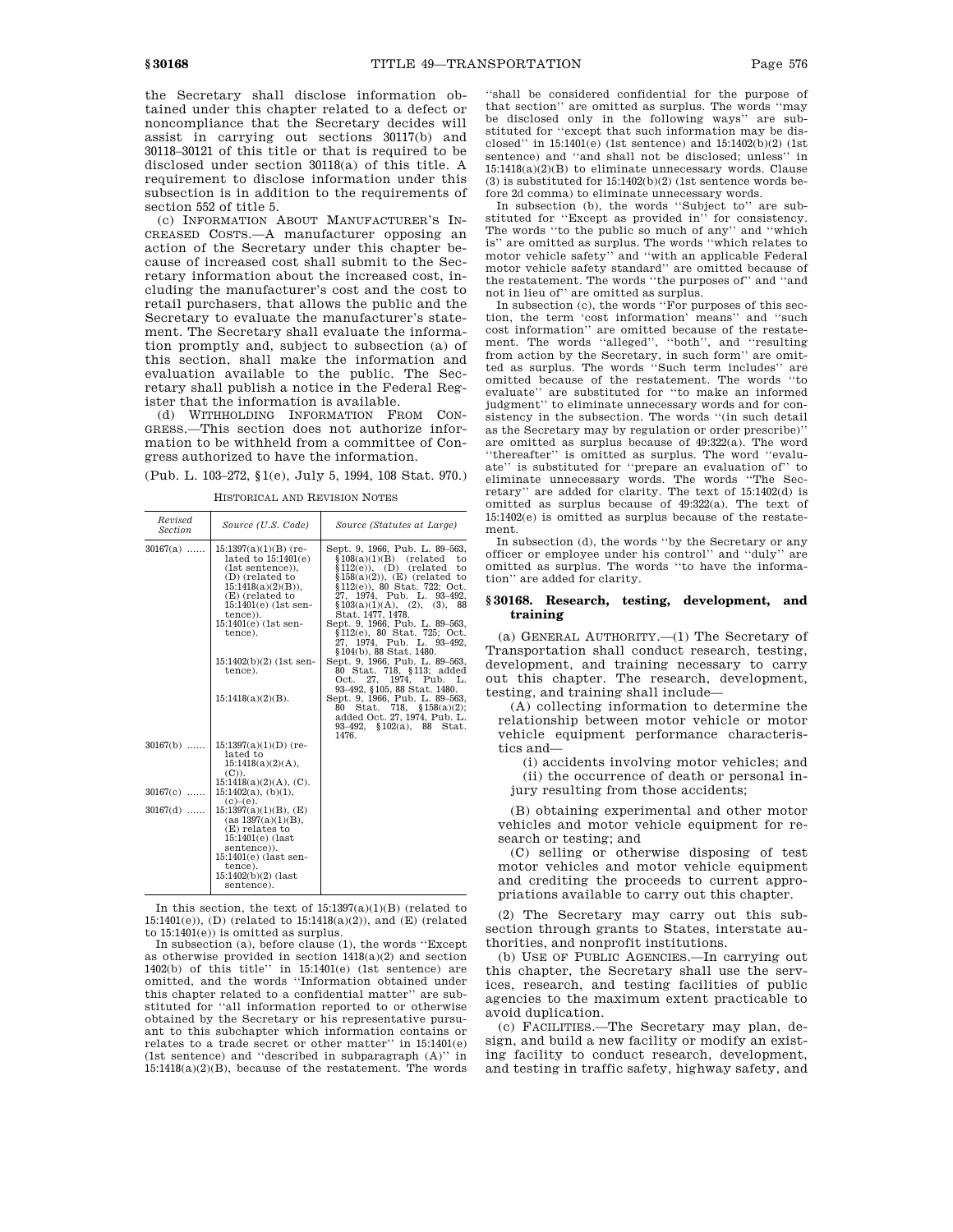the Secretary shall disclose information obtained under this chapter related to a defect or noncompliance that the Secretary decides will assist in carrying out sections 30117(b) and 30118–30121 of this title or that is required to be disclosed under section 30118(a) of this title. A requirement to disclose information under this subsection is in addition to the requirements of section 552 of title 5.

(c) INFORMATION ABOUT MANUFACTURER'S INCREASED COSTS.—A manufacturer opposing an action of the Secretary under this chapter because of increased cost shall submit to the Secretary information about the increased cost, including the manufacturer's cost and the cost to retail purchasers, that allows the public and the Secretary to evaluate the manufacturer's statement. The Secretary shall evaluate the information promptly and, subject to subsection (a) of this section, shall make the information and evaluation available to the public. The Secretary shall publish a notice in the Federal Register that the information is available.

(d) WITHHOLDING INFORMATION FROM CONGRESS.—This section does not authorize information to be withheld from a committee of Congress authorized to have the information.

(Pub. L. 103–272, §1(e), July 5, 1994, 108 Stat. 970.)

HISTORICAL AND REVISION NOTES

| Revised Section | Source (U.S. Code) | Source (Statutes at Large) |
|---|---|---|
| 30167(a) ...... | 15:1397(a)(1)(B) (related to 15:1401(e) (1st sentence)), (D) (related to 15:1418(a)(2)(B)), (E) (related to 15:1401(e) (1st sentence)). | Sept. 9, 1966, Pub. L. 89–563, §108(a)(1)(B) (related to §112(e)), (D) (related to §158(a)(2)), (E) (related to §112(e)), 80 Stat. 722; Oct. 27, 1974, Pub. L. 93–492, §103(a)(1)(A), (2), (3), 88 Stat. 1477, 1478. |
| | 15:1401(e) (1st sentence). | Sept. 9, 1966, Pub. L. 89–563, §112(e), 80 Stat. 725; Oct. 27, 1974, Pub. L. 93–492, §104(b), 88 Stat. 1480. |
| | 15:1402(b)(2) (1st sentence). | Sept. 9, 1966, Pub. L. 89–563, 80 Stat. 718, §113; added Oct. 27, 1974, Pub. L. 93–492, §105, 88 Stat. 1480. |
| | 15:1418(a)(2)(B). | Sept. 9, 1966, Pub. L. 89–563, 80 Stat. 718, §158(a)(2); added Oct. 27, 1974, Pub. L. 93–492, §102(a), 88 Stat. 1476. |
| 30167(b) ...... | 15:1397(a)(1)(D) (related to 15:1418(a)(2)(A), (C)). 15:1418(a)(2)(A), (C). | |
| 30167(c) ...... | 15:1402(a), (b)(1), (c)–(e). | |
| 30167(d) ...... | 15:1397(a)(1)(B), (E) (as 1397(a)(1)(B), (E) relates to 15:1401(e) (last sentence)). 15:1401(e) (last sentence). 15:1402(b)(2) (last sentence). | |

In this section, the text of 15:1397(a)(1)(B) (related to 15:1401(e)), (D) (related to 15:1418(a)(2)), and (E) (related to 15:1401(e)) is omitted as surplus.

In subsection (a), before clause (1), the words "Except as otherwise provided in section 1418(a)(2) and section 1402(b) of this title" in 15:1401(e) (1st sentence) are omitted, and the words "Information obtained under this chapter related to a confidential matter" are substituted for "all information reported to or otherwise obtained by the Secretary or his representative pursuant to this subchapter which information contains or relates to a trade secret or other matter" in 15:1401(e) (1st sentence) and "described in subparagraph (A)" in 15:1418(a)(2)(B), because of the restatement. The words "shall be considered confidential for the purpose of that section" are omitted as surplus. The words "may be disclosed only in the following ways" are substituted for "except that such information may be disclosed" in 15:1401(e) (1st sentence) and 15:1402(b)(2) (1st sentence) and "and shall not be disclosed; unless" in 15:1418(a)(2)(B) to eliminate unnecessary words. Clause (3) is substituted for 15:1402(b)(2) (1st sentence words before 2d comma) to eliminate unnecessary words.

In subsection (b), the words "Subject to" are substituted for "Except as provided in" for consistency. The words "to the public so much of any" and "which is" are omitted as surplus. The words "which relates to motor vehicle safety" and "with an applicable Federal motor vehicle safety standard" are omitted because of the restatement. The words "the purposes of" and "and not in lieu of" are omitted as surplus.

In subsection (c), the words "For purposes of this section, the term 'cost information' means" and "such cost information" are omitted because of the restatement. The words "alleged", "both", and "resulting from action by the Secretary, in such form" are omitted as surplus. The words "Such term includes" are omitted because of the restatement. The words "to evaluate" are substituted for "to make an informed judgment" to eliminate unnecessary words and for consistency in the subsection. The words "(in such detail as the Secretary may by regulation or order prescribe)" are omitted as surplus because of 49:322(a). The word "thereafter" is omitted as surplus. The word "evaluate" is substituted for "prepare an evaluation of" to eliminate unnecessary words. The words "The Secretary" are added for clarity. The text of 15:1402(d) is omitted as surplus because of 49:322(a). The text of 15:1402(e) is omitted as surplus because of the restatement.

In subsection (d), the words "by the Secretary or any officer or employee under his control" and "duly" are omitted as surplus. The words "to have the information" are added for clarity.

### § 30168. Research, testing, development, and training

(a) GENERAL AUTHORITY.—(1) The Secretary of Transportation shall conduct research, testing, development, and training necessary to carry out this chapter. The research, development, testing, and training shall include—

(A) collecting information to determine the relationship between motor vehicle or motor vehicle equipment performance characteristics and—

(i) accidents involving motor vehicles; and

(ii) the occurrence of death or personal injury resulting from those accidents;

(B) obtaining experimental and other motor vehicles and motor vehicle equipment for research or testing; and

(C) selling or otherwise disposing of test motor vehicles and motor vehicle equipment and crediting the proceeds to current appropriations available to carry out this chapter.

(2) The Secretary may carry out this subsection through grants to States, interstate authorities, and nonprofit institutions.

(b) USE OF PUBLIC AGENCIES.—In carrying out this chapter, the Secretary shall use the services, research, and testing facilities of public agencies to the maximum extent practicable to avoid duplication.

(c) FACILITIES.—The Secretary may plan, design, and build a new facility or modify an existing facility to conduct research, development, and testing in traffic safety, highway safety, and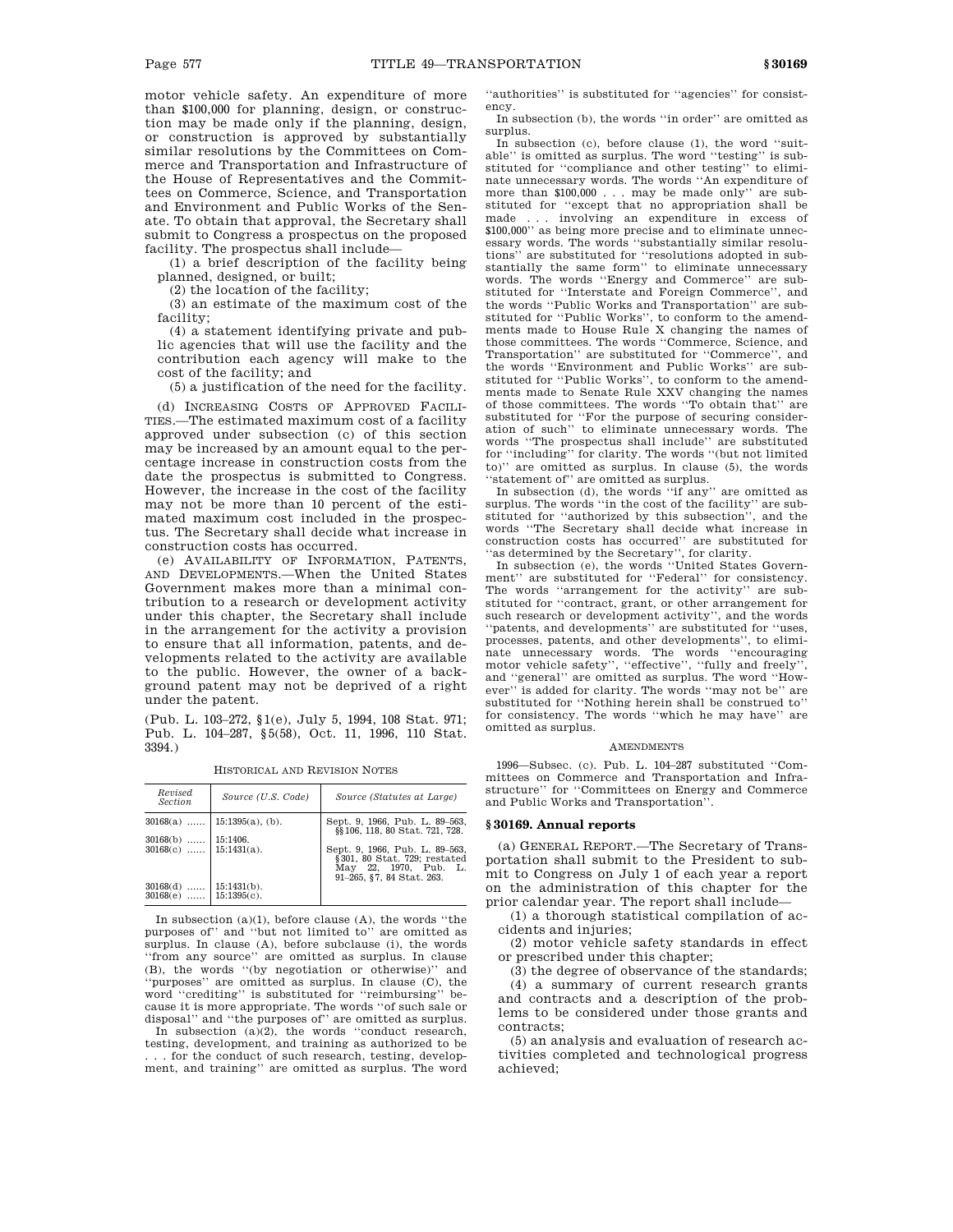motor vehicle safety. An expenditure of more than $100,000 for planning, design, or construction may be made only if the planning, design, or construction is approved by substantially similar resolutions by the Committees on Commerce and Transportation and Infrastructure of the House of Representatives and the Committees on Commerce, Science, and Transportation and Environment and Public Works of the Senate. To obtain that approval, the Secretary shall submit to Congress a prospectus on the proposed facility. The prospectus shall include—

(1) a brief description of the facility being planned, designed, or built;

(2) the location of the facility;

(3) an estimate of the maximum cost of the facility;

(4) a statement identifying private and public agencies that will use the facility and the contribution each agency will make to the cost of the facility; and

(5) a justification of the need for the facility.

(d) INCREASING COSTS OF APPROVED FACILITIES.—The estimated maximum cost of a facility approved under subsection (c) of this section may be increased by an amount equal to the percentage increase in construction costs from the date the prospectus is submitted to Congress. However, the increase in the cost of the facility may not be more than 10 percent of the estimated maximum cost included in the prospectus. The Secretary shall decide what increase in construction costs has occurred.

(e) AVAILABILITY OF INFORMATION, PATENTS, AND DEVELOPMENTS.—When the United States Government makes more than a minimal contribution to a research or development activity under this chapter, the Secretary shall include in the arrangement for the activity a provision to ensure that all information, patents, and developments related to the activity are available to the public. However, the owner of a background patent may not be deprived of a right under the patent.

(Pub. L. 103–272, §1(e), July 5, 1994, 108 Stat. 971; Pub. L. 104–287, §5(58), Oct. 11, 1996, 110 Stat. 3394.)

HISTORICAL AND REVISION NOTES

| Revised Section | Source (U.S. Code) | Source (Statutes at Large) |
|---|---|---|
| 30168(a) ...... | 15:1395(a), (b). | Sept. 9, 1966, Pub. L. 89–563, §§106, 118, 80 Stat. 721, 728. |
| 30168(b) ...... | 15:1406. | |
| 30168(c) ...... | 15:1431(a). | Sept. 9, 1966, Pub. L. 89–563, §301, 80 Stat. 729; restated May 22, 1970, Pub. L. 91–265, §7, 84 Stat. 263. |
| 30168(d) ...... | 15:1431(b). | |
| 30168(e) ...... | 15:1395(c). | |

In subsection (a)(1), before clause (A), the words "the purposes of" and "but not limited to" are omitted as surplus. In clause (A), before subclause (i), the words "from any source" are omitted as surplus. In clause (B), the words "(by negotiation or otherwise)" and "purposes" are omitted as surplus. In clause (C), the word "crediting" is substituted for "reimbursing" because it is more appropriate. The words "of such sale or disposal" and "the purposes of" are omitted as surplus.

In subsection (a)(2), the words "conduct research, testing, development, and training as authorized to be . . . for the conduct of such research, testing, development, and training" are omitted as surplus. The word "authorities" is substituted for "agencies" for consistency.

In subsection (b), the words "in order" are omitted as surplus.

In subsection (c), before clause (1), the word "suitable" is omitted as surplus. The word "testing" is substituted for "compliance and other testing" to eliminate unnecessary words. The words "An expenditure of more than $100,000 . . . may be made only" are substituted for "except that no appropriation shall be made . . . involving an expenditure in excess of $100,000" as being more precise and to eliminate unnecessary words. The words "substantially similar resolutions" are substituted for "resolutions adopted in substantially the same form" to eliminate unnecessary words. The words "Energy and Commerce" are substituted for "Interstate and Foreign Commerce", and the words "Public Works and Transportation" are substituted for "Public Works", to conform to the amendments made to House Rule X changing the names of those committees. The words "Commerce, Science, and Transportation" are substituted for "Commerce", and the words "Environment and Public Works" are substituted for "Public Works", to conform to the amendments made to Senate Rule XXV changing the names of those committees. The words "To obtain that" are substituted for "For the purpose of securing consideration of such" to eliminate unnecessary words. The words "The prospectus shall include" are substituted for "including" for clarity. The words "(but not limited to)" are omitted as surplus. In clause (5), the words "statement of" are omitted as surplus.

In subsection (d), the words "if any" are omitted as surplus. The words "in the cost of the facility" are substituted for "authorized by this subsection", and the words "The Secretary shall decide what increase in construction costs has occurred" are substituted for "as determined by the Secretary", for clarity.

In subsection (e), the words "United States Government" are substituted for "Federal" for consistency. The words "arrangement for the activity" are substituted for "contract, grant, or other arrangement for such research or development activity", and the words "patents, and developments" are substituted for "uses, processes, patents, and other developments", to eliminate unnecessary words. The words "encouraging motor vehicle safety", "effective", "fully and freely", and "general" are omitted as surplus. The word "However" is added for clarity. The words "may not be" are substituted for "Nothing herein shall be construed to" for consistency. The words "which he may have" are omitted as surplus.

AMENDMENTS

1996—Subsec. (c). Pub. L. 104–287 substituted "Committees on Commerce and Transportation and Infrastructure" for "Committees on Energy and Commerce and Public Works and Transportation".

## §30169. Annual reports

(a) GENERAL REPORT.—The Secretary of Transportation shall submit to the President to submit to Congress on July 1 of each year a report on the administration of this chapter for the prior calendar year. The report shall include—

(1) a thorough statistical compilation of accidents and injuries;

(2) motor vehicle safety standards in effect or prescribed under this chapter;

(3) the degree of observance of the standards;

(4) a summary of current research grants and contracts and a description of the problems to be considered under those grants and contracts;

(5) an analysis and evaluation of research activities completed and technological progress achieved;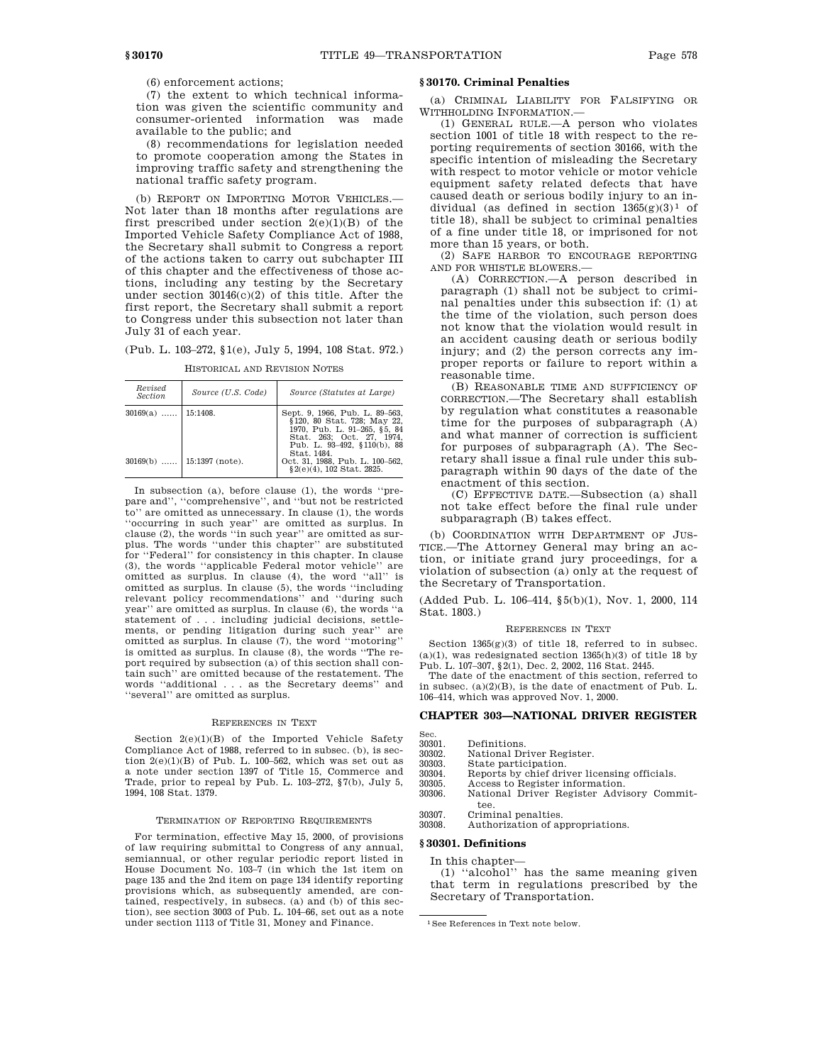(6) enforcement actions;

(7) the extent to which technical information was given the scientific community and consumer-oriented information was made available to the public; and

(8) recommendations for legislation needed to promote cooperation among the States in improving traffic safety and strengthening the national traffic safety program.

(b) REPORT ON IMPORTING MOTOR VEHICLES.—Not later than 18 months after regulations are first prescribed under section 2(e)(1)(B) of the Imported Vehicle Safety Compliance Act of 1988, the Secretary shall submit to Congress a report of the actions taken to carry out subchapter III of this chapter and the effectiveness of those actions, including any testing by the Secretary under section 30146(c)(2) of this title. After the first report, the Secretary shall submit a report to Congress under this subsection not later than July 31 of each year.

(Pub. L. 103–272, §1(e), July 5, 1994, 108 Stat. 972.)

HISTORICAL AND REVISION NOTES

| Revised Section | Source (U.S. Code) | Source (Statutes at Large) |
|---|---|---|
| 30169(a) ...... | 15:1408. | Sept. 9, 1966, Pub. L. 89–563, §120, 80 Stat. 728; May 22, 1970, Pub. L. 91–265, §5, 84 Stat. 263; Oct. 27, 1974, Pub. L. 93–492, §110(b), 88 Stat. 1484. |
| 30169(b) ...... | 15:1397 (note). | Oct. 31, 1988, Pub. L. 100–562, §2(e)(4), 102 Stat. 2825. |

In subsection (a), before clause (1), the words "prepare and", "comprehensive", and "but not be restricted to" are omitted as unnecessary. In clause (1), the words "occurring in such year" are omitted as surplus. In clause (2), the words "in such year" are omitted as surplus. The words "under this chapter" are substituted for "Federal" for consistency in this chapter. In clause (3), the words "applicable Federal motor vehicle" are omitted as surplus. In clause (4), the word "all" is omitted as surplus. In clause (5), the words "including relevant policy recommendations" and "during such year" are omitted as surplus. In clause (6), the words "a statement of . . . including judicial decisions, settlements, or pending litigation during such year" are omitted as surplus. In clause (7), the word "motoring" is omitted as surplus. In clause (8), the words "The report required by subsection (a) of this section shall contain such" are omitted because of the restatement. The words "additional . . . as the Secretary deems" and "several" are omitted as surplus.

REFERENCES IN TEXT

Section 2(e)(1)(B) of the Imported Vehicle Safety Compliance Act of 1988, referred to in subsec. (b), is section 2(e)(1)(B) of Pub. L. 100–562, which was set out as a note under section 1397 of Title 15, Commerce and Trade, prior to repeal by Pub. L. 103–272, §7(b), July 5, 1994, 108 Stat. 1379.

TERMINATION OF REPORTING REQUIREMENTS

For termination, effective May 15, 2000, of provisions of law requiring submittal to Congress of any annual, semiannual, or other regular periodic report listed in House Document No. 103–7 (in which the 1st item on page 135 and the 2nd item on page 134 identify reporting provisions which, as subsequently amended, are contained, respectively, in subsecs. (a) and (b) of this section), see section 3003 of Pub. L. 104–66, set out as a note under section 1113 of Title 31, Money and Finance.

### § 30170. Criminal Penalties

(a) CRIMINAL LIABILITY FOR FALSIFYING OR WITHHOLDING INFORMATION.—

(1) GENERAL RULE.—A person who violates section 1001 of title 18 with respect to the reporting requirements of section 30166, with the specific intention of misleading the Secretary with respect to motor vehicle or motor vehicle equipment safety related defects that have caused death or serious bodily injury to an individual (as defined in section 1365(g)(3)[1] of title 18), shall be subject to criminal penalties of a fine under title 18, or imprisoned for not more than 15 years, or both.

(2) SAFE HARBOR TO ENCOURAGE REPORTING AND FOR WHISTLE BLOWERS.—

(A) CORRECTION.—A person described in paragraph (1) shall not be subject to criminal penalties under this subsection if: (1) at the time of the violation, such person does not know that the violation would result in an accident causing death or serious bodily injury; and (2) the person corrects any improper reports or failure to report within a reasonable time.

(B) REASONABLE TIME AND SUFFICIENCY OF CORRECTION.—The Secretary shall establish by regulation what constitutes a reasonable time for the purposes of subparagraph (A) and what manner of correction is sufficient for purposes of subparagraph (A). The Secretary shall issue a final rule under this subparagraph within 90 days of the date of the enactment of this section.

(C) EFFECTIVE DATE.—Subsection (a) shall not take effect before the final rule under subparagraph (B) takes effect.

(b) COORDINATION WITH DEPARTMENT OF JUSTICE.—The Attorney General may bring an action, or initiate grand jury proceedings, for a violation of subsection (a) only at the request of the Secretary of Transportation.

(Added Pub. L. 106–414, §5(b)(1), Nov. 1, 2000, 114 Stat. 1803.)

REFERENCES IN TEXT

Section 1365(g)(3) of title 18, referred to in subsec. (a)(1), was redesignated section 1365(h)(3) of title 18 by Pub. L. 107–307, §2(1), Dec. 2, 2002, 116 Stat. 2445.

The date of the enactment of this section, referred to in subsec. (a)(2)(B), is the date of enactment of Pub. L. 106–414, which was approved Nov. 1, 2000.

## CHAPTER 303—NATIONAL DRIVER REGISTER

| Sec. | |
|---|---|
| 30301. | Definitions. |
| 30302. | National Driver Register. |
| 30303. | State participation. |
| 30304. | Reports by chief driver licensing officials. |
| 30305. | Access to Register information. |
| 30306. | National Driver Register Advisory Committee. |
| 30307. | Criminal penalties. |
| 30308. | Authorization of appropriations. |

### § 30301. Definitions

In this chapter—

(1) "alcohol" has the same meaning given that term in regulations prescribed by the Secretary of Transportation.

[1] See References in Text note below.